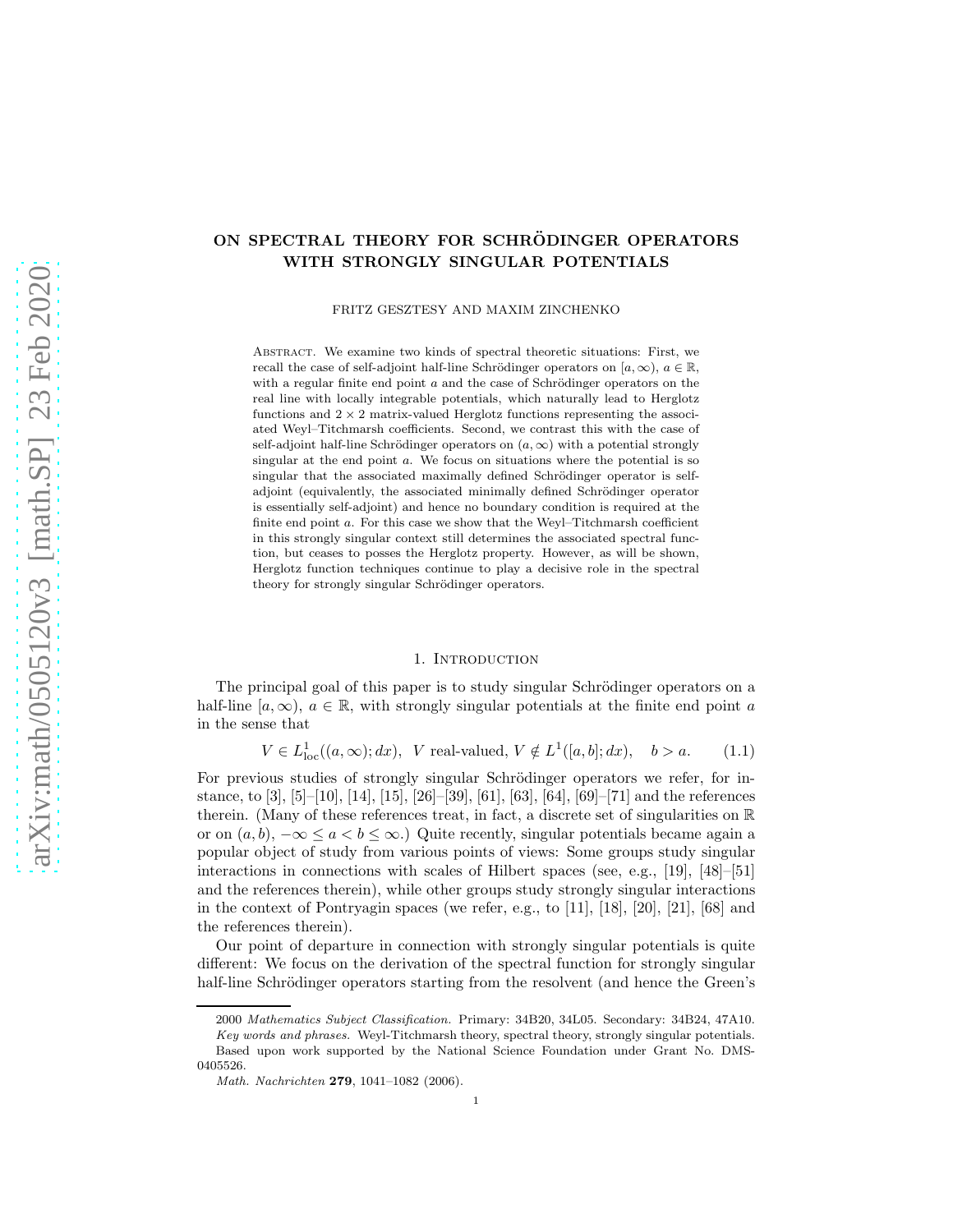# ON SPECTRAL THEORY FOR SCHRÖDINGER OPERATORS WITH STRONGLY SINGULAR POTENTIALS

FRITZ GESZTESY AND MAXIM ZINCHENKO

Abstract. We examine two kinds of spectral theoretic situations: First, we recall the case of self-adjoint half-line Schrödinger operators on $[a,\infty)$, $a \in \mathbb{R}$, with a regular finite end point $a$ and the case of Schrödinger operators on the real line with locally integrable potentials, which naturally lead to Herglotz functions and $2\times 2$ matrix-valued Herglotz functions representing the associated Weyl–Titchmarsh coefficients. Second, we contrast this with the case of self-adjoint half-line Schrödinger operators on $(a,\infty)$ with a potential strongly singular at the end point $a$. We focus on situations where the potential is so singular that the associated maximally defined Schrödinger operator is self-adjoint (equivalently, the associated minimally defined Schrödinger operator is essentially self-adjoint) and hence no boundary condition is required at the finite end point $a$. For this case we show that the Weyl–Titchmarsh coefficient in this strongly singular context still determines the associated spectral function, but ceases to posses the Herglotz property. However, as will be shown, Herglotz function techniques continue to play a decisive role in the spectral theory for strongly singular Schrödinger operators.

## 1. Introduction

The principal goal of this paper is to study singular Schrödinger operators on a half-line $[a,\infty)$, $a \in \mathbb{R}$, with strongly singular potentials at the finite end point $a$ in the sense that

$$V \in L^1_{\text{loc}}((a,\infty);dx), \;\; V \text{ real-valued}, V \notin L^1([a,b];dx), \quad b > a. \tag{1.1}$$

For previous studies of strongly singular Schrödinger operators we refer, for instance, to [3], [5]–[10], [14], [15], [26]–[39], [61], [63], [64], [69]–[71] and the references therein. (Many of these references treat, in fact, a discrete set of singularities on $\mathbb{R}$ or on $(a,b)$, $-\infty \leq a < b \leq \infty$.) Quite recently, singular potentials became again a popular object of study from various points of views: Some groups study singular interactions in connections with scales of Hilbert spaces (see, e.g., [19], [48]–[51] and the references therein), while other groups study strongly singular interactions in the context of Pontryagin spaces (we refer, e.g., to [11], [18], [20], [21], [68] and the references therein).

Our point of departure in connection with strongly singular potentials is quite different: We focus on the derivation of the spectral function for strongly singular half-line Schrödinger operators starting from the resolvent (and hence the Green's

---

2000 *Mathematics Subject Classification.* Primary: 34B20, 34L05. Secondary: 34B24, 47A10.

*Key words and phrases.* Weyl-Titchmarsh theory, spectral theory, strongly singular potentials.

Based upon work supported by the National Science Foundation under Grant No. DMS-0405526.

*Math. Nachrichten* **279**, 1041–1082 (2006).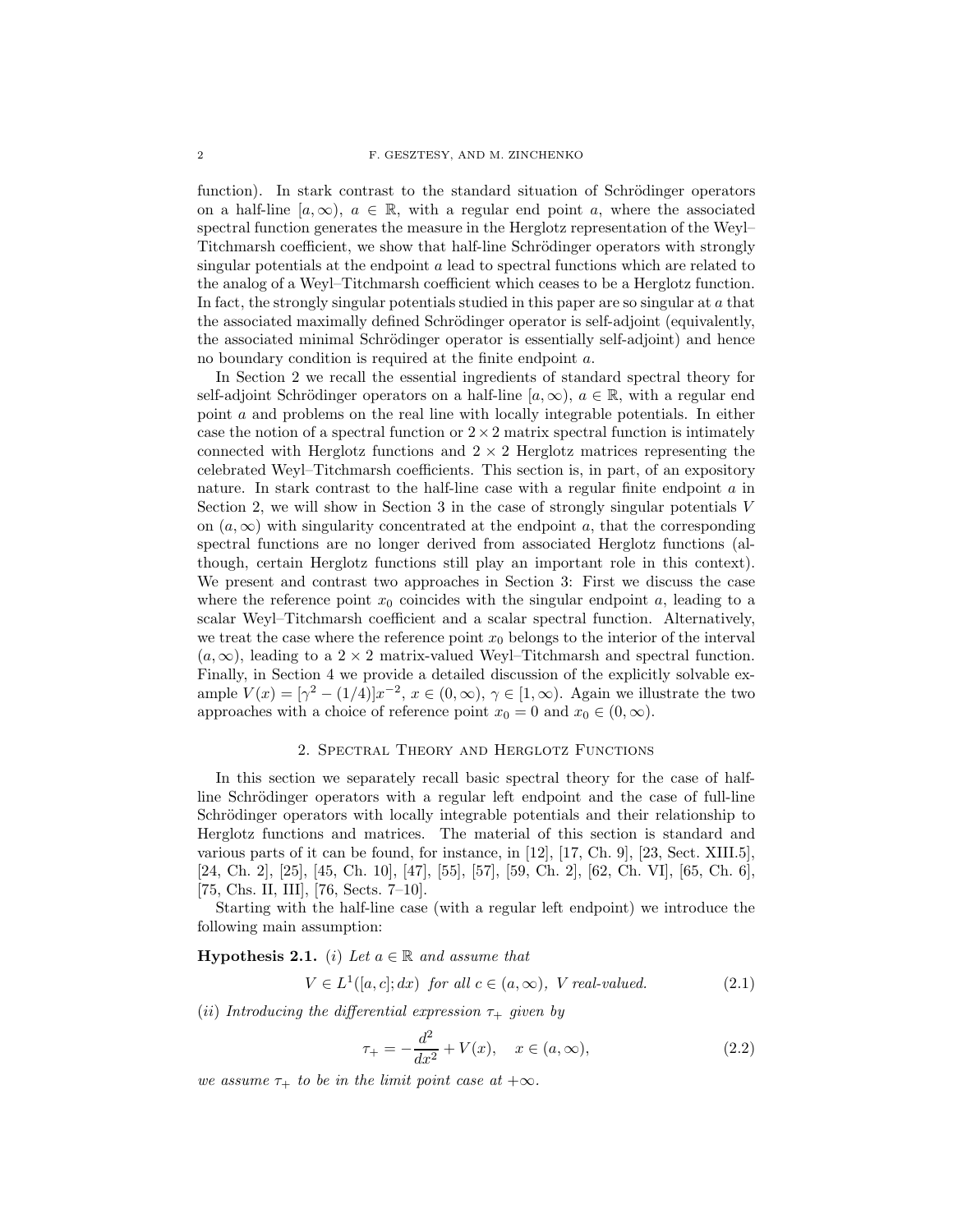function). In stark contrast to the standard situation of Schrödinger operators on a half-line $[a,\infty)$, $a \in \mathbb{R}$, with a regular end point $a$, where the associated spectral function generates the measure in the Herglotz representation of the Weyl–Titchmarsh coefficient, we show that half-line Schrödinger operators with strongly singular potentials at the endpoint $a$ lead to spectral functions which are related to the analog of a Weyl–Titchmarsh coefficient which ceases to be a Herglotz function. In fact, the strongly singular potentials studied in this paper are so singular at $a$ that the associated maximally defined Schrödinger operator is self-adjoint (equivalently, the associated minimal Schrödinger operator is essentially self-adjoint) and hence no boundary condition is required at the finite endpoint $a$.

In Section 2 we recall the essential ingredients of standard spectral theory for self-adjoint Schrödinger operators on a half-line $[a,\infty)$, $a \in \mathbb{R}$, with a regular end point $a$ and problems on the real line with locally integrable potentials. In either case the notion of a spectral function or $2\times 2$ matrix spectral function is intimately connected with Herglotz functions and $2 \times 2$ Herglotz matrices representing the celebrated Weyl–Titchmarsh coefficients. This section is, in part, of an expository nature. In stark contrast to the half-line case with a regular finite endpoint $a$ in Section 2, we will show in Section 3 in the case of strongly singular potentials $V$ on $(a,\infty)$ with singularity concentrated at the endpoint $a$, that the corresponding spectral functions are no longer derived from associated Herglotz functions (although, certain Herglotz functions still play an important role in this context). We present and contrast two approaches in Section 3: First we discuss the case where the reference point $x_0$ coincides with the singular endpoint $a$, leading to a scalar Weyl–Titchmarsh coefficient and a scalar spectral function. Alternatively, we treat the case where the reference point $x_0$ belongs to the interior of the interval $(a,\infty)$, leading to a $2 \times 2$ matrix-valued Weyl–Titchmarsh and spectral function. Finally, in Section 4 we provide a detailed discussion of the explicitly solvable example $V(x) = [\gamma^2 - (1/4)]x^{-2}$, $x \in (0,\infty)$, $\gamma \in [1,\infty)$. Again we illustrate the two approaches with a choice of reference point $x_0 = 0$ and $x_0 \in (0,\infty)$.

## 2. Spectral Theory and Herglotz Functions

In this section we separately recall basic spectral theory for the case of half-line Schrödinger operators with a regular left endpoint and the case of full-line Schrödinger operators with locally integrable potentials and their relationship to Herglotz functions and matrices. The material of this section is standard and various parts of it can be found, for instance, in [12], [17, Ch. 9], [23, Sect. XIII.5], [24, Ch. 2], [25], [45, Ch. 10], [47], [55], [57], [59, Ch. 2], [62, Ch. VI], [65, Ch. 6], [75, Chs. II, III], [76, Sects. 7–10].

Starting with the half-line case (with a regular left endpoint) we introduce the following main assumption:

**Hypothesis 2.1.** *(i) Let $a \in \mathbb{R}$ and assume that*

$$V \in L^1([a,c];dx) \ \text{ for all } c \in (a,\infty), \ V \text{ real-valued.} \tag{2.1}$$

*(ii) Introducing the differential expression $\tau_+$ given by*

$$\tau_+ = -\frac{d^2}{dx^2} + V(x), \quad x \in (a,\infty), \tag{2.2}$$

*we assume $\tau_+$ to be in the limit point case at $+\infty$.*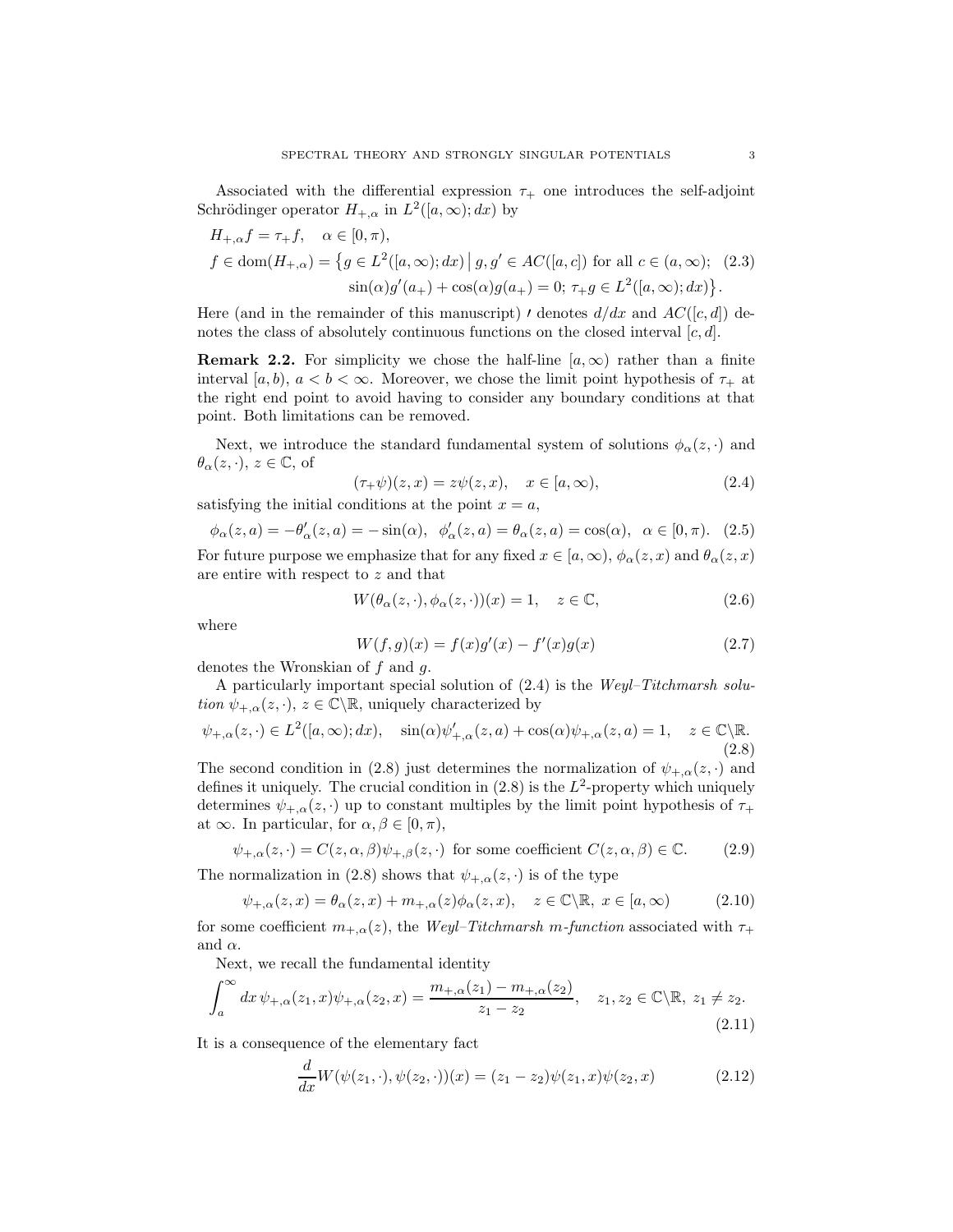Associated with the differential expression $\tau_+$ one introduces the self-adjoint Schrödinger operator $H_{+,\alpha}$ in $L^2([a,\infty);dx)$ by

$$
\begin{aligned}
&H_{+,\alpha} f = \tau_+ f, \quad \alpha \in [0,\pi), \\
&f \in \operatorname{dom}(H_{+,\alpha}) = \big\{ g \in L^2([a,\infty);dx) \,\big|\, g, g' \in AC([a,c]) \text{ for all } c \in (a,\infty); \\
&\qquad\qquad \sin(\alpha) g'(a_+) + \cos(\alpha) g(a_+) = 0;\ \tau_+ g \in L^2([a,\infty);dx) \big\}.
\end{aligned} \tag{2.3}
$$

Here (and in the remainder of this manuscript) $'$ denotes $d/dx$ and $AC([c,d])$ denotes the class of absolutely continuous functions on the closed interval $[c,d]$.

**Remark 2.2.** For simplicity we chose the half-line $[a,\infty)$ rather than a finite interval $[a,b)$, $a<b<\infty$. Moreover, we chose the limit point hypothesis of $\tau_+$ at the right end point to avoid having to consider any boundary conditions at that point. Both limitations can be removed.

Next, we introduce the standard fundamental system of solutions $\phi_\alpha(z,\cdot)$ and $\theta_\alpha(z,\cdot)$, $z\in\mathbb{C}$, of

$$
(\tau_+\psi)(z,x) = z\psi(z,x), \quad x \in [a,\infty), \tag{2.4}
$$

satisfying the initial conditions at the point $x=a$,

$$
\phi_\alpha(z,a) = -\theta'_\alpha(z,a) = -\sin(\alpha), \;\; \phi'_\alpha(z,a) = \theta_\alpha(z,a) = \cos(\alpha), \;\; \alpha \in [0,\pi). \tag{2.5}
$$

For future purpose we emphasize that for any fixed $x\in[a,\infty)$, $\phi_\alpha(z,x)$ and $\theta_\alpha(z,x)$ are entire with respect to $z$ and that

$$
W(\theta_\alpha(z,\cdot),\phi_\alpha(z,\cdot))(x) = 1, \quad z\in\mathbb{C}, \tag{2.6}
$$

where

$$
W(f,g)(x) = f(x)g'(x) - f'(x)g(x) \tag{2.7}
$$

denotes the Wronskian of $f$ and $g$.

A particularly important special solution of (2.4) is the *Weyl–Titchmarsh solution* $\psi_{+,\alpha}(z,\cdot)$, $z\in\mathbb{C}\backslash\mathbb{R}$, uniquely characterized by

$$
\psi_{+,\alpha}(z,\cdot) \in L^2([a,\infty);dx), \quad \sin(\alpha)\psi'_{+,\alpha}(z,a) + \cos(\alpha)\psi_{+,\alpha}(z,a) = 1, \quad z\in\mathbb{C}\backslash\mathbb{R}. \tag{2.8}
$$

The second condition in (2.8) just determines the normalization of $\psi_{+,\alpha}(z,\cdot)$ and defines it uniquely. The crucial condition in (2.8) is the $L^2$-property which uniquely determines $\psi_{+,\alpha}(z,\cdot)$ up to constant multiples by the limit point hypothesis of $\tau_+$ at $\infty$. In particular, for $\alpha,\beta\in[0,\pi)$,

$$
\psi_{+,\alpha}(z,\cdot) = C(z,\alpha,\beta)\psi_{+,\beta}(z,\cdot) \text{ for some coefficient } C(z,\alpha,\beta)\in\mathbb{C}. \tag{2.9}
$$

The normalization in (2.8) shows that $\psi_{+,\alpha}(z,\cdot)$ is of the type

$$
\psi_{+,\alpha}(z,x) = \theta_\alpha(z,x) + m_{+,\alpha}(z)\phi_\alpha(z,x), \quad z\in\mathbb{C}\backslash\mathbb{R},\ x\in[a,\infty) \tag{2.10}
$$

for some coefficient $m_{+,\alpha}(z)$, the *Weyl–Titchmarsh m-function* associated with $\tau_+$ and $\alpha$.

Next, we recall the fundamental identity

$$
\int_a^\infty dx\, \psi_{+,\alpha}(z_1,x)\psi_{+,\alpha}(z_2,x) = \frac{m_{+,\alpha}(z_1) - m_{+,\alpha}(z_2)}{z_1 - z_2}, \quad z_1,z_2\in\mathbb{C}\backslash\mathbb{R},\ z_1\neq z_2. \tag{2.11}
$$

It is a consequence of the elementary fact

$$
\frac{d}{dx} W(\psi(z_1,\cdot),\psi(z_2,\cdot))(x) = (z_1 - z_2)\psi(z_1,x)\psi(z_2,x) \tag{2.12}
$$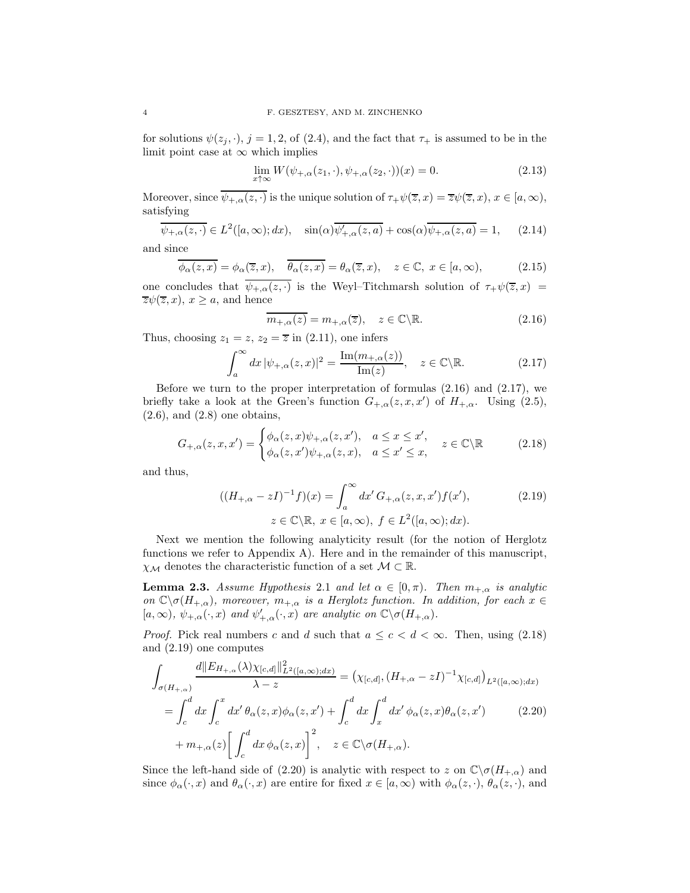for solutions $\psi(z_j,\cdot)$, $j=1,2$, of (2.4), and the fact that $\tau_+$ is assumed to be in the limit point case at $\infty$ which implies

$$\lim_{x\uparrow\infty} W(\psi_{+,\alpha}(z_1,\cdot),\psi_{+,\alpha}(z_2,\cdot))(x) = 0. \tag{2.13}$$

Moreover, since $\overline{\psi_{+,\alpha}(z,\cdot)}$ is the unique solution of $\tau_+\psi(\overline{z},x) = \overline{z}\psi(\overline{z},x)$, $x\in[a,\infty)$, satisfying

$$\overline{\psi_{+,\alpha}(z,\cdot)} \in L^2([a,\infty);dx), \quad \sin(\alpha)\overline{\psi'_{+,\alpha}(z,a)} + \cos(\alpha)\overline{\psi_{+,\alpha}(z,a)} = 1, \tag{2.14}$$

and since

$$\overline{\phi_\alpha(z,x)} = \phi_\alpha(\overline{z},x), \quad \overline{\theta_\alpha(z,x)} = \theta_\alpha(\overline{z},x), \quad z\in\mathbb{C},\ x\in[a,\infty), \tag{2.15}$$

one concludes that $\overline{\psi_{+,\alpha}(z,\cdot)}$ is the Weyl–Titchmarsh solution of $\tau_+\psi(\overline{z},x) = \overline{z}\psi(\overline{z},x)$, $x\geq a$, and hence

$$\overline{m_{+,\alpha}(z)} = m_{+,\alpha}(\overline{z}), \quad z\in\mathbb{C}\backslash\mathbb{R}. \tag{2.16}$$

Thus, choosing $z_1 = z$, $z_2 = \overline{z}$ in (2.11), one infers

$$\int_a^\infty dx\, |\psi_{+,\alpha}(z,x)|^2 = \frac{\operatorname{Im}(m_{+,\alpha}(z))}{\operatorname{Im}(z)}, \quad z\in\mathbb{C}\backslash\mathbb{R}. \tag{2.17}$$

Before we turn to the proper interpretation of formulas (2.16) and (2.17), we briefly take a look at the Green's function $G_{+,\alpha}(z,x,x')$ of $H_{+,\alpha}$. Using (2.5), (2.6), and (2.8) one obtains,

$$G_{+,\alpha}(z,x,x') = \begin{cases} \phi_\alpha(z,x)\psi_{+,\alpha}(z,x'), & a\leq x\leq x', \\ \phi_\alpha(z,x')\psi_{+,\alpha}(z,x), & a\leq x'\leq x, \end{cases} \quad z\in\mathbb{C}\backslash\mathbb{R} \tag{2.18}$$

and thus,

$$((H_{+,\alpha}-zI)^{-1}f)(x) = \int_a^\infty dx'\, G_{+,\alpha}(z,x,x')f(x'), \tag{2.19}$$
$$z\in\mathbb{C}\backslash\mathbb{R},\ x\in[a,\infty),\ f\in L^2([a,\infty);dx).$$

Next we mention the following analyticity result (for the notion of Herglotz functions we refer to Appendix A). Here and in the remainder of this manuscript, $\chi_{\mathcal{M}}$ denotes the characteristic function of a set $\mathcal{M}\subset\mathbb{R}$.

**Lemma 2.3.** *Assume Hypothesis* 2.1 *and let $\alpha\in[0,\pi)$. Then $m_{+,\alpha}$ is analytic on $\mathbb{C}\backslash\sigma(H_{+,\alpha})$, moreover, $m_{+,\alpha}$ is a Herglotz function. In addition, for each $x\in[a,\infty)$, $\psi_{+,\alpha}(\cdot,x)$ and $\psi'_{+,\alpha}(\cdot,x)$ are analytic on $\mathbb{C}\backslash\sigma(H_{+,\alpha})$.*

*Proof.* Pick real numbers $c$ and $d$ such that $a\leq c<d<\infty$. Then, using (2.18) and (2.19) one computes

$$\begin{aligned}
\int_{\sigma(H_{+,\alpha})} \frac{d\|E_{H_{+,\alpha}}(\lambda)\chi_{[c,d]}\|^2_{L^2([a,\infty);dx)}}{\lambda - z} &= \big(\chi_{[c,d]},(H_{+,\alpha}-zI)^{-1}\chi_{[c,d]}\big)_{L^2([a,\infty);dx)} \\
&= \int_c^d dx\int_c^x dx'\,\theta_\alpha(z,x)\phi_\alpha(z,x') + \int_c^d dx\int_x^d dx'\,\phi_\alpha(z,x)\theta_\alpha(z,x') \\
&\quad + m_{+,\alpha}(z)\bigg[\int_c^d dx\,\phi_\alpha(z,x)\bigg]^2, \quad z\in\mathbb{C}\backslash\sigma(H_{+,\alpha}).
\end{aligned} \tag{2.20}$$

Since the left-hand side of (2.20) is analytic with respect to $z$ on $\mathbb{C}\backslash\sigma(H_{+,\alpha})$ and since $\phi_\alpha(\cdot,x)$ and $\theta_\alpha(\cdot,x)$ are entire for fixed $x\in[a,\infty)$ with $\phi_\alpha(z,\cdot)$, $\theta_\alpha(z,\cdot)$, and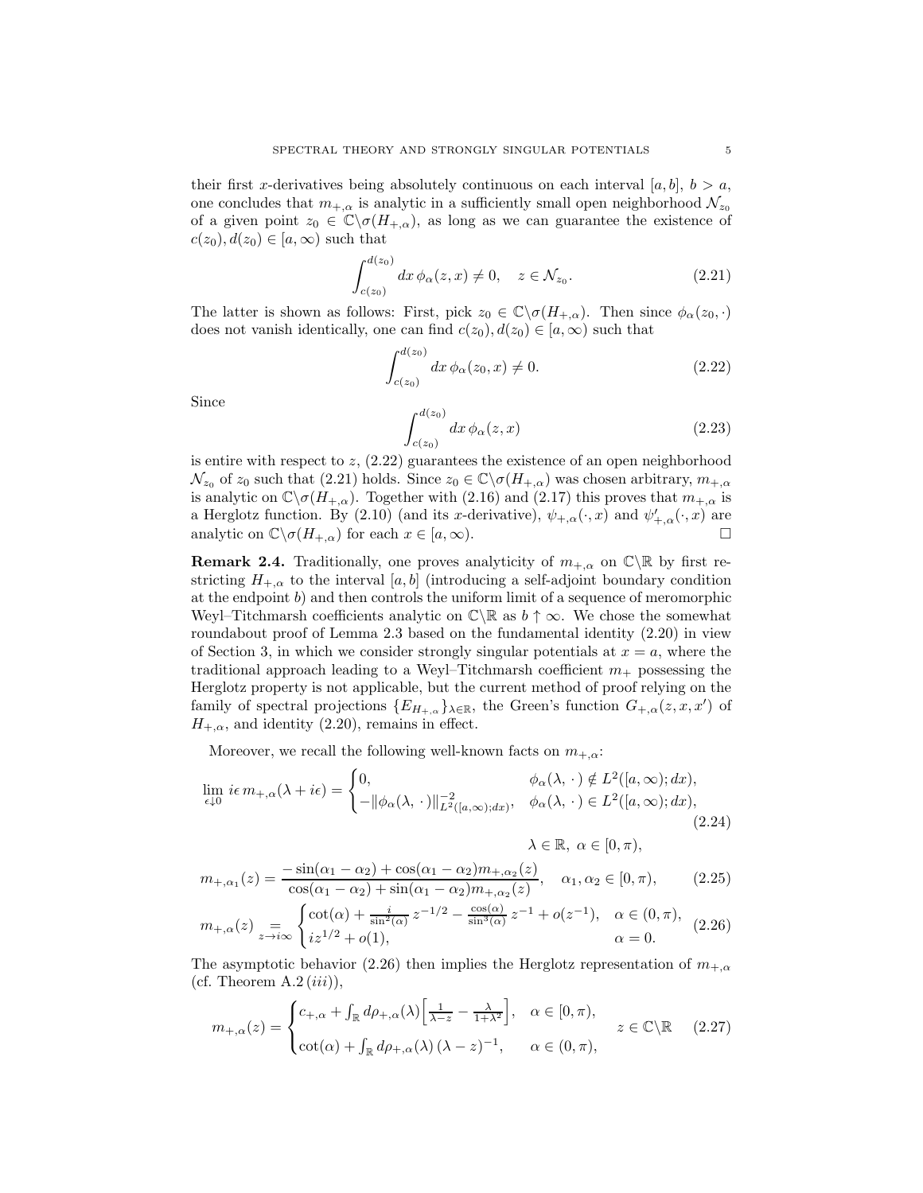their first $x$-derivatives being absolutely continuous on each interval $[a, b]$, $b > a$, one concludes that $m_{+,\alpha}$ is analytic in a sufficiently small open neighborhood $\mathcal{N}_{z_0}$ of a given point $z_0 \in \mathbb{C}\backslash\sigma(H_{+,\alpha})$, as long as we can guarantee the existence of $c(z_0), d(z_0) \in [a, \infty)$ such that

$$\int_{c(z_0)}^{d(z_0)} dx\, \phi_\alpha(z, x) \neq 0, \quad z \in \mathcal{N}_{z_0}. \tag{2.21}$$

The latter is shown as follows: First, pick $z_0 \in \mathbb{C}\backslash\sigma(H_{+,\alpha})$. Then since $\phi_\alpha(z_0, \cdot)$ does not vanish identically, one can find $c(z_0), d(z_0) \in [a, \infty)$ such that

$$\int_{c(z_0)}^{d(z_0)} dx\, \phi_\alpha(z_0, x) \neq 0. \tag{2.22}$$

Since

$$\int_{c(z_0)}^{d(z_0)} dx\, \phi_\alpha(z, x) \tag{2.23}$$

is entire with respect to $z$, (2.22) guarantees the existence of an open neighborhood $\mathcal{N}_{z_0}$ of $z_0$ such that (2.21) holds. Since $z_0 \in \mathbb{C}\backslash\sigma(H_{+,\alpha})$ was chosen arbitrary, $m_{+,\alpha}$ is analytic on $\mathbb{C}\backslash\sigma(H_{+,\alpha})$. Together with (2.16) and (2.17) this proves that $m_{+,\alpha}$ is a Herglotz function. By (2.10) (and its $x$-derivative), $\psi_{+,\alpha}(\cdot, x)$ and $\psi'_{+,\alpha}(\cdot, x)$ are analytic on $\mathbb{C}\backslash\sigma(H_{+,\alpha})$ for each $x \in [a, \infty)$. $\square$

**Remark 2.4.** Traditionally, one proves analyticity of $m_{+,\alpha}$ on $\mathbb{C}\backslash\mathbb{R}$ by first restricting $H_{+,\alpha}$ to the interval $[a, b]$ (introducing a self-adjoint boundary condition at the endpoint $b$) and then controls the uniform limit of a sequence of meromorphic Weyl–Titchmarsh coefficients analytic on $\mathbb{C}\backslash\mathbb{R}$ as $b \uparrow \infty$. We chose the somewhat roundabout proof of Lemma 2.3 based on the fundamental identity (2.20) in view of Section 3, in which we consider strongly singular potentials at $x = a$, where the traditional approach leading to a Weyl–Titchmarsh coefficient $m_+$ possessing the Herglotz property is not applicable, but the current method of proof relying on the family of spectral projections $\{E_{H_{+,\alpha}}\}_{\lambda\in\mathbb{R}}$, the Green's function $G_{+,\alpha}(z, x, x')$ of $H_{+,\alpha}$, and identity (2.20), remains in effect.

Moreover, we recall the following well-known facts on $m_{+,\alpha}$:

$$\lim_{\epsilon\downarrow 0} i\epsilon\, m_{+,\alpha}(\lambda + i\epsilon) = \begin{cases} 0, & \phi_\alpha(\lambda, \cdot) \notin L^2([a, \infty); dx), \\ -\|\phi_\alpha(\lambda, \cdot)\|^{-2}_{L^2([a,\infty);dx)}, & \phi_\alpha(\lambda, \cdot) \in L^2([a, \infty); dx), \end{cases} \tag{2.24}$$

$$\lambda \in \mathbb{R},\ \alpha \in [0, \pi),$$

$$m_{+,\alpha_1}(z) = \frac{-\sin(\alpha_1 - \alpha_2) + \cos(\alpha_1 - \alpha_2) m_{+,\alpha_2}(z)}{\cos(\alpha_1 - \alpha_2) + \sin(\alpha_1 - \alpha_2) m_{+,\alpha_2}(z)}, \quad \alpha_1, \alpha_2 \in [0, \pi), \tag{2.25}$$

$$m_{+,\alpha}(z) \underset{z\to i\infty}{=} \begin{cases} \cot(\alpha) + \frac{i}{\sin^2(\alpha)}\, z^{-1/2} - \frac{\cos(\alpha)}{\sin^3(\alpha)}\, z^{-1} + o(z^{-1}), & \alpha \in (0, \pi), \\ i z^{1/2} + o(1), & \alpha = 0. \end{cases} \tag{2.26}$$

The asymptotic behavior (2.26) then implies the Herglotz representation of $m_{+,\alpha}$ (cf. Theorem A.2 $(iii)$),

$$m_{+,\alpha}(z) = \begin{cases} c_{+,\alpha} + \int_{\mathbb{R}} d\rho_{+,\alpha}(\lambda) \Big[\frac{1}{\lambda - z} - \frac{\lambda}{1+\lambda^2}\Big], & \alpha \in [0, \pi), \\ \cot(\alpha) + \int_{\mathbb{R}} d\rho_{+,\alpha}(\lambda)\, (\lambda - z)^{-1}, & \alpha \in (0, \pi), \end{cases} \quad z \in \mathbb{C}\backslash\mathbb{R} \tag{2.27}$$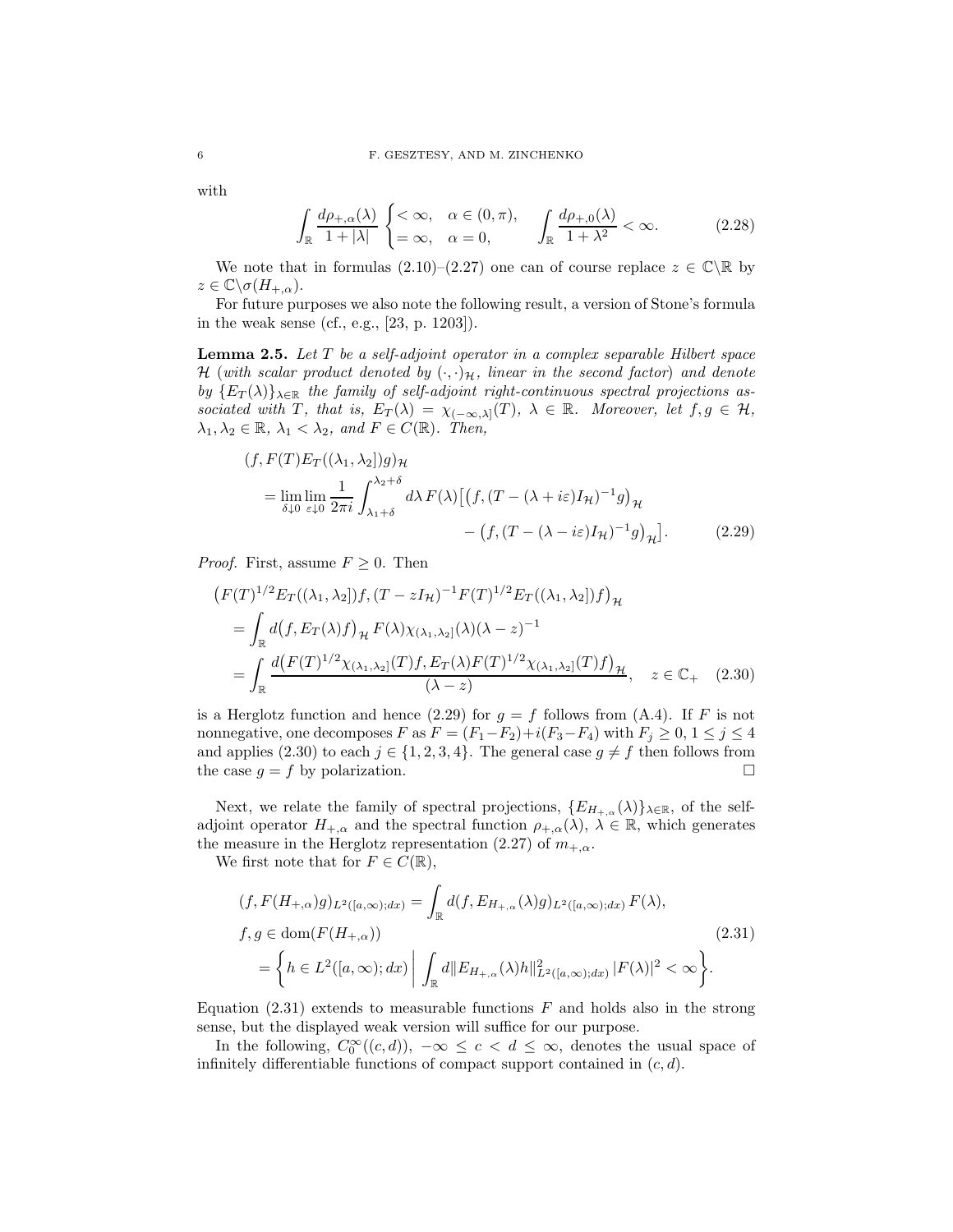with

$$\int_{\mathbb{R}} \frac{d\rho_{+,\alpha}(\lambda)}{1+|\lambda|} \begin{cases} < \infty, & \alpha \in (0,\pi), \\ = \infty, & \alpha = 0, \end{cases} \qquad \int_{\mathbb{R}} \frac{d\rho_{+,0}(\lambda)}{1+\lambda^2} < \infty. \tag{2.28}$$

We note that in formulas (2.10)–(2.27) one can of course replace $z \in \mathbb{C}\backslash\mathbb{R}$ by $z \in \mathbb{C}\backslash\sigma(H_{+,\alpha})$.

For future purposes we also note the following result, a version of Stone's formula in the weak sense (cf., e.g., [23, p. 1203]).

**Lemma 2.5.** *Let $T$ be a self-adjoint operator in a complex separable Hilbert space $\mathcal{H}$ (with scalar product denoted by $(\cdot,\cdot)_{\mathcal{H}}$, linear in the second factor) and denote by $\{E_T(\lambda)\}_{\lambda\in\mathbb{R}}$ the family of self-adjoint right-continuous spectral projections associated with $T$, that is, $E_T(\lambda) = \chi_{(-\infty,\lambda]}(T)$, $\lambda \in \mathbb{R}$. Moreover, let $f, g \in \mathcal{H}$, $\lambda_1, \lambda_2 \in \mathbb{R}$, $\lambda_1 < \lambda_2$, and $F \in C(\mathbb{R})$. Then,*

$$\begin{aligned}
&(f, F(T)E_T((\lambda_1,\lambda_2])g)_{\mathcal{H}} \\
&\quad = \lim_{\delta\downarrow 0}\lim_{\varepsilon\downarrow 0} \frac{1}{2\pi i}\int_{\lambda_1+\delta}^{\lambda_2+\delta} d\lambda\, F(\lambda)\big[\big(f,(T-(\lambda+i\varepsilon)I_{\mathcal{H}})^{-1}g\big)_{\mathcal{H}} \\
&\qquad\qquad\qquad\qquad\qquad\qquad - \big(f,(T-(\lambda-i\varepsilon)I_{\mathcal{H}})^{-1}g\big)_{\mathcal{H}}\big].
\end{aligned} \tag{2.29}$$

*Proof.* First, assume $F \geq 0$. Then

$$\begin{aligned}
&\big(F(T)^{1/2}E_T((\lambda_1,\lambda_2])f,(T-zI_{\mathcal{H}})^{-1}F(T)^{1/2}E_T((\lambda_1,\lambda_2])f\big)_{\mathcal{H}} \\
&\quad = \int_{\mathbb{R}} d\big(f,E_T(\lambda)f\big)_{\mathcal{H}}\, F(\lambda)\chi_{(\lambda_1,\lambda_2]}(\lambda)(\lambda-z)^{-1} \\
&\quad = \int_{\mathbb{R}} \frac{d\big(F(T)^{1/2}\chi_{(\lambda_1,\lambda_2]}(T)f, E_T(\lambda)F(T)^{1/2}\chi_{(\lambda_1,\lambda_2]}(T)f\big)_{\mathcal{H}}}{(\lambda-z)}, \quad z \in \mathbb{C}_+
\end{aligned} \tag{2.30}$$

is a Herglotz function and hence (2.29) for $g = f$ follows from (A.4). If $F$ is not nonnegative, one decomposes $F$ as $F = (F_1-F_2)+i(F_3-F_4)$ with $F_j \geq 0$, $1 \leq j \leq 4$ and applies (2.30) to each $j \in \{1,2,3,4\}$. The general case $g \neq f$ then follows from the case $g = f$ by polarization. $\square$

Next, we relate the family of spectral projections, $\{E_{H_{+,\alpha}}(\lambda)\}_{\lambda\in\mathbb{R}}$, of the self-adjoint operator $H_{+,\alpha}$ and the spectral function $\rho_{+,\alpha}(\lambda)$, $\lambda \in \mathbb{R}$, which generates the measure in the Herglotz representation (2.27) of $m_{+,\alpha}$.

We first note that for $F \in C(\mathbb{R})$,

$$\begin{aligned}
&(f, F(H_{+,\alpha})g)_{L^2([a,\infty);dx)} = \int_{\mathbb{R}} d(f, E_{H_{+,\alpha}}(\lambda)g)_{L^2([a,\infty);dx)}\, F(\lambda), \\
&f, g \in \operatorname{dom}(F(H_{+,\alpha})) \\
&\quad = \bigg\{h \in L^2([a,\infty);dx) \,\bigg|\, \int_{\mathbb{R}} d\|E_{H_{+,\alpha}}(\lambda)h\|^2_{L^2([a,\infty);dx)}\,|F(\lambda)|^2 < \infty\bigg\}.
\end{aligned} \tag{2.31}$$

Equation (2.31) extends to measurable functions $F$ and holds also in the strong sense, but the displayed weak version will suffice for our purpose.

In the following, $C_0^\infty((c,d))$, $-\infty \leq c < d \leq \infty$, denotes the usual space of infinitely differentiable functions of compact support contained in $(c,d)$.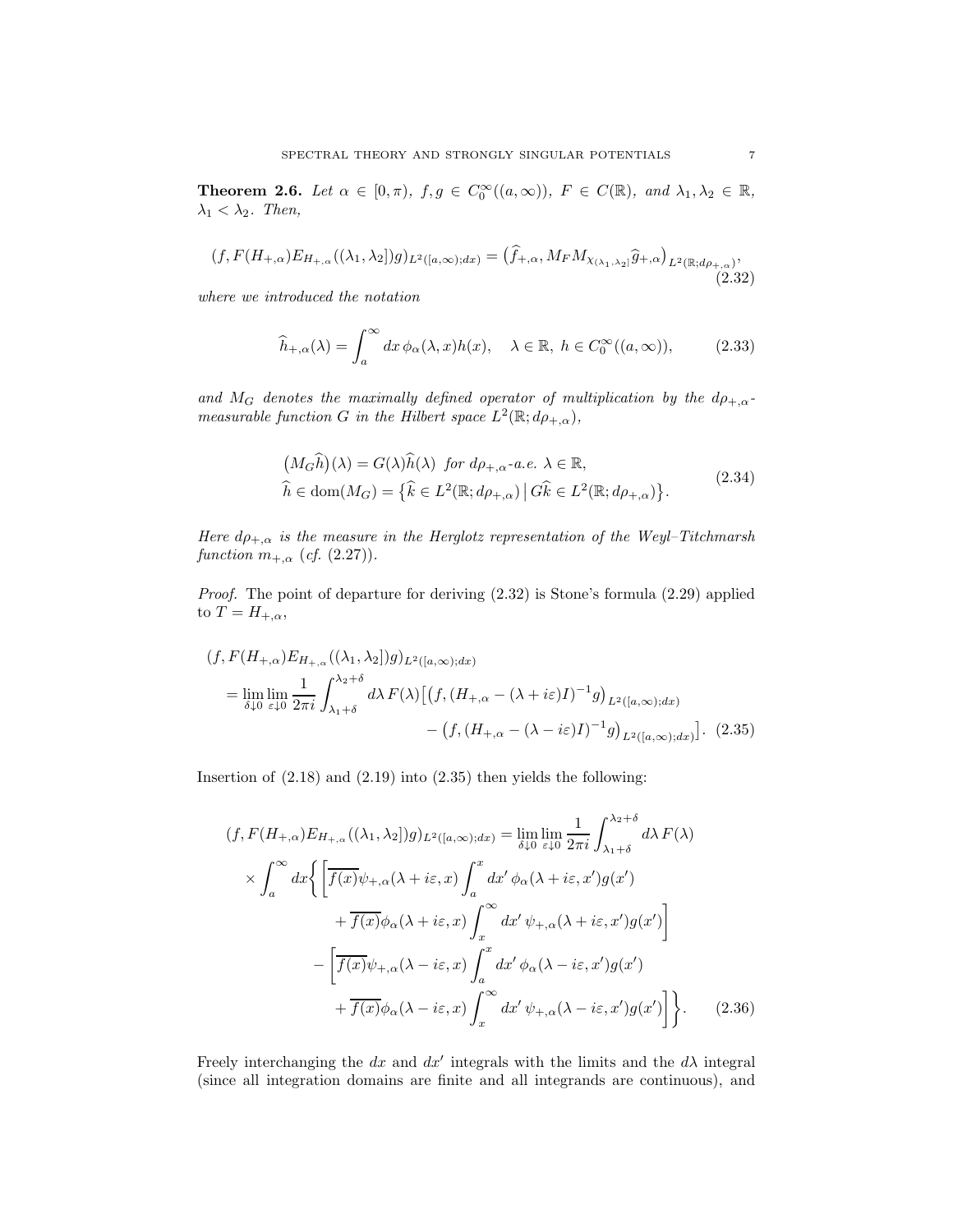**Theorem 2.6.** *Let $\alpha \in [0,\pi)$, $f,g \in C_0^\infty((a,\infty))$, $F \in C(\mathbb{R})$, and $\lambda_1, \lambda_2 \in \mathbb{R}$, $\lambda_1 < \lambda_2$. Then,*

$$
(f, F(H_{+,\alpha})E_{H_{+,\alpha}}((\lambda_1,\lambda_2])g)_{L^2([a,\infty);dx)} = \big(\widehat{f}_{+,\alpha}, M_F M_{\chi_{(\lambda_1,\lambda_2]}} \widehat{g}_{+,\alpha}\big)_{L^2(\mathbb{R};d\rho_{+,\alpha})}, \tag{2.32}
$$

*where we introduced the notation*

$$
\widehat{h}_{+,\alpha}(\lambda) = \int_a^\infty dx\, \phi_\alpha(\lambda,x) h(x), \quad \lambda \in \mathbb{R},\ h \in C_0^\infty((a,\infty)), \tag{2.33}
$$

*and $M_G$ denotes the maximally defined operator of multiplication by the $d\rho_{+,\alpha}$-measurable function $G$ in the Hilbert space $L^2(\mathbb{R}; d\rho_{+,\alpha})$,*

$$
\begin{split}
&\big(M_G \widehat{h}\big)(\lambda) = G(\lambda)\widehat{h}(\lambda) \ \text{ for } d\rho_{+,\alpha}\text{-a.e. } \lambda \in \mathbb{R}, \\
&\widehat{h} \in \operatorname{dom}(M_G) = \big\{\widehat{k} \in L^2(\mathbb{R}; d\rho_{+,\alpha}) \,\big|\, G\widehat{k} \in L^2(\mathbb{R}; d\rho_{+,\alpha})\big\}.
\end{split} \tag{2.34}
$$

*Here $d\rho_{+,\alpha}$ is the measure in the Herglotz representation of the Weyl–Titchmarsh function $m_{+,\alpha}$ (cf. (2.27)).*

*Proof.* The point of departure for deriving (2.32) is Stone's formula (2.29) applied to $T = H_{+,\alpha}$,

$$
\begin{split}
&(f, F(H_{+,\alpha})E_{H_{+,\alpha}}((\lambda_1,\lambda_2])g)_{L^2([a,\infty);dx)} \\
&\quad = \lim_{\delta\downarrow 0}\lim_{\varepsilon\downarrow 0} \frac{1}{2\pi i}\int_{\lambda_1+\delta}^{\lambda_2+\delta} d\lambda\, F(\lambda)\big[\big(f, (H_{+,\alpha} - (\lambda+i\varepsilon)I)^{-1}g\big)_{L^2([a,\infty);dx)} \\
&\qquad\qquad - \big(f, (H_{+,\alpha} - (\lambda-i\varepsilon)I)^{-1}g\big)_{L^2([a,\infty);dx)}\big].
\end{split} \tag{2.35}
$$

Insertion of (2.18) and (2.19) into (2.35) then yields the following:

$$
\begin{split}
&(f, F(H_{+,\alpha})E_{H_{+,\alpha}}((\lambda_1,\lambda_2])g)_{L^2([a,\infty);dx)} = \lim_{\delta\downarrow 0}\lim_{\varepsilon\downarrow 0} \frac{1}{2\pi i}\int_{\lambda_1+\delta}^{\lambda_2+\delta} d\lambda\, F(\lambda) \\
&\quad\times \int_a^\infty dx \bigg\{ \bigg[\overline{f(x)}\psi_{+,\alpha}(\lambda+i\varepsilon,x)\int_a^x dx'\,\phi_\alpha(\lambda+i\varepsilon,x')g(x') \\
&\qquad + \overline{f(x)}\phi_\alpha(\lambda+i\varepsilon,x)\int_x^\infty dx'\,\psi_{+,\alpha}(\lambda+i\varepsilon,x')g(x')\bigg] \\
&\quad - \bigg[\overline{f(x)}\psi_{+,\alpha}(\lambda-i\varepsilon,x)\int_a^x dx'\,\phi_\alpha(\lambda-i\varepsilon,x')g(x') \\
&\qquad + \overline{f(x)}\phi_\alpha(\lambda-i\varepsilon,x)\int_x^\infty dx'\,\psi_{+,\alpha}(\lambda-i\varepsilon,x')g(x')\bigg]\bigg\}.
\end{split} \tag{2.36}
$$

Freely interchanging the $dx$ and $dx'$ integrals with the limits and the $d\lambda$ integral (since all integration domains are finite and all integrands are continuous), and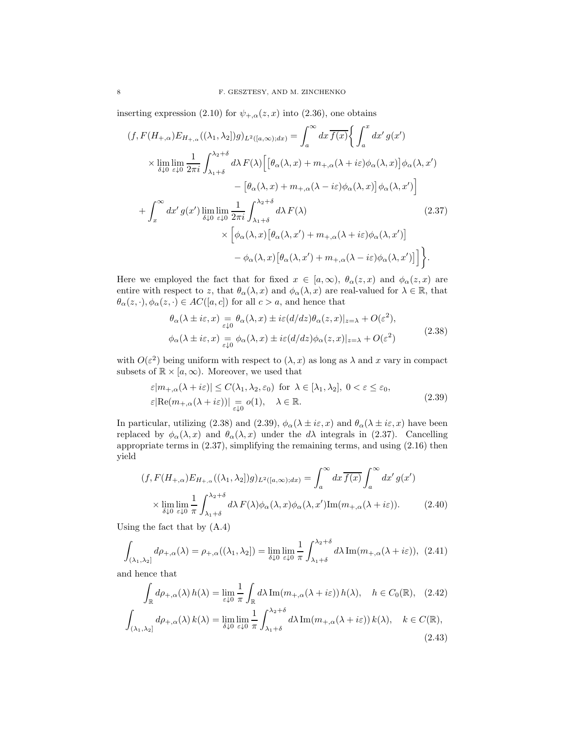inserting expression (2.10) for $\psi_{+,\alpha}(z,x)$ into (2.36), one obtains

$$
\begin{aligned}
(f, F(H_{+,\alpha})E_{H_{+,\alpha}}((\lambda_1,\lambda_2])g)_{L^2([a,\infty);dx)} &= \int_a^\infty dx\,\overline{f(x)}\bigg\{\int_a^x dx'\,g(x') \\
&\quad\times \lim_{\delta\downarrow 0}\lim_{\varepsilon\downarrow 0}\frac{1}{2\pi i}\int_{\lambda_1+\delta}^{\lambda_2+\delta} d\lambda\,F(\lambda)\Big[\big[\theta_\alpha(\lambda,x)+m_{+,\alpha}(\lambda+i\varepsilon)\phi_\alpha(\lambda,x)\big]\phi_\alpha(\lambda,x') \\
&\qquad - \big[\theta_\alpha(\lambda,x)+m_{+,\alpha}(\lambda-i\varepsilon)\phi_\alpha(\lambda,x)\big]\phi_\alpha(\lambda,x')\Big] \\
&\quad+\int_x^\infty dx'\,g(x')\lim_{\delta\downarrow 0}\lim_{\varepsilon\downarrow 0}\frac{1}{2\pi i}\int_{\lambda_1+\delta}^{\lambda_2+\delta} d\lambda\,F(\lambda) \\
&\qquad\times\Big[\phi_\alpha(\lambda,x)\big[\theta_\alpha(\lambda,x')+m_{+,\alpha}(\lambda+i\varepsilon)\phi_\alpha(\lambda,x')\big] \\
&\qquad - \phi_\alpha(\lambda,x)\big[\theta_\alpha(\lambda,x')+m_{+,\alpha}(\lambda-i\varepsilon)\phi_\alpha(\lambda,x')\big]\Big]\bigg\}.
\end{aligned} \tag{2.37}
$$

Here we employed the fact that for fixed $x \in [a,\infty)$, $\theta_\alpha(z,x)$ and $\phi_\alpha(z,x)$ are entire with respect to $z$, that $\theta_\alpha(\lambda,x)$ and $\phi_\alpha(\lambda,x)$ are real-valued for $\lambda \in \mathbb{R}$, that $\theta_\alpha(z,\cdot), \phi_\alpha(z,\cdot) \in AC([a,c])$ for all $c > a$, and hence that

$$
\begin{aligned}
\theta_\alpha(\lambda \pm i\varepsilon, x) &\underset{\varepsilon\downarrow 0}{=} \theta_\alpha(\lambda,x) \pm i\varepsilon (d/dz)\theta_\alpha(z,x)|_{z=\lambda} + O(\varepsilon^2), \\
\phi_\alpha(\lambda \pm i\varepsilon, x) &\underset{\varepsilon\downarrow 0}{=} \phi_\alpha(\lambda,x) \pm i\varepsilon (d/dz)\phi_\alpha(z,x)|_{z=\lambda} + O(\varepsilon^2)
\end{aligned} \tag{2.38}
$$

with $O(\varepsilon^2)$ being uniform with respect to $(\lambda,x)$ as long as $\lambda$ and $x$ vary in compact subsets of $\mathbb{R}\times[a,\infty)$. Moreover, we used that

$$
\begin{aligned}
&\varepsilon|m_{+,\alpha}(\lambda+i\varepsilon)| \le C(\lambda_1,\lambda_2,\varepsilon_0) \text{ for } \lambda\in[\lambda_1,\lambda_2],\ 0<\varepsilon\le\varepsilon_0, \\
&\varepsilon|\mathrm{Re}(m_{+,\alpha}(\lambda+i\varepsilon))| \underset{\varepsilon\downarrow 0}{=} o(1), \quad \lambda\in\mathbb{R}.
\end{aligned} \tag{2.39}
$$

In particular, utilizing (2.38) and (2.39), $\phi_\alpha(\lambda\pm i\varepsilon,x)$ and $\theta_\alpha(\lambda\pm i\varepsilon,x)$ have been replaced by $\phi_\alpha(\lambda,x)$ and $\theta_\alpha(\lambda,x)$ under the $d\lambda$ integrals in (2.37). Cancelling appropriate terms in (2.37), simplifying the remaining terms, and using (2.16) then yield

$$
\begin{aligned}
(f, F(H_{+,\alpha})E_{H_{+,\alpha}}((\lambda_1,\lambda_2])g)_{L^2([a,\infty);dx)} &= \int_a^\infty dx\,\overline{f(x)}\int_a^\infty dx'\,g(x') \\
&\quad\times\lim_{\delta\downarrow 0}\lim_{\varepsilon\downarrow 0}\frac{1}{\pi}\int_{\lambda_1+\delta}^{\lambda_2+\delta} d\lambda\,F(\lambda)\phi_\alpha(\lambda,x)\phi_\alpha(\lambda,x')\mathrm{Im}(m_{+,\alpha}(\lambda+i\varepsilon)).
\end{aligned} \tag{2.40}
$$

Using the fact that by (A.4)

$$
\int_{(\lambda_1,\lambda_2]} d\rho_{+,\alpha}(\lambda) = \rho_{+,\alpha}((\lambda_1,\lambda_2]) = \lim_{\delta\downarrow 0}\lim_{\varepsilon\downarrow 0}\frac{1}{\pi}\int_{\lambda_1+\delta}^{\lambda_2+\delta} d\lambda\,\mathrm{Im}(m_{+,\alpha}(\lambda+i\varepsilon)), \tag{2.41}
$$

and hence that

$$
\int_{\mathbb{R}} d\rho_{+,\alpha}(\lambda)\,h(\lambda) = \lim_{\varepsilon\downarrow 0}\frac{1}{\pi}\int_{\mathbb{R}} d\lambda\,\mathrm{Im}(m_{+,\alpha}(\lambda+i\varepsilon))\,h(\lambda), \quad h\in C_0(\mathbb{R}), \tag{2.42}
$$

$$
\int_{(\lambda_1,\lambda_2]} d\rho_{+,\alpha}(\lambda)\,k(\lambda) = \lim_{\delta\downarrow 0}\lim_{\varepsilon\downarrow 0}\frac{1}{\pi}\int_{\lambda_1+\delta}^{\lambda_2+\delta} d\lambda\,\mathrm{Im}(m_{+,\alpha}(\lambda+i\varepsilon))\,k(\lambda), \quad k\in C(\mathbb{R}), \tag{2.43}
$$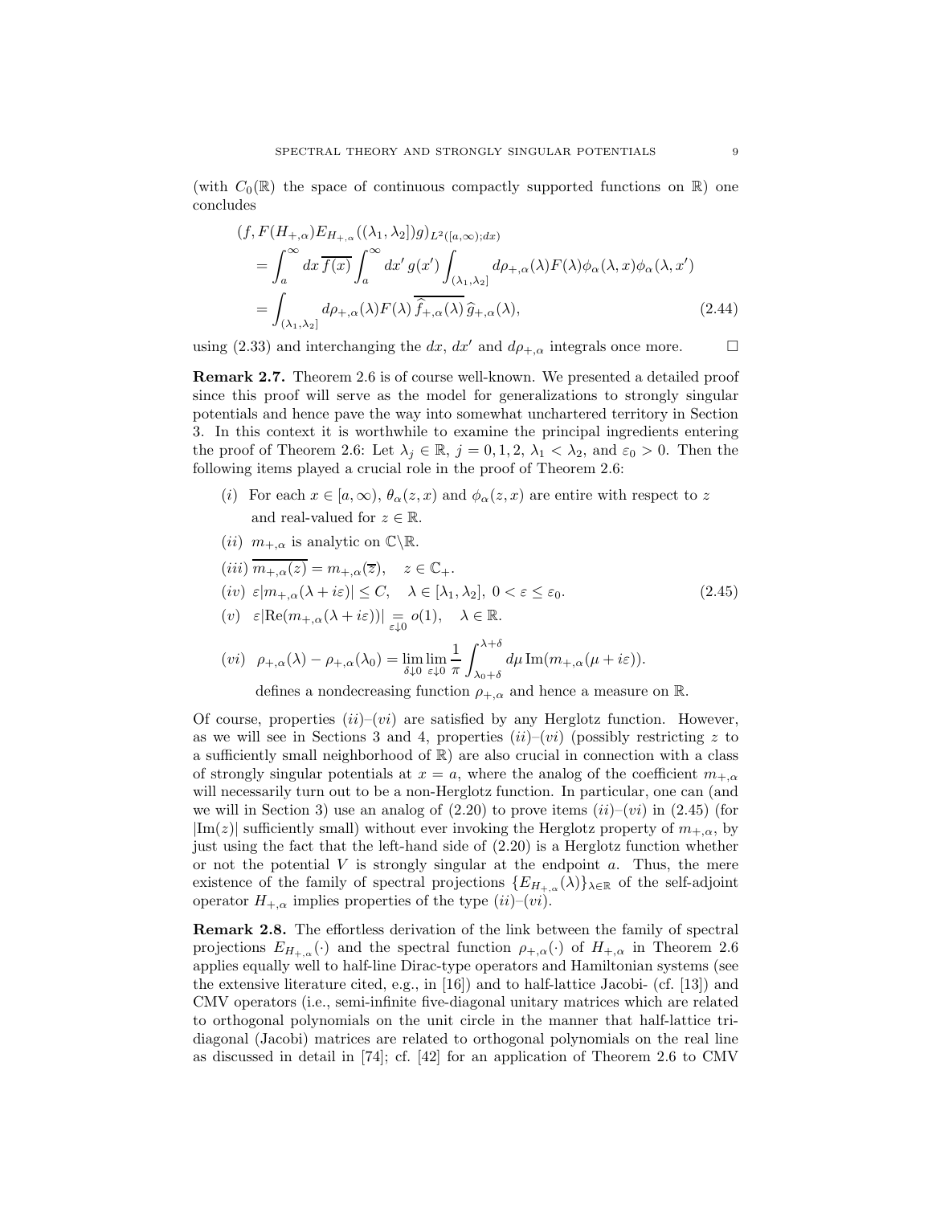(with $C_0(\mathbb{R})$ the space of continuous compactly supported functions on $\mathbb{R}$) one concludes

$$
\begin{aligned}
&(f, F(H_{+,\alpha})E_{H_{+,\alpha}}((\lambda_1,\lambda_2])g)_{L^2([a,\infty);dx)} \\
&\quad = \int_a^\infty dx\, \overline{f(x)} \int_a^\infty dx'\, g(x') \int_{(\lambda_1,\lambda_2]} d\rho_{+,\alpha}(\lambda) F(\lambda)\phi_\alpha(\lambda,x)\phi_\alpha(\lambda,x') \\
&\quad = \int_{(\lambda_1,\lambda_2]} d\rho_{+,\alpha}(\lambda) F(\lambda)\, \overline{\widehat{f}_{+,\alpha}(\lambda)}\, \widehat{g}_{+,\alpha}(\lambda),
\end{aligned} \tag{2.44}
$$

using (2.33) and interchanging the $dx$, $dx'$ and $d\rho_{+,\alpha}$ integrals once more. $\square$

**Remark 2.7.** Theorem 2.6 is of course well-known. We presented a detailed proof since this proof will serve as the model for generalizations to strongly singular potentials and hence pave the way into somewhat unchartered territory in Section 3. In this context it is worthwhile to examine the principal ingredients entering the proof of Theorem 2.6: Let $\lambda_j \in \mathbb{R}$, $j = 0, 1, 2$, $\lambda_1 < \lambda_2$, and $\varepsilon_0 > 0$. Then the following items played a crucial role in the proof of Theorem 2.6:

$$
\begin{aligned}
&(i) \ \text{For each } x \in [a,\infty),\ \theta_\alpha(z,x) \text{ and } \phi_\alpha(z,x) \text{ are entire with respect to } z \\
&\qquad \text{and real-valued for } z \in \mathbb{R}. \\
&(ii) \ m_{+,\alpha} \text{ is analytic on } \mathbb{C}\backslash\mathbb{R}. \\
&(iii) \ \overline{m_{+,\alpha}(z)} = m_{+,\alpha}(\overline{z}), \quad z \in \mathbb{C}_+. \\
&(iv) \ \varepsilon|m_{+,\alpha}(\lambda + i\varepsilon)| \leq C, \quad \lambda \in [\lambda_1,\lambda_2],\ 0 < \varepsilon \leq \varepsilon_0. \\
&(v) \ \ \varepsilon|\mathrm{Re}(m_{+,\alpha}(\lambda + i\varepsilon))| \underset{\varepsilon \downarrow 0}{=} o(1), \quad \lambda \in \mathbb{R}. \\
&(vi) \ \ \rho_{+,\alpha}(\lambda) - \rho_{+,\alpha}(\lambda_0) = \lim_{\delta\downarrow 0}\lim_{\varepsilon\downarrow 0} \frac{1}{\pi}\int_{\lambda_0+\delta}^{\lambda+\delta} d\mu\, \mathrm{Im}(m_{+,\alpha}(\mu + i\varepsilon)). \\
&\qquad \text{defines a nondecreasing function } \rho_{+,\alpha} \text{ and hence a measure on } \mathbb{R}.
\end{aligned} \tag{2.45}
$$

Of course, properties $(ii)$–$(vi)$ are satisfied by any Herglotz function. However, as we will see in Sections 3 and 4, properties $(ii)$–$(vi)$ (possibly restricting $z$ to a sufficiently small neighborhood of $\mathbb{R}$) are also crucial in connection with a class of strongly singular potentials at $x = a$, where the analog of the coefficient $m_{+,\alpha}$ will necessarily turn out to be a non-Herglotz function. In particular, one can (and we will in Section 3) use an analog of (2.20) to prove items $(ii)$–$(vi)$ in (2.45) (for $|\mathrm{Im}(z)|$ sufficiently small) without ever invoking the Herglotz property of $m_{+,\alpha}$, by just using the fact that the left-hand side of (2.20) is a Herglotz function whether or not the potential $V$ is strongly singular at the endpoint $a$. Thus, the mere existence of the family of spectral projections $\{E_{H_{+,\alpha}}(\lambda)\}_{\lambda\in\mathbb{R}}$ of the self-adjoint operator $H_{+,\alpha}$ implies properties of the type $(ii)$–$(vi)$.

**Remark 2.8.** The effortless derivation of the link between the family of spectral projections $E_{H_{+,\alpha}}(\cdot)$ and the spectral function $\rho_{+,\alpha}(\cdot)$ of $H_{+,\alpha}$ in Theorem 2.6 applies equally well to half-line Dirac-type operators and Hamiltonian systems (see the extensive literature cited, e.g., in [16]) and to half-lattice Jacobi- (cf. [13]) and CMV operators (i.e., semi-infinite five-diagonal unitary matrices which are related to orthogonal polynomials on the unit circle in the manner that half-lattice tri-diagonal (Jacobi) matrices are related to orthogonal polynomials on the real line as discussed in detail in [74]; cf. [42] for an application of Theorem 2.6 to CMV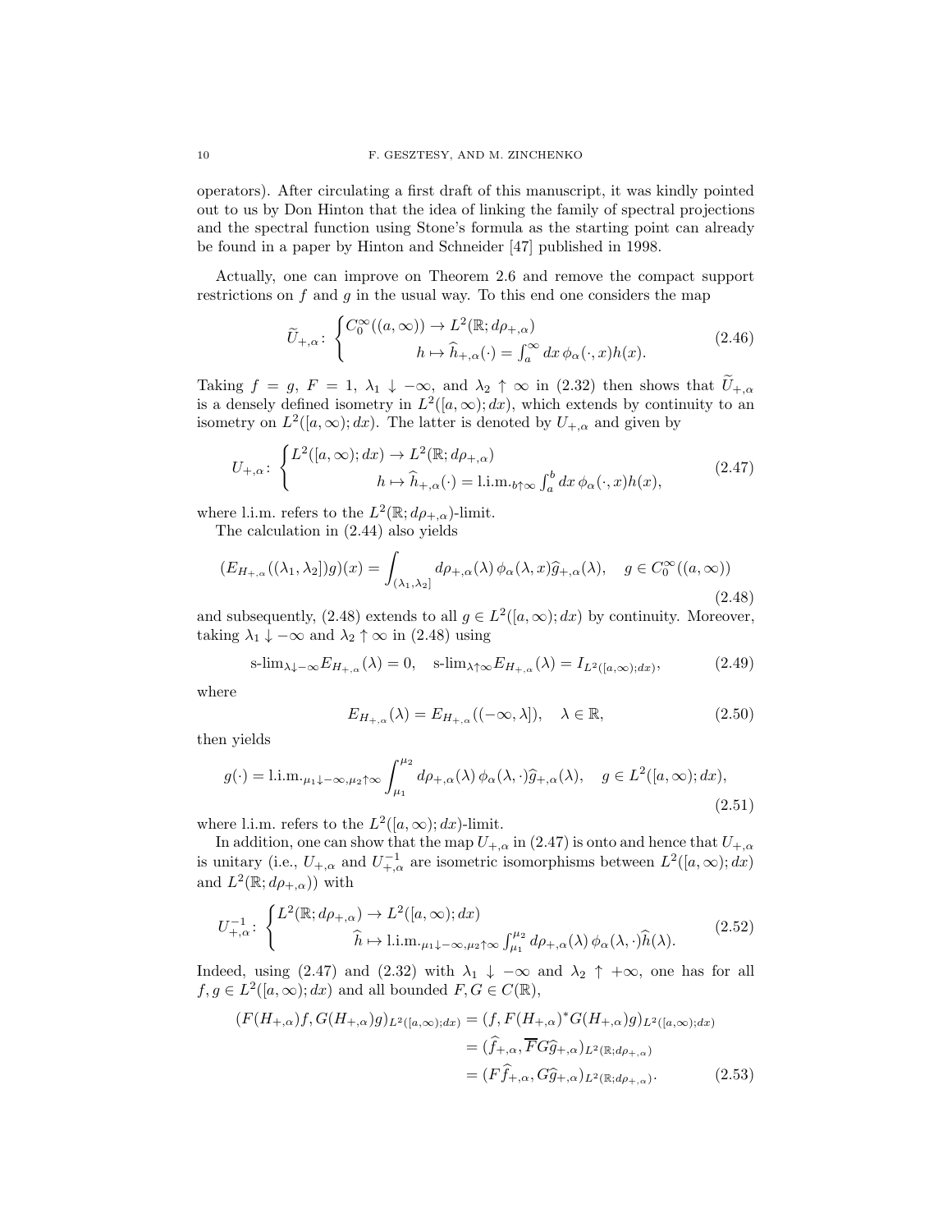operators). After circulating a first draft of this manuscript, it was kindly pointed out to us by Don Hinton that the idea of linking the family of spectral projections and the spectral function using Stone's formula as the starting point can already be found in a paper by Hinton and Schneider [47] published in 1998.

Actually, one can improve on Theorem 2.6 and remove the compact support restrictions on $f$ and $g$ in the usual way. To this end one considers the map

$$\widetilde{U}_{+,\alpha}\colon \begin{cases} C_0^\infty((a,\infty)) \to L^2(\mathbb{R}; d\rho_{+,\alpha}) \\ \hspace{3.5cm} h \mapsto \widehat{h}_{+,\alpha}(\cdot) = \int_a^\infty dx\, \phi_\alpha(\cdot, x) h(x). \end{cases} \tag{2.46}$$

Taking $f = g$, $F = 1$, $\lambda_1 \downarrow -\infty$, and $\lambda_2 \uparrow \infty$ in (2.32) then shows that $\widetilde{U}_{+,\alpha}$ is a densely defined isometry in $L^2([a,\infty); dx)$, which extends by continuity to an isometry on $L^2([a,\infty); dx)$. The latter is denoted by $U_{+,\alpha}$ and given by

$$U_{+,\alpha}\colon \begin{cases} L^2([a,\infty); dx) \to L^2(\mathbb{R}; d\rho_{+,\alpha}) \\ \hspace{3.5cm} h \mapsto \widehat{h}_{+,\alpha}(\cdot) = \text{l.i.m.}_{b\uparrow\infty} \int_a^b dx\, \phi_\alpha(\cdot, x) h(x), \end{cases} \tag{2.47}$$

where l.i.m. refers to the $L^2(\mathbb{R}; d\rho_{+,\alpha})$-limit.

The calculation in (2.44) also yields

$$(E_{H_{+,\alpha}}((\lambda_1, \lambda_2])g)(x) = \int_{(\lambda_1,\lambda_2]} d\rho_{+,\alpha}(\lambda)\, \phi_\alpha(\lambda, x) \widehat{g}_{+,\alpha}(\lambda), \quad g \in C_0^\infty((a,\infty)) \tag{2.48}$$

and subsequently, (2.48) extends to all $g \in L^2([a,\infty); dx)$ by continuity. Moreover, taking $\lambda_1 \downarrow -\infty$ and $\lambda_2 \uparrow \infty$ in (2.48) using

$$\text{s-lim}_{\lambda\downarrow-\infty} E_{H_{+,\alpha}}(\lambda) = 0, \quad \text{s-lim}_{\lambda\uparrow\infty} E_{H_{+,\alpha}}(\lambda) = I_{L^2([a,\infty); dx)}, \tag{2.49}$$

where

$$E_{H_{+,\alpha}}(\lambda) = E_{H_{+,\alpha}}((-\infty, \lambda]), \quad \lambda \in \mathbb{R}, \tag{2.50}$$

then yields

$$g(\cdot) = \text{l.i.m.}_{\mu_1\downarrow-\infty, \mu_2\uparrow\infty} \int_{\mu_1}^{\mu_2} d\rho_{+,\alpha}(\lambda)\, \phi_\alpha(\lambda, \cdot) \widehat{g}_{+,\alpha}(\lambda), \quad g \in L^2([a,\infty); dx), \tag{2.51}$$

where l.i.m. refers to the $L^2([a,\infty); dx)$-limit.

In addition, one can show that the map $U_{+,\alpha}$ in (2.47) is onto and hence that $U_{+,\alpha}$ is unitary (i.e., $U_{+,\alpha}$ and $U_{+,\alpha}^{-1}$ are isometric isomorphisms between $L^2([a,\infty); dx)$ and $L^2(\mathbb{R}; d\rho_{+,\alpha})$) with

$$U_{+,\alpha}^{-1}\colon \begin{cases} L^2(\mathbb{R}; d\rho_{+,\alpha}) \to L^2([a,\infty); dx) \\ \hspace{3.5cm} \widehat{h} \mapsto \text{l.i.m.}_{\mu_1\downarrow-\infty, \mu_2\uparrow\infty} \int_{\mu_1}^{\mu_2} d\rho_{+,\alpha}(\lambda)\, \phi_\alpha(\lambda, \cdot) \widehat{h}(\lambda). \end{cases} \tag{2.52}$$

Indeed, using (2.47) and (2.32) with $\lambda_1 \downarrow -\infty$ and $\lambda_2 \uparrow +\infty$, one has for all $f, g \in L^2([a,\infty); dx)$ and all bounded $F, G \in C(\mathbb{R})$,

$$\begin{aligned} (F(H_{+,\alpha})f, G(H_{+,\alpha})g)_{L^2([a,\infty); dx)} &= (f, F(H_{+,\alpha})^* G(H_{+,\alpha})g)_{L^2([a,\infty); dx)} \\ &= (\widehat{f}_{+,\alpha}, \overline{F} G \widehat{g}_{+,\alpha})_{L^2(\mathbb{R}; d\rho_{+,\alpha})} \\ &= (F \widehat{f}_{+,\alpha}, G \widehat{g}_{+,\alpha})_{L^2(\mathbb{R}; d\rho_{+,\alpha})}. \end{aligned} \tag{2.53}$$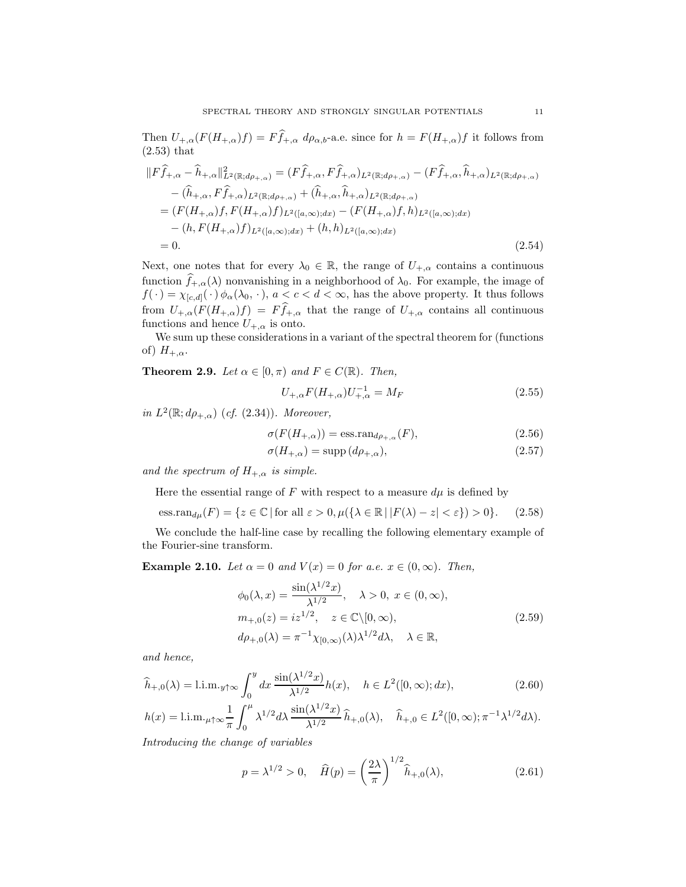Then $U_{+,\alpha}(F(H_{+,\alpha})f) = F\widehat{f}_{+,\alpha}$ $d\rho_{\alpha,b}$-a.e. since for $h = F(H_{+,\alpha})f$ it follows from (2.53) that

$$
\begin{aligned}
\|F\widehat{f}_{+,\alpha} - \widehat{h}_{+,\alpha}\|^2_{L^2(\mathbb{R};d\rho_{+,\alpha})} &= (F\widehat{f}_{+,\alpha}, F\widehat{f}_{+,\alpha})_{L^2(\mathbb{R};d\rho_{+,\alpha})} - (F\widehat{f}_{+,\alpha}, \widehat{h}_{+,\alpha})_{L^2(\mathbb{R};d\rho_{+,\alpha})} \\
&\quad - (\widehat{h}_{+,\alpha}, F\widehat{f}_{+,\alpha})_{L^2(\mathbb{R};d\rho_{+,\alpha})} + (\widehat{h}_{+,\alpha}, \widehat{h}_{+,\alpha})_{L^2(\mathbb{R};d\rho_{+,\alpha})} \\
&= (F(H_{+,\alpha})f, F(H_{+,\alpha})f)_{L^2([a,\infty);dx)} - (F(H_{+,\alpha})f, h)_{L^2([a,\infty);dx)} \\
&\quad - (h, F(H_{+,\alpha})f)_{L^2([a,\infty);dx)} + (h,h)_{L^2([a,\infty);dx)} \\
&= 0.
\end{aligned} \tag{2.54}
$$

Next, one notes that for every $\lambda_0 \in \mathbb{R}$, the range of $U_{+,\alpha}$ contains a continuous function $\widehat{f}_{+,\alpha}(\lambda)$ nonvanishing in a neighborhood of $\lambda_0$. For example, the image of $f(\,\cdot\,) = \chi_{[c,d]}(\,\cdot\,)\,\phi_\alpha(\lambda_0,\,\cdot\,)$, $a < c < d < \infty$, has the above property. It thus follows from $U_{+,\alpha}(F(H_{+,\alpha})f) = F\widehat{f}_{+,\alpha}$ that the range of $U_{+,\alpha}$ contains all continuous functions and hence $U_{+,\alpha}$ is onto.

We sum up these considerations in a variant of the spectral theorem for (functions of) $H_{+,\alpha}$.

**Theorem 2.9.** *Let $\alpha \in [0,\pi)$ and $F \in C(\mathbb{R})$. Then,*

$$
U_{+,\alpha} F(H_{+,\alpha}) U_{+,\alpha}^{-1} = M_F \tag{2.55}
$$

*in $L^2(\mathbb{R}; d\rho_{+,\alpha})$ (cf. (2.34)). Moreover,*

$$
\sigma(F(H_{+,\alpha})) = \operatorname{ess.ran}_{d\rho_{+,\alpha}}(F), \tag{2.56}
$$

$$
\sigma(H_{+,\alpha}) = \operatorname{supp}(d\rho_{+,\alpha}), \tag{2.57}
$$

*and the spectrum of $H_{+,\alpha}$ is simple.*

Here the essential range of $F$ with respect to a measure $d\mu$ is defined by

$$
\operatorname{ess.ran}_{d\mu}(F) = \{z \in \mathbb{C} \,|\, \text{for all } \varepsilon > 0, \mu(\{\lambda \in \mathbb{R} \,|\, |F(\lambda) - z| < \varepsilon\}) > 0\}. \tag{2.58}
$$

We conclude the half-line case by recalling the following elementary example of the Fourier-sine transform.

**Example 2.10.** *Let $\alpha = 0$ and $V(x) = 0$ for a.e. $x \in (0,\infty)$. Then,*

$$
\begin{aligned}
&\phi_0(\lambda, x) = \frac{\sin(\lambda^{1/2}x)}{\lambda^{1/2}}, \quad \lambda > 0,\ x \in (0,\infty), \\
&m_{+,0}(z) = iz^{1/2}, \quad z \in \mathbb{C}\backslash[0,\infty), \\
&d\rho_{+,0}(\lambda) = \pi^{-1}\chi_{[0,\infty)}(\lambda)\lambda^{1/2}d\lambda, \quad \lambda \in \mathbb{R},
\end{aligned} \tag{2.59}
$$

*and hence,*

$$
\widehat{h}_{+,0}(\lambda) = \text{l.i.m.}_{y\uparrow\infty} \int_0^y dx\, \frac{\sin(\lambda^{1/2}x)}{\lambda^{1/2}} h(x), \quad h \in L^2([0,\infty); dx), \tag{2.60}
$$

$$
h(x) = \text{l.i.m.}_{\mu\uparrow\infty} \frac{1}{\pi} \int_0^\mu \lambda^{1/2} d\lambda\, \frac{\sin(\lambda^{1/2}x)}{\lambda^{1/2}}\, \widehat{h}_{+,0}(\lambda), \quad \widehat{h}_{+,0} \in L^2([0,\infty); \pi^{-1}\lambda^{1/2}d\lambda).
$$

*Introducing the change of variables*

$$
p = \lambda^{1/2} > 0, \quad \widehat{H}(p) = \left(\frac{2\lambda}{\pi}\right)^{1/2} \widehat{h}_{+,0}(\lambda), \tag{2.61}
$$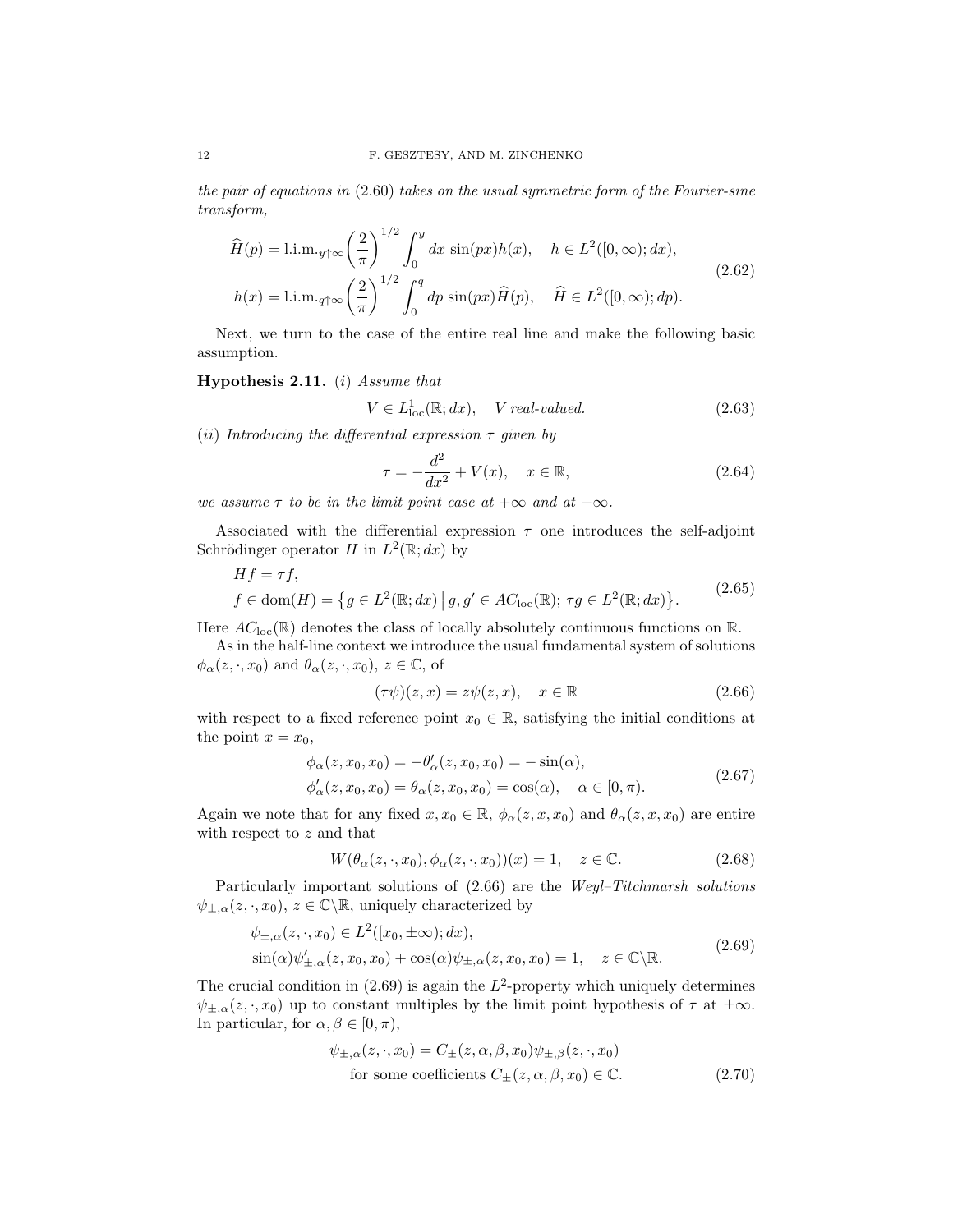*the pair of equations in* (2.60) *takes on the usual symmetric form of the Fourier-sine transform,*

$$\begin{aligned}
\widehat{H}(p) &= \text{l.i.m.}_{y\uparrow\infty} \bigg(\frac{2}{\pi}\bigg)^{1/2} \int_0^y dx\, \sin(px) h(x), \quad h \in L^2([0,\infty); dx), \\
h(x) &= \text{l.i.m.}_{q\uparrow\infty} \bigg(\frac{2}{\pi}\bigg)^{1/2} \int_0^q dp\, \sin(px) \widehat{H}(p), \quad \widehat{H} \in L^2([0,\infty); dp).
\end{aligned} \tag{2.62}$$

Next, we turn to the case of the entire real line and make the following basic assumption.

**Hypothesis 2.11.** (*i*) *Assume that*

$$V \in L^1_{\text{loc}}(\mathbb{R}; dx), \quad V \text{ real-valued.} \tag{2.63}$$

(*ii*) *Introducing the differential expression $\tau$ given by*

$$\tau = -\frac{d^2}{dx^2} + V(x), \quad x \in \mathbb{R}, \tag{2.64}$$

*we assume $\tau$ to be in the limit point case at $+\infty$ and at $-\infty$.*

Associated with the differential expression $\tau$ one introduces the self-adjoint Schrödinger operator $H$ in $L^2(\mathbb{R}; dx)$ by

$$\begin{aligned}
&Hf = \tau f, \\
&f \in \text{dom}(H) = \big\{ g \in L^2(\mathbb{R}; dx) \,\big|\, g, g' \in AC_{\text{loc}}(\mathbb{R});\, \tau g \in L^2(\mathbb{R}; dx) \big\}.
\end{aligned} \tag{2.65}$$

Here $AC_{\text{loc}}(\mathbb{R})$ denotes the class of locally absolutely continuous functions on $\mathbb{R}$.

As in the half-line context we introduce the usual fundamental system of solutions $\phi_\alpha(z, \cdot, x_0)$ and $\theta_\alpha(z, \cdot, x_0)$, $z \in \mathbb{C}$, of

$$(\tau\psi)(z, x) = z\psi(z, x), \quad x \in \mathbb{R} \tag{2.66}$$

with respect to a fixed reference point $x_0 \in \mathbb{R}$, satisfying the initial conditions at the point $x = x_0$,

$$\begin{aligned}
&\phi_\alpha(z, x_0, x_0) = -\theta'_\alpha(z, x_0, x_0) = -\sin(\alpha), \\
&\phi'_\alpha(z, x_0, x_0) = \theta_\alpha(z, x_0, x_0) = \cos(\alpha), \quad \alpha \in [0, \pi).
\end{aligned} \tag{2.67}$$

Again we note that for any fixed $x, x_0 \in \mathbb{R}$, $\phi_\alpha(z, x, x_0)$ and $\theta_\alpha(z, x, x_0)$ are entire with respect to $z$ and that

$$W(\theta_\alpha(z, \cdot, x_0), \phi_\alpha(z, \cdot, x_0))(x) = 1, \quad z \in \mathbb{C}. \tag{2.68}$$

Particularly important solutions of (2.66) are the *Weyl–Titchmarsh solutions* $\psi_{\pm,\alpha}(z, \cdot, x_0)$, $z \in \mathbb{C}\backslash\mathbb{R}$, uniquely characterized by

$$\begin{aligned}
&\psi_{\pm,\alpha}(z, \cdot, x_0) \in L^2([x_0, \pm\infty); dx), \\
&\sin(\alpha)\psi'_{\pm,\alpha}(z, x_0, x_0) + \cos(\alpha)\psi_{\pm,\alpha}(z, x_0, x_0) = 1, \quad z \in \mathbb{C}\backslash\mathbb{R}.
\end{aligned} \tag{2.69}$$

The crucial condition in (2.69) is again the $L^2$-property which uniquely determines $\psi_{\pm,\alpha}(z, \cdot, x_0)$ up to constant multiples by the limit point hypothesis of $\tau$ at $\pm\infty$. In particular, for $\alpha, \beta \in [0, \pi)$,

$$\begin{aligned}
\psi_{\pm,\alpha}(z, \cdot, x_0) &= C_\pm(z, \alpha, \beta, x_0)\psi_{\pm,\beta}(z, \cdot, x_0) \\
&\quad \text{for some coefficients } C_\pm(z, \alpha, \beta, x_0) \in \mathbb{C}.
\end{aligned} \tag{2.70}$$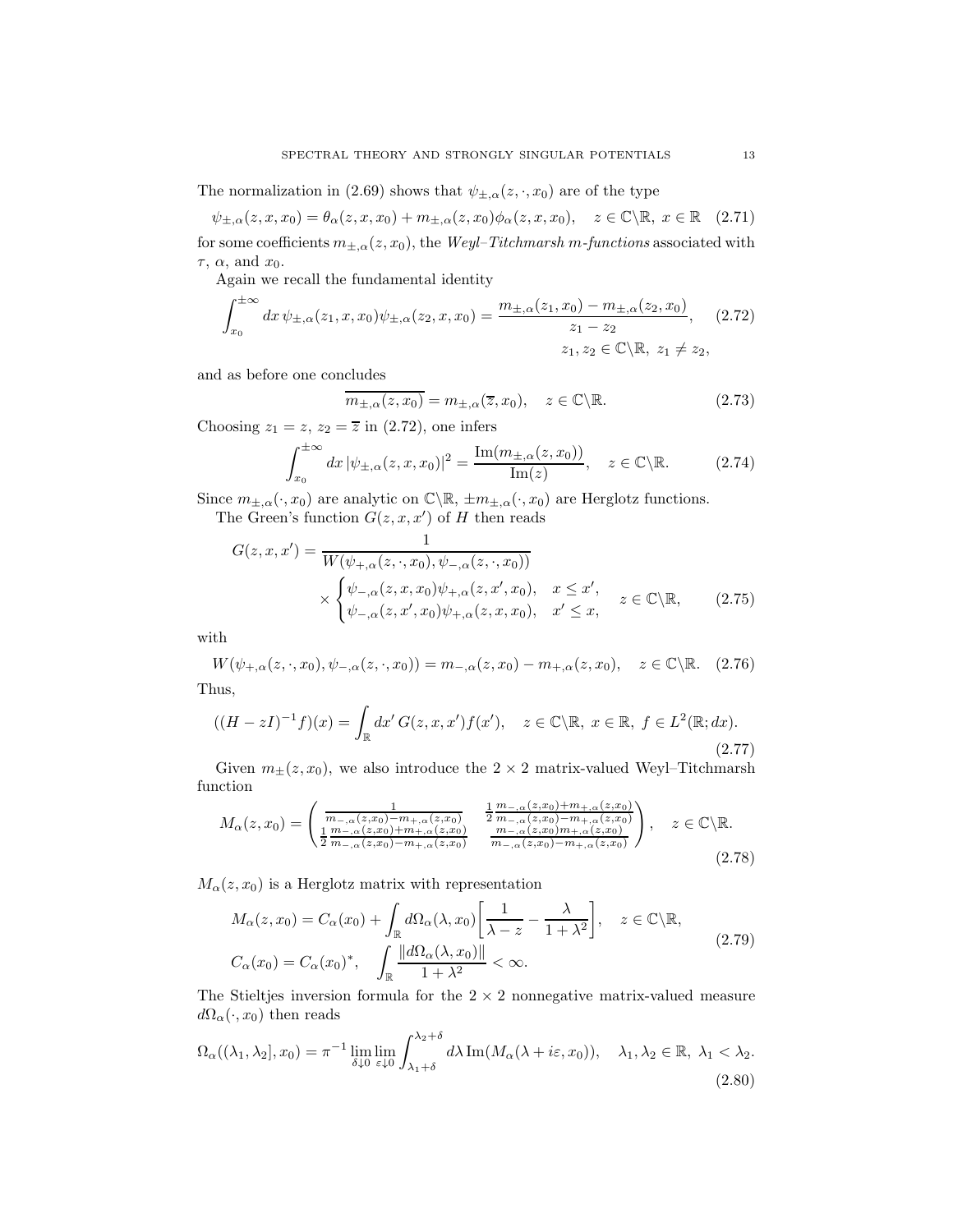The normalization in (2.69) shows that $\psi_{\pm,\alpha}(z,\cdot,x_0)$ are of the type

$$\psi_{\pm,\alpha}(z,x,x_0) = \theta_\alpha(z,x,x_0) + m_{\pm,\alpha}(z,x_0)\phi_\alpha(z,x,x_0), \quad z \in \mathbb{C}\backslash\mathbb{R},\ x \in \mathbb{R} \tag{2.71}$$

for some coefficients $m_{\pm,\alpha}(z,x_0)$, the *Weyl–Titchmarsh m-functions* associated with $\tau$, $\alpha$, and $x_0$.

Again we recall the fundamental identity

$$\int_{x_0}^{\pm\infty} dx\, \psi_{\pm,\alpha}(z_1,x,x_0)\psi_{\pm,\alpha}(z_2,x,x_0) = \frac{m_{\pm,\alpha}(z_1,x_0) - m_{\pm,\alpha}(z_2,x_0)}{z_1 - z_2}, \tag{2.72}$$
$$z_1, z_2 \in \mathbb{C}\backslash\mathbb{R},\ z_1 \neq z_2,$$

and as before one concludes

$$\overline{m_{\pm,\alpha}(z,x_0)} = m_{\pm,\alpha}(\overline{z},x_0), \quad z \in \mathbb{C}\backslash\mathbb{R}. \tag{2.73}$$

Choosing $z_1 = z$, $z_2 = \overline{z}$ in (2.72), one infers

$$\int_{x_0}^{\pm\infty} dx\, |\psi_{\pm,\alpha}(z,x,x_0)|^2 = \frac{\operatorname{Im}(m_{\pm,\alpha}(z,x_0))}{\operatorname{Im}(z)}, \quad z \in \mathbb{C}\backslash\mathbb{R}. \tag{2.74}$$

Since $m_{\pm,\alpha}(\cdot,x_0)$ are analytic on $\mathbb{C}\backslash\mathbb{R}$, $\pm m_{\pm,\alpha}(\cdot,x_0)$ are Herglotz functions.

The Green's function $G(z,x,x')$ of $H$ then reads

$$G(z,x,x') = \frac{1}{W(\psi_{+,\alpha}(z,\cdot,x_0),\psi_{-,\alpha}(z,\cdot,x_0))} \times \begin{cases} \psi_{-,\alpha}(z,x,x_0)\psi_{+,\alpha}(z,x',x_0), & x \leq x', \\ \psi_{-,\alpha}(z,x',x_0)\psi_{+,\alpha}(z,x,x_0), & x' \leq x, \end{cases} \quad z \in \mathbb{C}\backslash\mathbb{R}, \tag{2.75}$$

with

$$W(\psi_{+,\alpha}(z,\cdot,x_0),\psi_{-,\alpha}(z,\cdot,x_0)) = m_{-,\alpha}(z,x_0) - m_{+,\alpha}(z,x_0), \quad z \in \mathbb{C}\backslash\mathbb{R}. \tag{2.76}$$

Thus,

$$((H - zI)^{-1}f)(x) = \int_{\mathbb{R}} dx'\, G(z,x,x')f(x'), \quad z \in \mathbb{C}\backslash\mathbb{R},\ x \in \mathbb{R},\ f \in L^2(\mathbb{R};dx). \tag{2.77}$$

Given $m_\pm(z,x_0)$, we also introduce the $2\times 2$ matrix-valued Weyl–Titchmarsh function

$$M_\alpha(z,x_0) = \begin{pmatrix} \frac{1}{m_{-,\alpha}(z,x_0) - m_{+,\alpha}(z,x_0)} & \frac{1}{2}\frac{m_{-,\alpha}(z,x_0)+m_{+,\alpha}(z,x_0)}{m_{-,\alpha}(z,x_0)-m_{+,\alpha}(z,x_0)} \\ \frac{1}{2}\frac{m_{-,\alpha}(z,x_0)+m_{+,\alpha}(z,x_0)}{m_{-,\alpha}(z,x_0)-m_{+,\alpha}(z,x_0)} & \frac{m_{-,\alpha}(z,x_0)m_{+,\alpha}(z,x_0)}{m_{-,\alpha}(z,x_0)-m_{+,\alpha}(z,x_0)} \end{pmatrix}, \quad z \in \mathbb{C}\backslash\mathbb{R}. \tag{2.78}$$

$M_\alpha(z,x_0)$ is a Herglotz matrix with representation

$$\begin{aligned} &M_\alpha(z,x_0) = C_\alpha(x_0) + \int_{\mathbb{R}} d\Omega_\alpha(\lambda,x_0)\bigg[\frac{1}{\lambda - z} - \frac{\lambda}{1+\lambda^2}\bigg], \quad z \in \mathbb{C}\backslash\mathbb{R}, \\ &C_\alpha(x_0) = C_\alpha(x_0)^*, \quad \int_{\mathbb{R}} \frac{\|d\Omega_\alpha(\lambda,x_0)\|}{1+\lambda^2} < \infty. \end{aligned} \tag{2.79}$$

The Stieltjes inversion formula for the $2\times 2$ nonnegative matrix-valued measure $d\Omega_\alpha(\cdot,x_0)$ then reads

$$\Omega_\alpha((\lambda_1,\lambda_2],x_0) = \pi^{-1}\lim_{\delta\downarrow 0}\lim_{\varepsilon\downarrow 0}\int_{\lambda_1+\delta}^{\lambda_2+\delta} d\lambda\, \operatorname{Im}(M_\alpha(\lambda+i\varepsilon,x_0)), \quad \lambda_1,\lambda_2 \in \mathbb{R},\ \lambda_1 < \lambda_2. \tag{2.80}$$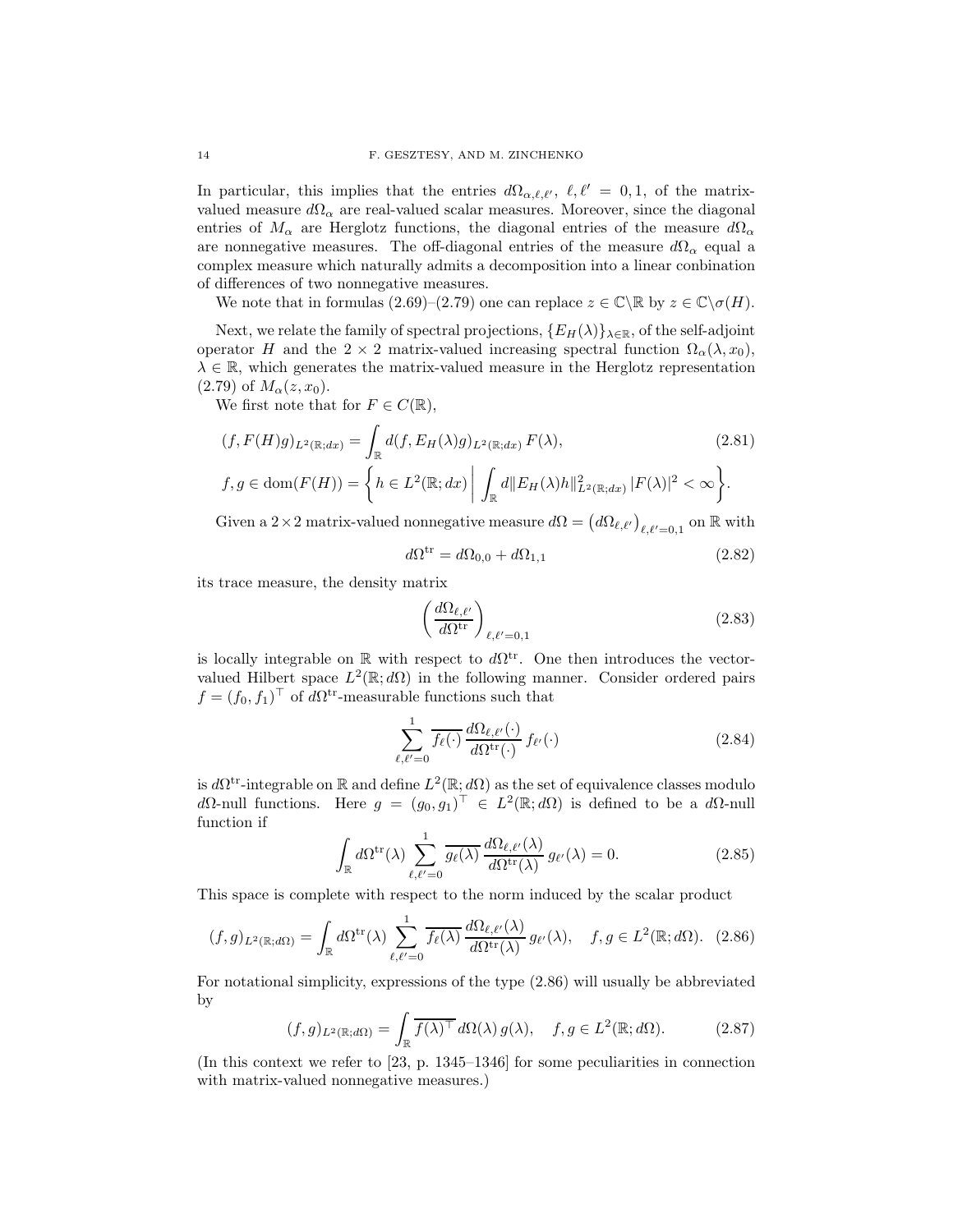In particular, this implies that the entries $d\Omega_{\alpha,\ell,\ell'}$, $\ell,\ell' = 0,1$, of the matrix-valued measure $d\Omega_\alpha$ are real-valued scalar measures. Moreover, since the diagonal entries of $M_\alpha$ are Herglotz functions, the diagonal entries of the measure $d\Omega_\alpha$ are nonnegative measures. The off-diagonal entries of the measure $d\Omega_\alpha$ equal a complex measure which naturally admits a decomposition into a linear conbination of differences of two nonnegative measures.

We note that in formulas (2.69)–(2.79) one can replace $z \in \mathbb{C}\backslash\mathbb{R}$ by $z \in \mathbb{C}\backslash\sigma(H)$.

Next, we relate the family of spectral projections, $\{E_H(\lambda)\}_{\lambda\in\mathbb{R}}$, of the self-adjoint operator $H$ and the $2\times 2$ matrix-valued increasing spectral function $\Omega_\alpha(\lambda, x_0)$, $\lambda \in \mathbb{R}$, which generates the matrix-valued measure in the Herglotz representation (2.79) of $M_\alpha(z, x_0)$.

We first note that for $F \in C(\mathbb{R})$,

$$
\begin{aligned}
&(f, F(H)g)_{L^2(\mathbb{R};dx)} = \int_{\mathbb{R}} d(f, E_H(\lambda)g)_{L^2(\mathbb{R};dx)}\, F(\lambda), \\
&f, g \in \operatorname{dom}(F(H)) = \bigg\{ h \in L^2(\mathbb{R};dx) \,\bigg|\, \int_{\mathbb{R}} d\|E_H(\lambda)h\|^2_{L^2(\mathbb{R};dx)}\, |F(\lambda)|^2 < \infty \bigg\}.
\end{aligned}
\tag{2.81}
$$

Given a $2\times 2$ matrix-valued nonnegative measure $d\Omega = \big(d\Omega_{\ell,\ell'}\big)_{\ell,\ell'=0,1}$ on $\mathbb{R}$ with

$$
d\Omega^{\rm tr} = d\Omega_{0,0} + d\Omega_{1,1} \tag{2.82}
$$

its trace measure, the density matrix

$$
\left( \frac{d\Omega_{\ell,\ell'}}{d\Omega^{\rm tr}} \right)_{\ell,\ell'=0,1} \tag{2.83}
$$

is locally integrable on $\mathbb{R}$ with respect to $d\Omega^{\rm tr}$. One then introduces the vector-valued Hilbert space $L^2(\mathbb{R}; d\Omega)$ in the following manner. Consider ordered pairs $f = (f_0, f_1)^\top$ of $d\Omega^{\rm tr}$-measurable functions such that

$$
\sum_{\ell,\ell'=0}^{1} \overline{f_\ell(\cdot)}\, \frac{d\Omega_{\ell,\ell'}(\cdot)}{d\Omega^{\rm tr}(\cdot)}\, f_{\ell'}(\cdot) \tag{2.84}
$$

is $d\Omega^{\rm tr}$-integrable on $\mathbb{R}$ and define $L^2(\mathbb{R}; d\Omega)$ as the set of equivalence classes modulo $d\Omega$-null functions. Here $g = (g_0, g_1)^\top \in L^2(\mathbb{R}; d\Omega)$ is defined to be a $d\Omega$-null function if

$$
\int_{\mathbb{R}} d\Omega^{\rm tr}(\lambda) \sum_{\ell,\ell'=0}^{1} \overline{g_\ell(\lambda)}\, \frac{d\Omega_{\ell,\ell'}(\lambda)}{d\Omega^{\rm tr}(\lambda)}\, g_{\ell'}(\lambda) = 0. \tag{2.85}
$$

This space is complete with respect to the norm induced by the scalar product

$$
(f, g)_{L^2(\mathbb{R};d\Omega)} = \int_{\mathbb{R}} d\Omega^{\rm tr}(\lambda) \sum_{\ell,\ell'=0}^{1} \overline{f_\ell(\lambda)}\, \frac{d\Omega_{\ell,\ell'}(\lambda)}{d\Omega^{\rm tr}(\lambda)}\, g_{\ell'}(\lambda), \quad f, g \in L^2(\mathbb{R}; d\Omega). \tag{2.86}
$$

For notational simplicity, expressions of the type (2.86) will usually be abbreviated by

$$
(f, g)_{L^2(\mathbb{R};d\Omega)} = \int_{\mathbb{R}} \overline{f(\lambda)^\top}\, d\Omega(\lambda)\, g(\lambda), \quad f, g \in L^2(\mathbb{R}; d\Omega). \tag{2.87}
$$

(In this context we refer to [23, p. 1345–1346] for some peculiarities in connection with matrix-valued nonnegative measures.)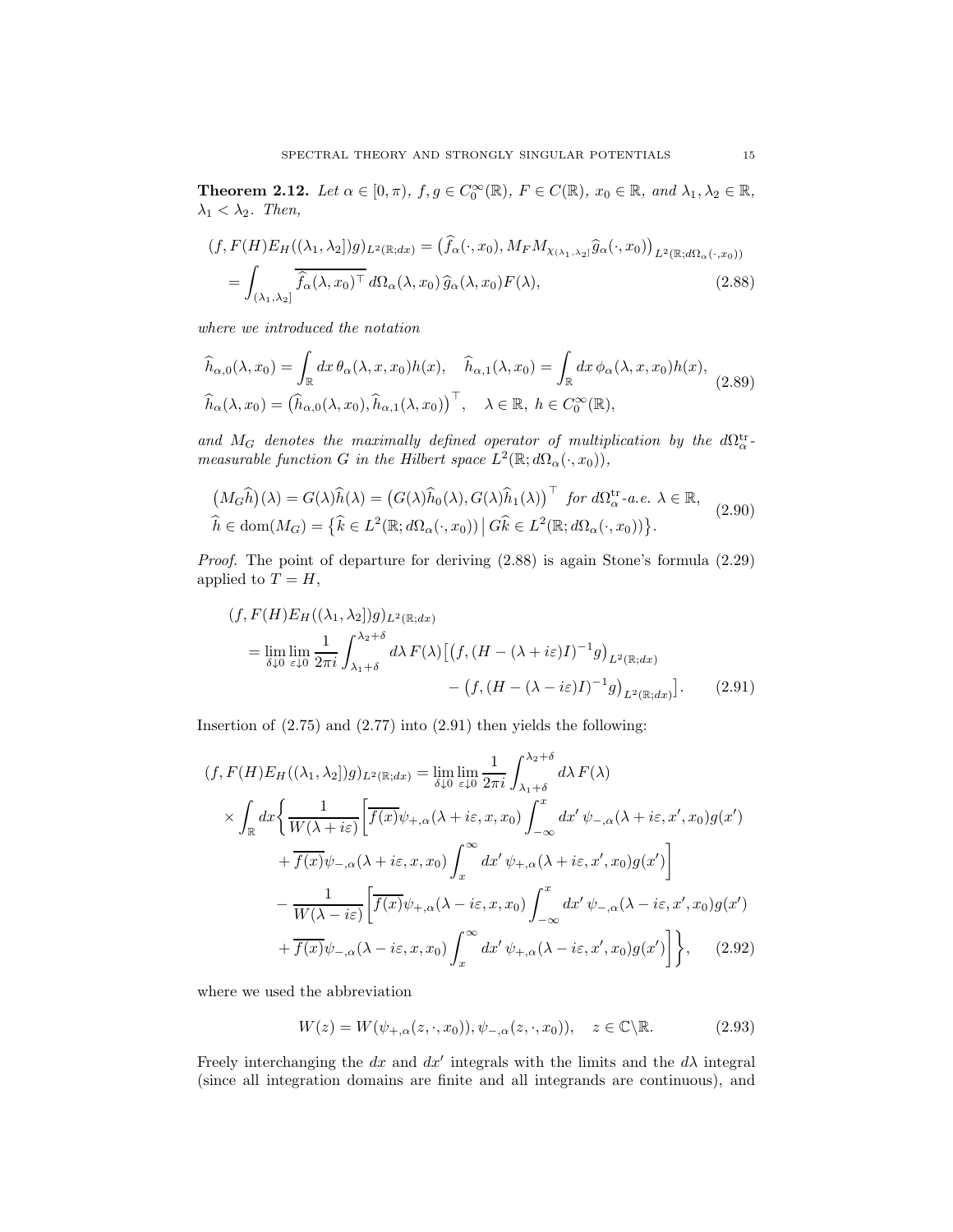**Theorem 2.12.** *Let $\alpha \in [0,\pi)$, $f,g \in C_0^\infty(\mathbb{R})$, $F \in C(\mathbb{R})$, $x_0 \in \mathbb{R}$, and $\lambda_1, \lambda_2 \in \mathbb{R}$, $\lambda_1 < \lambda_2$. Then,*

$$
\begin{aligned}
(f, F(H)E_H((\lambda_1,\lambda_2])g)_{L^2(\mathbb{R};dx)} &= \big(\widehat{f}_\alpha(\cdot,x_0), M_F M_{\chi_{(\lambda_1,\lambda_2]}} \widehat{g}_\alpha(\cdot,x_0)\big)_{L^2(\mathbb{R};d\Omega_\alpha(\cdot,x_0))} \\
&= \int_{(\lambda_1,\lambda_2]} \overline{\widehat{f}_\alpha(\lambda,x_0)^\top}\, d\Omega_\alpha(\lambda,x_0)\, \widehat{g}_\alpha(\lambda,x_0) F(\lambda),
\end{aligned}
\tag{2.88}
$$

*where we introduced the notation*

$$
\begin{aligned}
&\widehat{h}_{\alpha,0}(\lambda,x_0) = \int_{\mathbb{R}} dx\, \theta_\alpha(\lambda,x,x_0) h(x), \quad \widehat{h}_{\alpha,1}(\lambda,x_0) = \int_{\mathbb{R}} dx\, \phi_\alpha(\lambda,x,x_0) h(x), \\
&\widehat{h}_\alpha(\lambda,x_0) = \big(\widehat{h}_{\alpha,0}(\lambda,x_0), \widehat{h}_{\alpha,1}(\lambda,x_0)\big)^\top, \quad \lambda \in \mathbb{R},\ h \in C_0^\infty(\mathbb{R}),
\end{aligned}
\tag{2.89}
$$

*and $M_G$ denotes the maximally defined operator of multiplication by the $d\Omega_\alpha^{\rm tr}$-measurable function $G$ in the Hilbert space $L^2(\mathbb{R}; d\Omega_\alpha(\cdot,x_0))$,*

$$
\begin{aligned}
&\big(M_G \widehat{h}\big)(\lambda) = G(\lambda)\widehat{h}(\lambda) = \big(G(\lambda)\widehat{h}_0(\lambda), G(\lambda)\widehat{h}_1(\lambda)\big)^\top \ \text{ for } d\Omega_\alpha^{\rm tr}\text{-a.e. } \lambda \in \mathbb{R}, \\
&\widehat{h} \in \operatorname{dom}(M_G) = \big\{\widehat{k} \in L^2(\mathbb{R}; d\Omega_\alpha(\cdot,x_0)) \,\big|\, G\widehat{k} \in L^2(\mathbb{R}; d\Omega_\alpha(\cdot,x_0))\big\}.
\end{aligned}
\tag{2.90}
$$

*Proof.* The point of departure for deriving (2.88) is again Stone's formula (2.29) applied to $T = H$,

$$
\begin{aligned}
&(f, F(H)E_H((\lambda_1,\lambda_2])g)_{L^2(\mathbb{R};dx)} \\
&\quad = \lim_{\delta\downarrow 0}\lim_{\varepsilon\downarrow 0} \frac{1}{2\pi i}\int_{\lambda_1+\delta}^{\lambda_2+\delta} d\lambda\, F(\lambda)\big[\big(f,(H-(\lambda+i\varepsilon)I)^{-1}g\big)_{L^2(\mathbb{R};dx)} \\
&\qquad\qquad\qquad\qquad\qquad - \big(f,(H-(\lambda-i\varepsilon)I)^{-1}g\big)_{L^2(\mathbb{R};dx)}\big].
\end{aligned}
\tag{2.91}
$$

Insertion of (2.75) and (2.77) into (2.91) then yields the following:

$$
\begin{aligned}
&(f, F(H)E_H((\lambda_1,\lambda_2])g)_{L^2(\mathbb{R};dx)} = \lim_{\delta\downarrow 0}\lim_{\varepsilon\downarrow 0} \frac{1}{2\pi i}\int_{\lambda_1+\delta}^{\lambda_2+\delta} d\lambda\, F(\lambda) \\
&\quad \times \int_{\mathbb{R}} dx \bigg\{ \frac{1}{W(\lambda+i\varepsilon)}\bigg[\overline{f(x)}\psi_{+,\alpha}(\lambda+i\varepsilon,x,x_0)\int_{-\infty}^{x} dx'\, \psi_{-,\alpha}(\lambda+i\varepsilon,x',x_0)g(x') \\
&\qquad + \overline{f(x)}\psi_{-,\alpha}(\lambda+i\varepsilon,x,x_0)\int_{x}^{\infty} dx'\, \psi_{+,\alpha}(\lambda+i\varepsilon,x',x_0)g(x')\bigg] \\
&\qquad - \frac{1}{W(\lambda-i\varepsilon)}\bigg[\overline{f(x)}\psi_{+,\alpha}(\lambda-i\varepsilon,x,x_0)\int_{-\infty}^{x} dx'\, \psi_{-,\alpha}(\lambda-i\varepsilon,x',x_0)g(x') \\
&\qquad + \overline{f(x)}\psi_{-,\alpha}(\lambda-i\varepsilon,x,x_0)\int_{x}^{\infty} dx'\, \psi_{+,\alpha}(\lambda-i\varepsilon,x',x_0)g(x')\bigg]\bigg\},
\end{aligned}
\tag{2.92}
$$

where we used the abbreviation

$$
W(z) = W(\psi_{+,\alpha}(z,\cdot,x_0)), \psi_{-,\alpha}(z,\cdot,x_0)), \quad z \in \mathbb{C}\backslash\mathbb{R}.
\tag{2.93}
$$

Freely interchanging the $dx$ and $dx'$ integrals with the limits and the $d\lambda$ integral (since all integration domains are finite and all integrands are continuous), and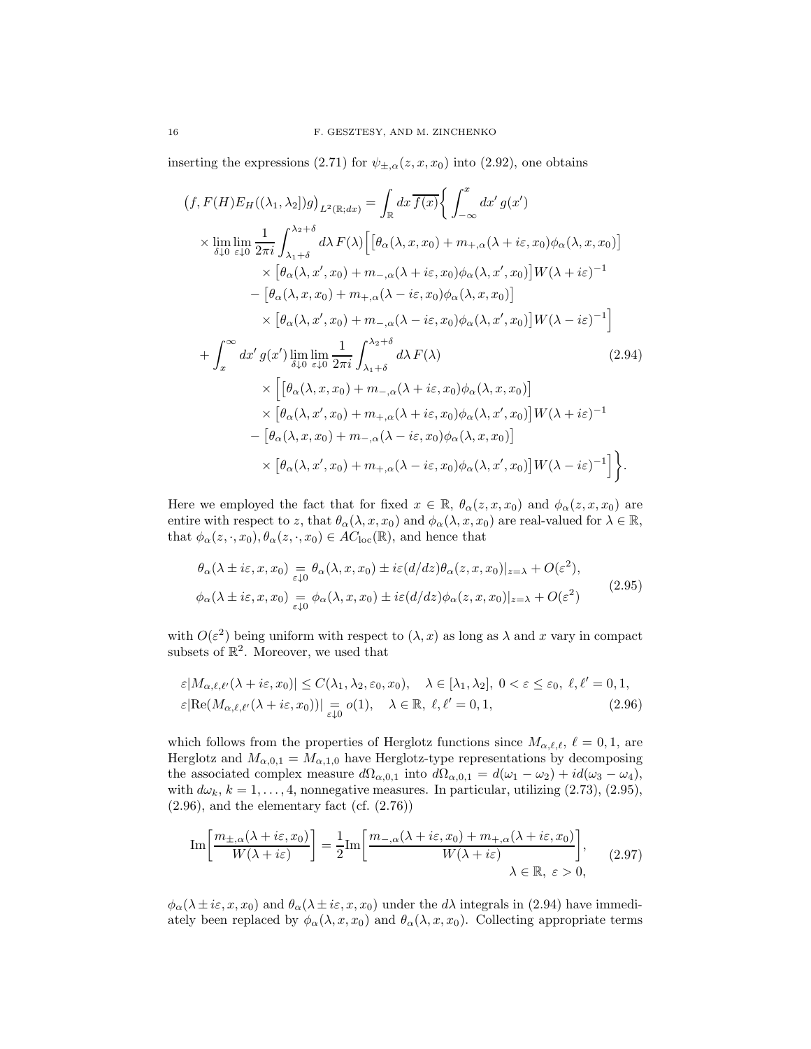inserting the expressions (2.71) for $\psi_{\pm,\alpha}(z,x,x_0)$ into (2.92), one obtains

$$
\begin{aligned}
\big(f, F(H)E_H((\lambda_1,\lambda_2])g\big)_{L^2(\mathbb{R};dx)} &= \int_{\mathbb{R}} dx\, \overline{f(x)} \bigg\{ \int_{-\infty}^{x} dx'\, g(x') \\
&\times \lim_{\delta\downarrow 0}\lim_{\varepsilon\downarrow 0} \frac{1}{2\pi i}\int_{\lambda_1+\delta}^{\lambda_2+\delta} d\lambda\, F(\lambda) \Big[ \big[\theta_\alpha(\lambda,x,x_0) + m_{+,\alpha}(\lambda+i\varepsilon,x_0)\phi_\alpha(\lambda,x,x_0)\big] \\
&\quad\times \big[\theta_\alpha(\lambda,x',x_0) + m_{-,\alpha}(\lambda+i\varepsilon,x_0)\phi_\alpha(\lambda,x',x_0)\big] W(\lambda+i\varepsilon)^{-1} \\
&\quad - \big[\theta_\alpha(\lambda,x,x_0) + m_{+,\alpha}(\lambda-i\varepsilon,x_0)\phi_\alpha(\lambda,x,x_0)\big] \\
&\quad\times \big[\theta_\alpha(\lambda,x',x_0) + m_{-,\alpha}(\lambda-i\varepsilon,x_0)\phi_\alpha(\lambda,x',x_0)\big] W(\lambda-i\varepsilon)^{-1} \Big] \\
&+ \int_{x}^{\infty} dx'\, g(x') \lim_{\delta\downarrow 0}\lim_{\varepsilon\downarrow 0} \frac{1}{2\pi i}\int_{\lambda_1+\delta}^{\lambda_2+\delta} d\lambda\, F(\lambda) \qquad\qquad (2.94) \\
&\quad\times \Big[ \big[\theta_\alpha(\lambda,x,x_0) + m_{-,\alpha}(\lambda+i\varepsilon,x_0)\phi_\alpha(\lambda,x,x_0)\big] \\
&\quad\times \big[\theta_\alpha(\lambda,x',x_0) + m_{+,\alpha}(\lambda+i\varepsilon,x_0)\phi_\alpha(\lambda,x',x_0)\big] W(\lambda+i\varepsilon)^{-1} \\
&\quad - \big[\theta_\alpha(\lambda,x,x_0) + m_{-,\alpha}(\lambda-i\varepsilon,x_0)\phi_\alpha(\lambda,x,x_0)\big] \\
&\quad\times \big[\theta_\alpha(\lambda,x',x_0) + m_{+,\alpha}(\lambda-i\varepsilon,x_0)\phi_\alpha(\lambda,x',x_0)\big] W(\lambda-i\varepsilon)^{-1} \Big] \bigg\}.
\end{aligned}
$$

Here we employed the fact that for fixed $x \in \mathbb{R}$, $\theta_\alpha(z,x,x_0)$ and $\phi_\alpha(z,x,x_0)$ are entire with respect to $z$, that $\theta_\alpha(\lambda,x,x_0)$ and $\phi_\alpha(\lambda,x,x_0)$ are real-valued for $\lambda\in\mathbb{R}$, that $\phi_\alpha(z,\cdot,x_0), \theta_\alpha(z,\cdot,x_0) \in AC_{\rm loc}(\mathbb{R})$, and hence that

$$
\begin{aligned}
\theta_\alpha(\lambda\pm i\varepsilon,x,x_0) &\underset{\varepsilon\downarrow 0}{=} \theta_\alpha(\lambda,x,x_0) \pm i\varepsilon (d/dz)\theta_\alpha(z,x,x_0)|_{z=\lambda} + O(\varepsilon^2), \\
\phi_\alpha(\lambda\pm i\varepsilon,x,x_0) &\underset{\varepsilon\downarrow 0}{=} \phi_\alpha(\lambda,x,x_0) \pm i\varepsilon (d/dz)\phi_\alpha(z,x,x_0)|_{z=\lambda} + O(\varepsilon^2)
\end{aligned}
\qquad (2.95)
$$

with $O(\varepsilon^2)$ being uniform with respect to $(\lambda,x)$ as long as $\lambda$ and $x$ vary in compact subsets of $\mathbb{R}^2$. Moreover, we used that

$$
\begin{aligned}
&\varepsilon |M_{\alpha,\ell,\ell'}(\lambda+i\varepsilon,x_0)| \le C(\lambda_1,\lambda_2,\varepsilon_0,x_0), \quad \lambda\in[\lambda_1,\lambda_2],\ 0<\varepsilon\le\varepsilon_0,\ \ell,\ell'=0,1, \\
&\varepsilon |\mathrm{Re}(M_{\alpha,\ell,\ell'}(\lambda+i\varepsilon,x_0))| \underset{\varepsilon\downarrow 0}{=} o(1), \quad \lambda\in\mathbb{R},\ \ell,\ell'=0,1,
\end{aligned}
\qquad (2.96)
$$

which follows from the properties of Herglotz functions since $M_{\alpha,\ell,\ell}$, $\ell=0,1$, are Herglotz and $M_{\alpha,0,1} = M_{\alpha,1,0}$ have Herglotz-type representations by decomposing the associated complex measure $d\Omega_{\alpha,0,1}$ into $d\Omega_{\alpha,0,1} = d(\omega_1-\omega_2) + id(\omega_3-\omega_4)$, with $d\omega_k$, $k=1,\dots,4$, nonnegative measures. In particular, utilizing (2.73), (2.95), (2.96), and the elementary fact (cf. (2.76))

$$
\mathrm{Im}\bigg[\frac{m_{\pm,\alpha}(\lambda+i\varepsilon,x_0)}{W(\lambda+i\varepsilon)}\bigg] = \frac{1}{2}\mathrm{Im}\bigg[\frac{m_{-,\alpha}(\lambda+i\varepsilon,x_0) + m_{+,\alpha}(\lambda+i\varepsilon,x_0)}{W(\lambda+i\varepsilon)}\bigg], \quad \lambda\in\mathbb{R},\ \varepsilon>0,
\qquad (2.97)
$$

$\phi_\alpha(\lambda\pm i\varepsilon,x,x_0)$ and $\theta_\alpha(\lambda\pm i\varepsilon,x,x_0)$ under the $d\lambda$ integrals in (2.94) have immediately been replaced by $\phi_\alpha(\lambda,x,x_0)$ and $\theta_\alpha(\lambda,x,x_0)$. Collecting appropriate terms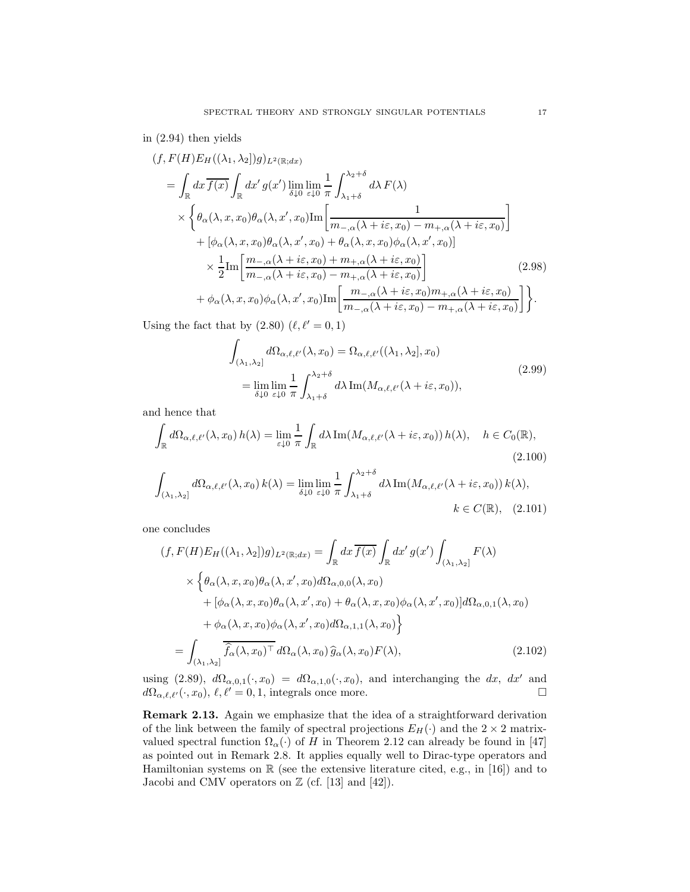in (2.94) then yields

$$
\begin{aligned}
&(f, F(H)E_H((\lambda_1,\lambda_2])g)_{L^2(\mathbb{R};dx)} \\
&= \int_{\mathbb{R}} dx\, \overline{f(x)} \int_{\mathbb{R}} dx'\, g(x') \lim_{\delta\downarrow 0}\lim_{\varepsilon\downarrow 0} \frac{1}{\pi}\int_{\lambda_1+\delta}^{\lambda_2+\delta} d\lambda\, F(\lambda) \\
&\quad \times \bigg\{ \theta_\alpha(\lambda,x,x_0)\theta_\alpha(\lambda,x',x_0)\mathrm{Im}\bigg[\frac{1}{m_{-,\alpha}(\lambda+i\varepsilon,x_0)-m_{+,\alpha}(\lambda+i\varepsilon,x_0)}\bigg] \\
&\qquad + [\phi_\alpha(\lambda,x,x_0)\theta_\alpha(\lambda,x',x_0)+\theta_\alpha(\lambda,x,x_0)\phi_\alpha(\lambda,x',x_0)] \\
&\qquad\quad \times \frac{1}{2}\mathrm{Im}\bigg[\frac{m_{-,\alpha}(\lambda+i\varepsilon,x_0)+m_{+,\alpha}(\lambda+i\varepsilon,x_0)}{m_{-,\alpha}(\lambda+i\varepsilon,x_0)-m_{+,\alpha}(\lambda+i\varepsilon,x_0)}\bigg] \\
&\qquad + \phi_\alpha(\lambda,x,x_0)\phi_\alpha(\lambda,x',x_0)\mathrm{Im}\bigg[\frac{m_{-,\alpha}(\lambda+i\varepsilon,x_0)m_{+,\alpha}(\lambda+i\varepsilon,x_0)}{m_{-,\alpha}(\lambda+i\varepsilon,x_0)-m_{+,\alpha}(\lambda+i\varepsilon,x_0)}\bigg]\bigg\}.
\end{aligned}
\tag{2.98}
$$

Using the fact that by (2.80) $(\ell,\ell'=0,1)$

$$
\begin{aligned}
\int_{(\lambda_1,\lambda_2]} d\Omega_{\alpha,\ell,\ell'}(\lambda,x_0) &= \Omega_{\alpha,\ell,\ell'}((\lambda_1,\lambda_2],x_0) \\
&= \lim_{\delta\downarrow 0}\lim_{\varepsilon\downarrow 0}\frac{1}{\pi}\int_{\lambda_1+\delta}^{\lambda_2+\delta} d\lambda\, \mathrm{Im}(M_{\alpha,\ell,\ell'}(\lambda+i\varepsilon,x_0)),
\end{aligned}
\tag{2.99}
$$

and hence that

$$
\int_{\mathbb{R}} d\Omega_{\alpha,\ell,\ell'}(\lambda,x_0)\, h(\lambda) = \lim_{\varepsilon\downarrow 0}\frac{1}{\pi}\int_{\mathbb{R}} d\lambda\, \mathrm{Im}(M_{\alpha,\ell,\ell'}(\lambda+i\varepsilon,x_0))\, h(\lambda), \quad h\in C_0(\mathbb{R}),
\tag{2.100}
$$

$$
\int_{(\lambda_1,\lambda_2]} d\Omega_{\alpha,\ell,\ell'}(\lambda,x_0)\, k(\lambda) = \lim_{\delta\downarrow 0}\lim_{\varepsilon\downarrow 0}\frac{1}{\pi}\int_{\lambda_1+\delta}^{\lambda_2+\delta} d\lambda\, \mathrm{Im}(M_{\alpha,\ell,\ell'}(\lambda+i\varepsilon,x_0))\, k(\lambda), \quad k\in C(\mathbb{R}),
\tag{2.101}
$$

one concludes

$$
\begin{aligned}
(f, F(H)E_H((\lambda_1,\lambda_2])g)_{L^2(\mathbb{R};dx)} &= \int_{\mathbb{R}} dx\, \overline{f(x)} \int_{\mathbb{R}} dx'\, g(x') \int_{(\lambda_1,\lambda_2]} F(\lambda) \\
&\quad \times \Big\{ \theta_\alpha(\lambda,x,x_0)\theta_\alpha(\lambda,x',x_0) d\Omega_{\alpha,0,0}(\lambda,x_0) \\
&\qquad + [\phi_\alpha(\lambda,x,x_0)\theta_\alpha(\lambda,x',x_0)+\theta_\alpha(\lambda,x,x_0)\phi_\alpha(\lambda,x',x_0)] d\Omega_{\alpha,0,1}(\lambda,x_0) \\
&\qquad + \phi_\alpha(\lambda,x,x_0)\phi_\alpha(\lambda,x',x_0) d\Omega_{\alpha,1,1}(\lambda,x_0)\Big\} \\
&= \int_{(\lambda_1,\lambda_2]} \overline{\widehat{f}_\alpha(\lambda,x_0)^\top}\, d\Omega_\alpha(\lambda,x_0)\, \widehat{g}_\alpha(\lambda,x_0) F(\lambda),
\end{aligned}
\tag{2.102}
$$

using (2.89), $d\Omega_{\alpha,0,1}(\cdot,x_0) = d\Omega_{\alpha,1,0}(\cdot,x_0)$, and interchanging the $dx$, $dx'$ and $d\Omega_{\alpha,\ell,\ell'}(\cdot,x_0)$, $\ell,\ell'=0,1$, integrals once more. $\square$

**Remark 2.13.** Again we emphasize that the idea of a straightforward derivation of the link between the family of spectral projections $E_H(\cdot)$ and the $2\times 2$ matrix-valued spectral function $\Omega_\alpha(\cdot)$ of $H$ in Theorem 2.12 can already be found in [47] as pointed out in Remark 2.8. It applies equally well to Dirac-type operators and Hamiltonian systems on $\mathbb{R}$ (see the extensive literature cited, e.g., in [16]) and to Jacobi and CMV operators on $\mathbb{Z}$ (cf. [13] and [42]).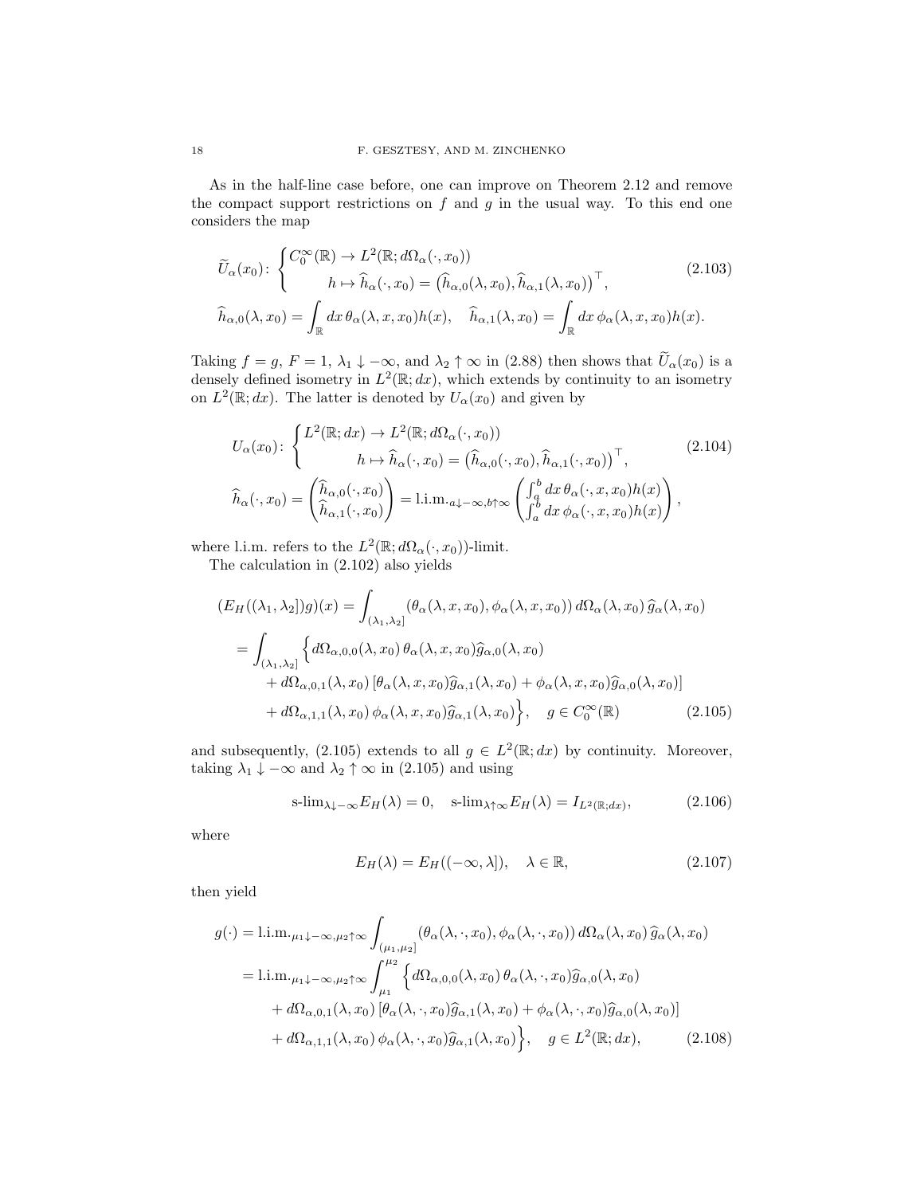As in the half-line case before, one can improve on Theorem 2.12 and remove the compact support restrictions on $f$ and $g$ in the usual way. To this end one considers the map

$$
\widetilde{U}_\alpha(x_0)\colon \begin{cases} C_0^\infty(\mathbb{R}) \to L^2(\mathbb{R}; d\Omega_\alpha(\cdot, x_0)) \\ \qquad\qquad h \mapsto \widehat{h}_\alpha(\cdot, x_0) = \big(\widehat{h}_{\alpha,0}(\lambda, x_0), \widehat{h}_{\alpha,1}(\lambda, x_0)\big)^\top, \end{cases} \tag{2.103}
$$

$$
\widehat{h}_{\alpha,0}(\lambda, x_0) = \int_{\mathbb{R}} dx\, \theta_\alpha(\lambda, x, x_0) h(x), \quad \widehat{h}_{\alpha,1}(\lambda, x_0) = \int_{\mathbb{R}} dx\, \phi_\alpha(\lambda, x, x_0) h(x).
$$

Taking $f = g$, $F = 1$, $\lambda_1 \downarrow -\infty$, and $\lambda_2 \uparrow \infty$ in (2.88) then shows that $\widetilde{U}_\alpha(x_0)$ is a densely defined isometry in $L^2(\mathbb{R}; dx)$, which extends by continuity to an isometry on $L^2(\mathbb{R}; dx)$. The latter is denoted by $U_\alpha(x_0)$ and given by

$$
U_\alpha(x_0)\colon \begin{cases} L^2(\mathbb{R}; dx) \to L^2(\mathbb{R}; d\Omega_\alpha(\cdot, x_0)) \\ \qquad\qquad h \mapsto \widehat{h}_\alpha(\cdot, x_0) = \big(\widehat{h}_{\alpha,0}(\cdot, x_0), \widehat{h}_{\alpha,1}(\cdot, x_0)\big)^\top, \end{cases} \tag{2.104}
$$

$$
\widehat{h}_\alpha(\cdot, x_0) = \begin{pmatrix} \widehat{h}_{\alpha,0}(\cdot, x_0) \\ \widehat{h}_{\alpha,1}(\cdot, x_0) \end{pmatrix} = \text{l.i.m.}_{a\downarrow -\infty, b\uparrow\infty} \begin{pmatrix} \int_a^b dx\, \theta_\alpha(\cdot, x, x_0) h(x) \\ \int_a^b dx\, \phi_\alpha(\cdot, x, x_0) h(x) \end{pmatrix},
$$

where l.i.m. refers to the $L^2(\mathbb{R}; d\Omega_\alpha(\cdot, x_0))$-limit.

The calculation in (2.102) also yields

$$
\begin{aligned}
(E_H((\lambda_1, \lambda_2])g)(x) &= \int_{(\lambda_1, \lambda_2]} (\theta_\alpha(\lambda, x, x_0), \phi_\alpha(\lambda, x, x_0))\, d\Omega_\alpha(\lambda, x_0)\, \widehat{g}_\alpha(\lambda, x_0) \\
&= \int_{(\lambda_1, \lambda_2]} \Big\{ d\Omega_{\alpha,0,0}(\lambda, x_0)\, \theta_\alpha(\lambda, x, x_0) \widehat{g}_{\alpha,0}(\lambda, x_0) \\
&\quad + d\Omega_{\alpha,0,1}(\lambda, x_0)\, [\theta_\alpha(\lambda, x, x_0) \widehat{g}_{\alpha,1}(\lambda, x_0) + \phi_\alpha(\lambda, x, x_0) \widehat{g}_{\alpha,0}(\lambda, x_0)] \\
&\quad + d\Omega_{\alpha,1,1}(\lambda, x_0)\, \phi_\alpha(\lambda, x, x_0) \widehat{g}_{\alpha,1}(\lambda, x_0) \Big\}, \quad g \in C_0^\infty(\mathbb{R})
\end{aligned} \tag{2.105}
$$

and subsequently, (2.105) extends to all $g \in L^2(\mathbb{R}; dx)$ by continuity. Moreover, taking $\lambda_1 \downarrow -\infty$ and $\lambda_2 \uparrow \infty$ in (2.105) and using

$$
\text{s-lim}_{\lambda\downarrow -\infty} E_H(\lambda) = 0, \quad \text{s-lim}_{\lambda\uparrow\infty} E_H(\lambda) = I_{L^2(\mathbb{R}; dx)}, \tag{2.106}
$$

where

$$
E_H(\lambda) = E_H((-\infty, \lambda]), \quad \lambda \in \mathbb{R}, \tag{2.107}
$$

then yield

$$
\begin{aligned}
g(\cdot) &= \text{l.i.m.}_{\mu_1\downarrow -\infty, \mu_2\uparrow\infty} \int_{(\mu_1, \mu_2]} (\theta_\alpha(\lambda, \cdot, x_0), \phi_\alpha(\lambda, \cdot, x_0))\, d\Omega_\alpha(\lambda, x_0)\, \widehat{g}_\alpha(\lambda, x_0) \\
&= \text{l.i.m.}_{\mu_1\downarrow -\infty, \mu_2\uparrow\infty} \int_{\mu_1}^{\mu_2} \Big\{ d\Omega_{\alpha,0,0}(\lambda, x_0)\, \theta_\alpha(\lambda, \cdot, x_0) \widehat{g}_{\alpha,0}(\lambda, x_0) \\
&\quad + d\Omega_{\alpha,0,1}(\lambda, x_0)\, [\theta_\alpha(\lambda, \cdot, x_0) \widehat{g}_{\alpha,1}(\lambda, x_0) + \phi_\alpha(\lambda, \cdot, x_0) \widehat{g}_{\alpha,0}(\lambda, x_0)] \\
&\quad + d\Omega_{\alpha,1,1}(\lambda, x_0)\, \phi_\alpha(\lambda, \cdot, x_0) \widehat{g}_{\alpha,1}(\lambda, x_0) \Big\}, \quad g \in L^2(\mathbb{R}; dx),
\end{aligned} \tag{2.108}
$$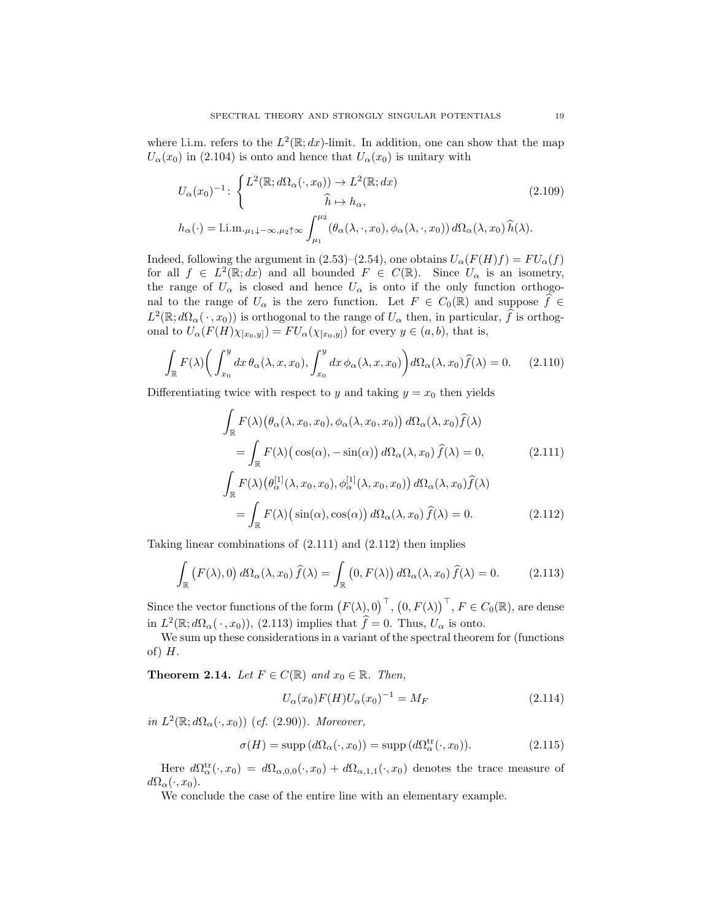where l.i.m. refers to the $L^2(\mathbb{R}; dx)$-limit. In addition, one can show that the map $U_\alpha(x_0)$ in (2.104) is onto and hence that $U_\alpha(x_0)$ is unitary with

$$
\begin{aligned}
&U_\alpha(x_0)^{-1} \colon \begin{cases} L^2(\mathbb{R}; d\Omega_\alpha(\cdot, x_0)) \to L^2(\mathbb{R}; dx) \\ \hspace{4cm} \widehat{h} \mapsto h_\alpha, \end{cases} \\
&h_\alpha(\cdot) = \text{l.i.m.}_{\mu_1 \downarrow -\infty, \mu_2 \uparrow \infty} \int_{\mu_1}^{\mu_2} \big(\theta_\alpha(\lambda, \cdot, x_0), \phi_\alpha(\lambda, \cdot, x_0)\big)\, d\Omega_\alpha(\lambda, x_0)\, \widehat{h}(\lambda).
\end{aligned} \tag{2.109}
$$

Indeed, following the argument in (2.53)–(2.54), one obtains $U_\alpha(F(H)f) = FU_\alpha(f)$ for all $f \in L^2(\mathbb{R}; dx)$ and all bounded $F \in C(\mathbb{R})$. Since $U_\alpha$ is an isometry, the range of $U_\alpha$ is closed and hence $U_\alpha$ is onto if the only function orthogonal to the range of $U_\alpha$ is the zero function. Let $F \in C_0(\mathbb{R})$ and suppose $\widehat{f} \in L^2(\mathbb{R}; d\Omega_\alpha(\,\cdot\,, x_0))$ is orthogonal to the range of $U_\alpha$ then, in particular, $\widehat{f}$ is orthogonal to $U_\alpha(F(H)\chi_{[x_0,y]}) = FU_\alpha(\chi_{[x_0,y]})$ for every $y \in (a,b)$, that is,

$$
\int_{\mathbb{R}} F(\lambda)\bigg( \int_{x_0}^{y} dx\, \theta_\alpha(\lambda, x, x_0), \int_{x_0}^{y} dx\, \phi_\alpha(\lambda, x, x_0)\bigg) d\Omega_\alpha(\lambda, x_0)\widehat{f}(\lambda) = 0. \tag{2.110}
$$

Differentiating twice with respect to $y$ and taking $y = x_0$ then yields

$$
\begin{aligned}
&\int_{\mathbb{R}} F(\lambda)\big(\theta_\alpha(\lambda, x_0, x_0), \phi_\alpha(\lambda, x_0, x_0)\big)\, d\Omega_\alpha(\lambda, x_0)\widehat{f}(\lambda) \\
&\quad = \int_{\mathbb{R}} F(\lambda)\big(\cos(\alpha), -\sin(\alpha)\big)\, d\Omega_\alpha(\lambda, x_0)\, \widehat{f}(\lambda) = 0, 
\end{aligned} \tag{2.111}
$$

$$
\begin{aligned}
&\int_{\mathbb{R}} F(\lambda)\big(\theta_\alpha^{[1]}(\lambda, x_0, x_0), \phi_\alpha^{[1]}(\lambda, x_0, x_0)\big)\, d\Omega_\alpha(\lambda, x_0)\widehat{f}(\lambda) \\
&\quad = \int_{\mathbb{R}} F(\lambda)\big(\sin(\alpha), \cos(\alpha)\big)\, d\Omega_\alpha(\lambda, x_0)\, \widehat{f}(\lambda) = 0.
\end{aligned} \tag{2.112}
$$

Taking linear combinations of (2.111) and (2.112) then implies

$$
\int_{\mathbb{R}} \big(F(\lambda), 0\big)\, d\Omega_\alpha(\lambda, x_0)\, \widehat{f}(\lambda) = \int_{\mathbb{R}} \big(0, F(\lambda)\big)\, d\Omega_\alpha(\lambda, x_0)\, \widehat{f}(\lambda) = 0. \tag{2.113}
$$

Since the vector functions of the form $\big(F(\lambda), 0\big)^\top$, $\big(0, F(\lambda)\big)^\top$, $F \in C_0(\mathbb{R})$, are dense in $L^2(\mathbb{R}; d\Omega_\alpha(\,\cdot\,, x_0))$, (2.113) implies that $\widehat{f} = 0$. Thus, $U_\alpha$ is onto.

We sum up these considerations in a variant of the spectral theorem for (functions of) $H$.

**Theorem 2.14.** *Let $F \in C(\mathbb{R})$ and $x_0 \in \mathbb{R}$. Then,*

$$
U_\alpha(x_0)F(H)U_\alpha(x_0)^{-1} = M_F \tag{2.114}
$$

*in $L^2(\mathbb{R}; d\Omega_\alpha(\cdot, x_0))$ (cf. (2.90)). Moreover,*

$$
\sigma(H) = \operatorname{supp}\,(d\Omega_\alpha(\cdot, x_0)) = \operatorname{supp}\,(d\Omega_\alpha^{\rm tr}(\cdot, x_0)). \tag{2.115}
$$

Here $d\Omega_\alpha^{\rm tr}(\cdot, x_0) = d\Omega_{\alpha,0,0}(\cdot, x_0) + d\Omega_{\alpha,1,1}(\cdot, x_0)$ denotes the trace measure of $d\Omega_\alpha(\cdot, x_0)$.

We conclude the case of the entire line with an elementary example.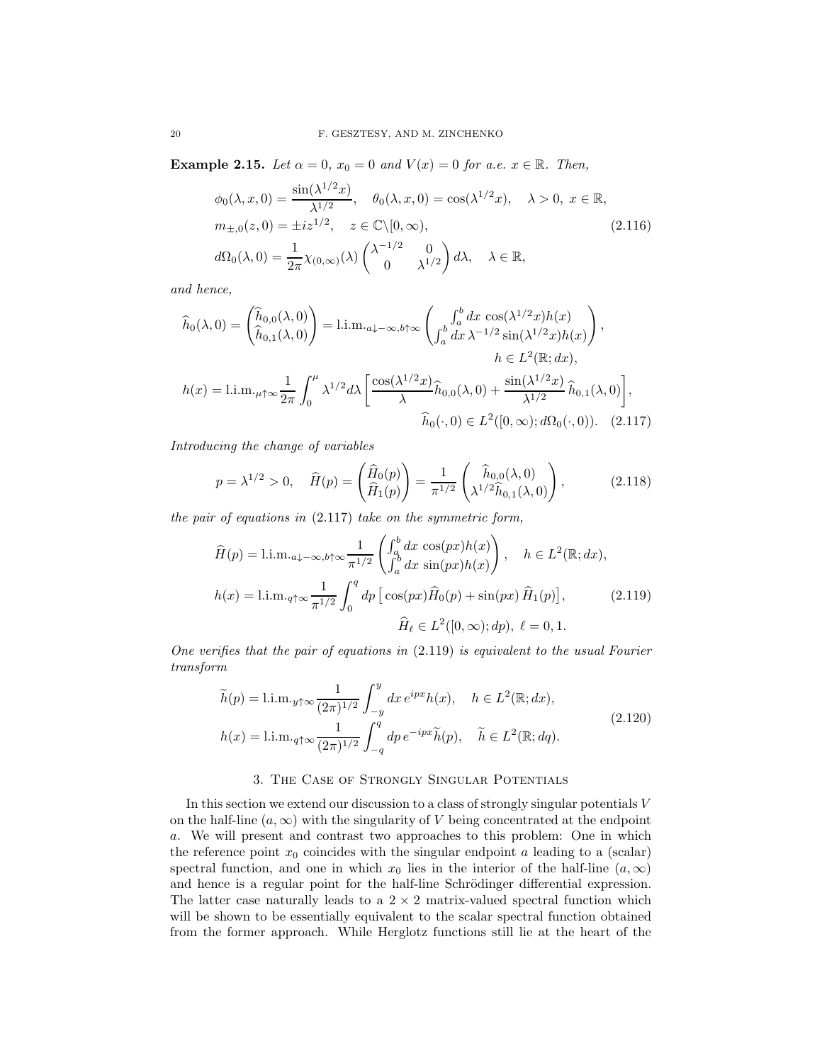**Example 2.15.** *Let $\alpha = 0$, $x_0 = 0$ and $V(x) = 0$ for a.e. $x \in \mathbb{R}$. Then,*

$$
\begin{aligned}
&\phi_0(\lambda, x, 0) = \frac{\sin(\lambda^{1/2} x)}{\lambda^{1/2}}, \quad \theta_0(\lambda, x, 0) = \cos(\lambda^{1/2} x), \quad \lambda > 0, \ x \in \mathbb{R}, \\
&m_{\pm,0}(z, 0) = \pm i z^{1/2}, \quad z \in \mathbb{C}\backslash[0, \infty), \\
&d\Omega_0(\lambda, 0) = \frac{1}{2\pi} \chi_{(0,\infty)}(\lambda) \begin{pmatrix} \lambda^{-1/2} & 0 \\ 0 & \lambda^{1/2} \end{pmatrix} d\lambda, \quad \lambda \in \mathbb{R},
\end{aligned}
\tag{2.116}
$$

*and hence,*

$$
\begin{aligned}
&\widehat{h}_0(\lambda, 0) = \begin{pmatrix} \widehat{h}_{0,0}(\lambda, 0) \\ \widehat{h}_{0,1}(\lambda, 0) \end{pmatrix} = \text{l.i.m.}_{a \downarrow -\infty, b \uparrow \infty} \begin{pmatrix} \int_a^b dx \, \cos(\lambda^{1/2} x) h(x) \\ \int_a^b dx \, \lambda^{-1/2} \sin(\lambda^{1/2} x) h(x) \end{pmatrix}, \\
&\hspace{20em} h \in L^2(\mathbb{R}; dx), \\
&h(x) = \text{l.i.m.}_{\mu \uparrow \infty} \frac{1}{2\pi} \int_0^\mu \lambda^{1/2} d\lambda \left[ \frac{\cos(\lambda^{1/2} x)}{\lambda} \widehat{h}_{0,0}(\lambda, 0) + \frac{\sin(\lambda^{1/2} x)}{\lambda^{1/2}} \, \widehat{h}_{0,1}(\lambda, 0) \right], \\
&\hspace{20em} \widehat{h}_0(\cdot, 0) \in L^2([0, \infty); d\Omega_0(\cdot, 0)).
\end{aligned}
\tag{2.117}
$$

*Introducing the change of variables*

$$
p = \lambda^{1/2} > 0, \quad \widehat{H}(p) = \begin{pmatrix} \widehat{H}_0(p) \\ \widehat{H}_1(p) \end{pmatrix} = \frac{1}{\pi^{1/2}} \begin{pmatrix} \widehat{h}_{0,0}(\lambda, 0) \\ \lambda^{1/2} \widehat{h}_{0,1}(\lambda, 0) \end{pmatrix},
\tag{2.118}
$$

*the pair of equations in* (2.117) *take on the symmetric form,*

$$
\begin{aligned}
&\widehat{H}(p) = \text{l.i.m.}_{a \downarrow -\infty, b \uparrow \infty} \frac{1}{\pi^{1/2}} \begin{pmatrix} \int_a^b dx \, \cos(px) h(x) \\ \int_a^b dx \, \sin(px) h(x) \end{pmatrix}, \quad h \in L^2(\mathbb{R}; dx), \\
&h(x) = \text{l.i.m.}_{q \uparrow \infty} \frac{1}{\pi^{1/2}} \int_0^q dp \left[ \cos(px) \widehat{H}_0(p) + \sin(px) \, \widehat{H}_1(p) \right], \\
&\hspace{20em} \widehat{H}_\ell \in L^2([0, \infty); dp), \ \ell = 0, 1.
\end{aligned}
\tag{2.119}
$$

*One verifies that the pair of equations in* (2.119) *is equivalent to the usual Fourier transform*

$$
\begin{aligned}
&\widetilde{h}(p) = \text{l.i.m.}_{y \uparrow \infty} \frac{1}{(2\pi)^{1/2}} \int_{-y}^y dx \, e^{ipx} h(x), \quad h \in L^2(\mathbb{R}; dx), \\
&h(x) = \text{l.i.m.}_{q \uparrow \infty} \frac{1}{(2\pi)^{1/2}} \int_{-q}^q dp \, e^{-ipx} \widetilde{h}(p), \quad \widetilde{h} \in L^2(\mathbb{R}; dq).
\end{aligned}
\tag{2.120}
$$

## 3. The Case of Strongly Singular Potentials

In this section we extend our discussion to a class of strongly singular potentials $V$ on the half-line $(a, \infty)$ with the singularity of $V$ being concentrated at the endpoint $a$. We will present and contrast two approaches to this problem: One in which the reference point $x_0$ coincides with the singular endpoint $a$ leading to a (scalar) spectral function, and one in which $x_0$ lies in the interior of the half-line $(a, \infty)$ and hence is a regular point for the half-line Schrödinger differential expression. The latter case naturally leads to a $2 \times 2$ matrix-valued spectral function which will be shown to be essentially equivalent to the scalar spectral function obtained from the former approach. While Herglotz functions still lie at the heart of the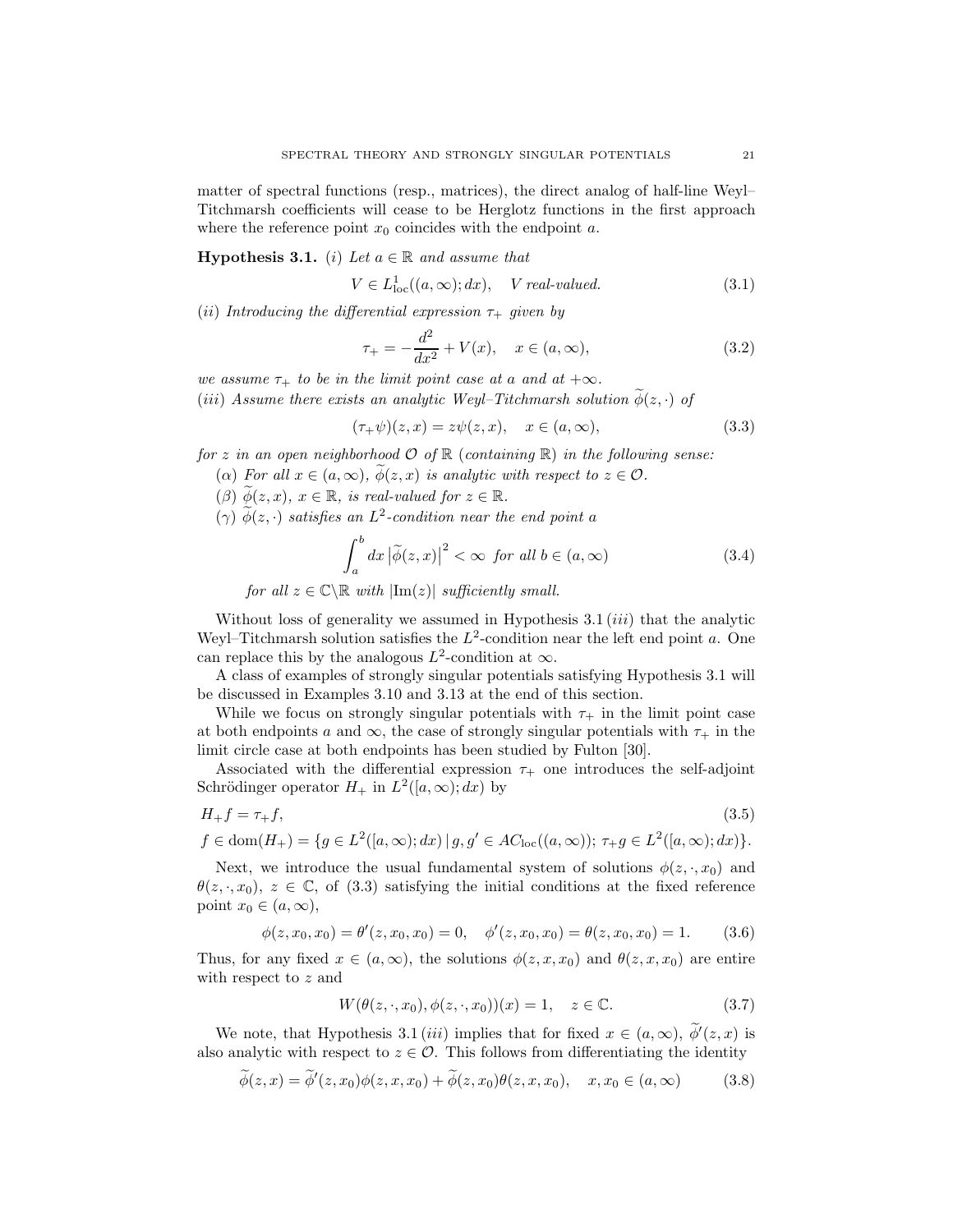matter of spectral functions (resp., matrices), the direct analog of half-line Weyl–Titchmarsh coefficients will cease to be Herglotz functions in the first approach where the reference point $x_0$ coincides with the endpoint $a$.

**Hypothesis 3.1.** *(i) Let $a \in \mathbb{R}$ and assume that*

$$V \in L^1_{\mathrm{loc}}((a,\infty);dx), \quad V \text{ real-valued.} \tag{3.1}$$

*(ii) Introducing the differential expression $\tau_+$ given by*

$$\tau_+ = -\frac{d^2}{dx^2} + V(x), \quad x \in (a,\infty), \tag{3.2}$$

*we assume $\tau_+$ to be in the limit point case at $a$ and at $+\infty$.*
*(iii) Assume there exists an analytic Weyl–Titchmarsh solution $\widetilde{\phi}(z,\cdot)$ of*

$$(\tau_+\psi)(z,x) = z\psi(z,x), \quad x \in (a,\infty), \tag{3.3}$$

*for $z$ in an open neighborhood $\mathcal{O}$ of $\mathbb{R}$ (containing $\mathbb{R}$) in the following sense:*

*($\alpha$) For all $x \in (a,\infty)$, $\widetilde{\phi}(z,x)$ is analytic with respect to $z \in \mathcal{O}$.*
*($\beta$) $\widetilde{\phi}(z,x)$, $x \in \mathbb{R}$, is real-valued for $z \in \mathbb{R}$.*
*($\gamma$) $\widetilde{\phi}(z,\cdot)$ satisfies an $L^2$-condition near the end point $a$*

$$\int_a^b dx \, \big|\widetilde{\phi}(z,x)\big|^2 < \infty \ \text{ for all } b \in (a,\infty) \tag{3.4}$$

*for all $z \in \mathbb{C}\backslash\mathbb{R}$ with $|\mathrm{Im}(z)|$ sufficiently small.*

Without loss of generality we assumed in Hypothesis 3.1 *(iii)* that the analytic Weyl–Titchmarsh solution satisfies the $L^2$-condition near the left end point $a$. One can replace this by the analogous $L^2$-condition at $\infty$.

A class of examples of strongly singular potentials satisfying Hypothesis 3.1 will be discussed in Examples 3.10 and 3.13 at the end of this section.

While we focus on strongly singular potentials with $\tau_+$ in the limit point case at both endpoints $a$ and $\infty$, the case of strongly singular potentials with $\tau_+$ in the limit circle case at both endpoints has been studied by Fulton [30].

Associated with the differential expression $\tau_+$ one introduces the self-adjoint Schrödinger operator $H_+$ in $L^2([a,\infty);dx)$ by

$$\begin{aligned}
&H_+ f = \tau_+ f, \\
&f \in \mathrm{dom}(H_+) = \{g \in L^2([a,\infty);dx) \,|\, g, g' \in AC_{\mathrm{loc}}((a,\infty));\ \tau_+ g \in L^2([a,\infty);dx)\}.
\end{aligned} \tag{3.5}$$

Next, we introduce the usual fundamental system of solutions $\phi(z,\cdot,x_0)$ and $\theta(z,\cdot,x_0)$, $z \in \mathbb{C}$, of (3.3) satisfying the initial conditions at the fixed reference point $x_0 \in (a,\infty)$,

$$\phi(z,x_0,x_0) = \theta'(z,x_0,x_0) = 0, \quad \phi'(z,x_0,x_0) = \theta(z,x_0,x_0) = 1. \tag{3.6}$$

Thus, for any fixed $x \in (a,\infty)$, the solutions $\phi(z,x,x_0)$ and $\theta(z,x,x_0)$ are entire with respect to $z$ and

$$W(\theta(z,\cdot,x_0),\phi(z,\cdot,x_0))(x) = 1, \quad z \in \mathbb{C}. \tag{3.7}$$

We note, that Hypothesis 3.1 *(iii)* implies that for fixed $x \in (a,\infty)$, $\widetilde{\phi}'(z,x)$ is also analytic with respect to $z \in \mathcal{O}$. This follows from differentiating the identity

$$\widetilde{\phi}(z,x) = \widetilde{\phi}'(z,x_0)\phi(z,x,x_0) + \widetilde{\phi}(z,x_0)\theta(z,x,x_0), \quad x, x_0 \in (a,\infty) \tag{3.8}$$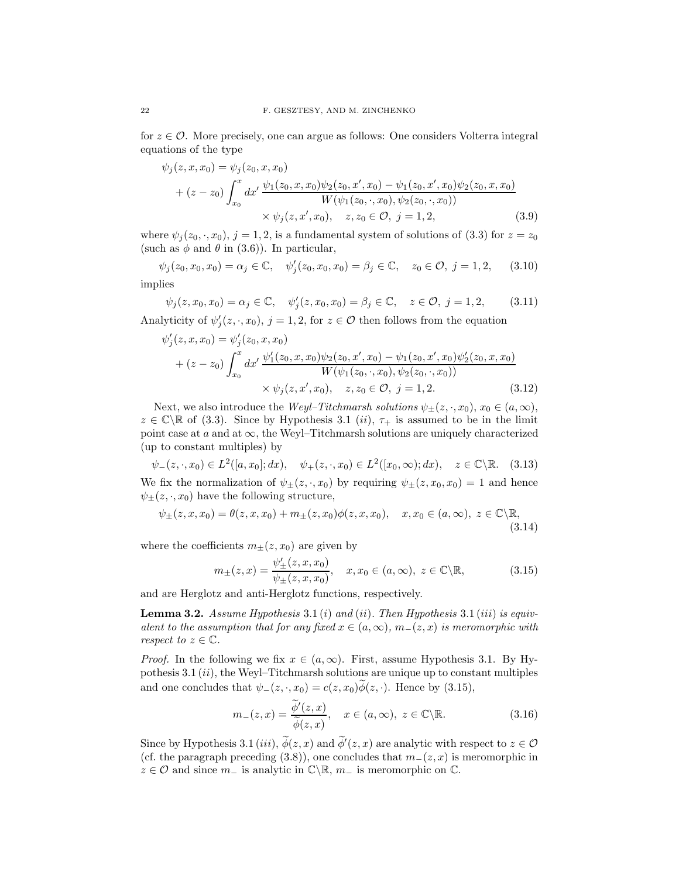for $z \in \mathcal{O}$. More precisely, one can argue as follows: One considers Volterra integral equations of the type

$$
\begin{aligned}
\psi_j(z,x,x_0) &= \psi_j(z_0,x,x_0) \\
&\quad + (z-z_0)\int_{x_0}^{x} dx' \, \frac{\psi_1(z_0,x,x_0)\psi_2(z_0,x',x_0) - \psi_1(z_0,x',x_0)\psi_2(z_0,x,x_0)}{W(\psi_1(z_0,\cdot,x_0),\psi_2(z_0,\cdot,x_0))} \\
&\qquad \times \psi_j(z,x',x_0), \quad z,z_0 \in \mathcal{O}, \ j=1,2,
\end{aligned} \tag{3.9}
$$

where $\psi_j(z_0,\cdot,x_0)$, $j=1,2$, is a fundamental system of solutions of (3.3) for $z=z_0$ (such as $\phi$ and $\theta$ in (3.6)). In particular,

$$
\psi_j(z_0,x_0,x_0) = \alpha_j \in \mathbb{C}, \quad \psi_j'(z_0,x_0,x_0) = \beta_j \in \mathbb{C}, \quad z_0 \in \mathcal{O}, \ j=1,2, \tag{3.10}
$$

implies

$$
\psi_j(z,x_0,x_0) = \alpha_j \in \mathbb{C}, \quad \psi_j'(z,x_0,x_0) = \beta_j \in \mathbb{C}, \quad z \in \mathcal{O}, \ j=1,2, \tag{3.11}
$$

Analyticity of $\psi_j'(z,\cdot,x_0)$, $j=1,2$, for $z \in \mathcal{O}$ then follows from the equation

$$
\begin{aligned}
\psi_j'(z,x,x_0) &= \psi_j'(z_0,x,x_0) \\
&\quad + (z-z_0)\int_{x_0}^{x} dx' \, \frac{\psi_1'(z_0,x,x_0)\psi_2(z_0,x',x_0) - \psi_1(z_0,x',x_0)\psi_2'(z_0,x,x_0)}{W(\psi_1(z_0,\cdot,x_0),\psi_2(z_0,\cdot,x_0))} \\
&\qquad \times \psi_j(z,x',x_0), \quad z,z_0 \in \mathcal{O}, \ j=1,2.
\end{aligned} \tag{3.12}
$$

Next, we also introduce the *Weyl–Titchmarsh solutions* $\psi_\pm(z,\cdot,x_0)$, $x_0 \in (a,\infty)$, $z \in \mathbb{C}\backslash\mathbb{R}$ of (3.3). Since by Hypothesis 3.1 $(ii)$, $\tau_+$ is assumed to be in the limit point case at $a$ and at $\infty$, the Weyl–Titchmarsh solutions are uniquely characterized (up to constant multiples) by

$$
\psi_-(z,\cdot,x_0) \in L^2([a,x_0];dx), \quad \psi_+(z,\cdot,x_0) \in L^2([x_0,\infty);dx), \quad z \in \mathbb{C}\backslash\mathbb{R}. \tag{3.13}
$$

We fix the normalization of $\psi_\pm(z,\cdot,x_0)$ by requiring $\psi_\pm(z,x_0,x_0)=1$ and hence $\psi_\pm(z,\cdot,x_0)$ have the following structure,

$$
\psi_\pm(z,x,x_0) = \theta(z,x,x_0) + m_\pm(z,x_0)\phi(z,x,x_0), \quad x,x_0 \in (a,\infty), \ z \in \mathbb{C}\backslash\mathbb{R}, \tag{3.14}
$$

where the coefficients $m_\pm(z,x_0)$ are given by

$$
m_\pm(z,x) = \frac{\psi_\pm'(z,x,x_0)}{\psi_\pm(z,x,x_0)}, \quad x,x_0 \in (a,\infty), \ z \in \mathbb{C}\backslash\mathbb{R}, \tag{3.15}
$$

and are Herglotz and anti-Herglotz functions, respectively.

**Lemma 3.2.** *Assume Hypothesis* 3.1 $(i)$ *and* $(ii)$. *Then Hypothesis* 3.1 $(iii)$ *is equivalent to the assumption that for any fixed* $x \in (a,\infty)$, $m_-(z,x)$ *is meromorphic with respect to* $z \in \mathbb{C}$.

*Proof.* In the following we fix $x \in (a,\infty)$. First, assume Hypothesis 3.1. By Hypothesis 3.1 $(ii)$, the Weyl–Titchmarsh solutions are unique up to constant multiples and one concludes that $\psi_-(z,\cdot,x_0) = c(z,x_0)\widetilde{\phi}(z,\cdot)$. Hence by (3.15),

$$
m_-(z,x) = \frac{\widetilde{\phi}'(z,x)}{\widetilde{\phi}(z,x)}, \quad x \in (a,\infty), \ z \in \mathbb{C}\backslash\mathbb{R}. \tag{3.16}
$$

Since by Hypothesis 3.1 $(iii)$, $\widetilde{\phi}(z,x)$ and $\widetilde{\phi}'(z,x)$ are analytic with respect to $z \in \mathcal{O}$ (cf. the paragraph preceding (3.8)), one concludes that $m_-(z,x)$ is meromorphic in $z \in \mathcal{O}$ and since $m_-$ is analytic in $\mathbb{C}\backslash\mathbb{R}$, $m_-$ is meromorphic on $\mathbb{C}$.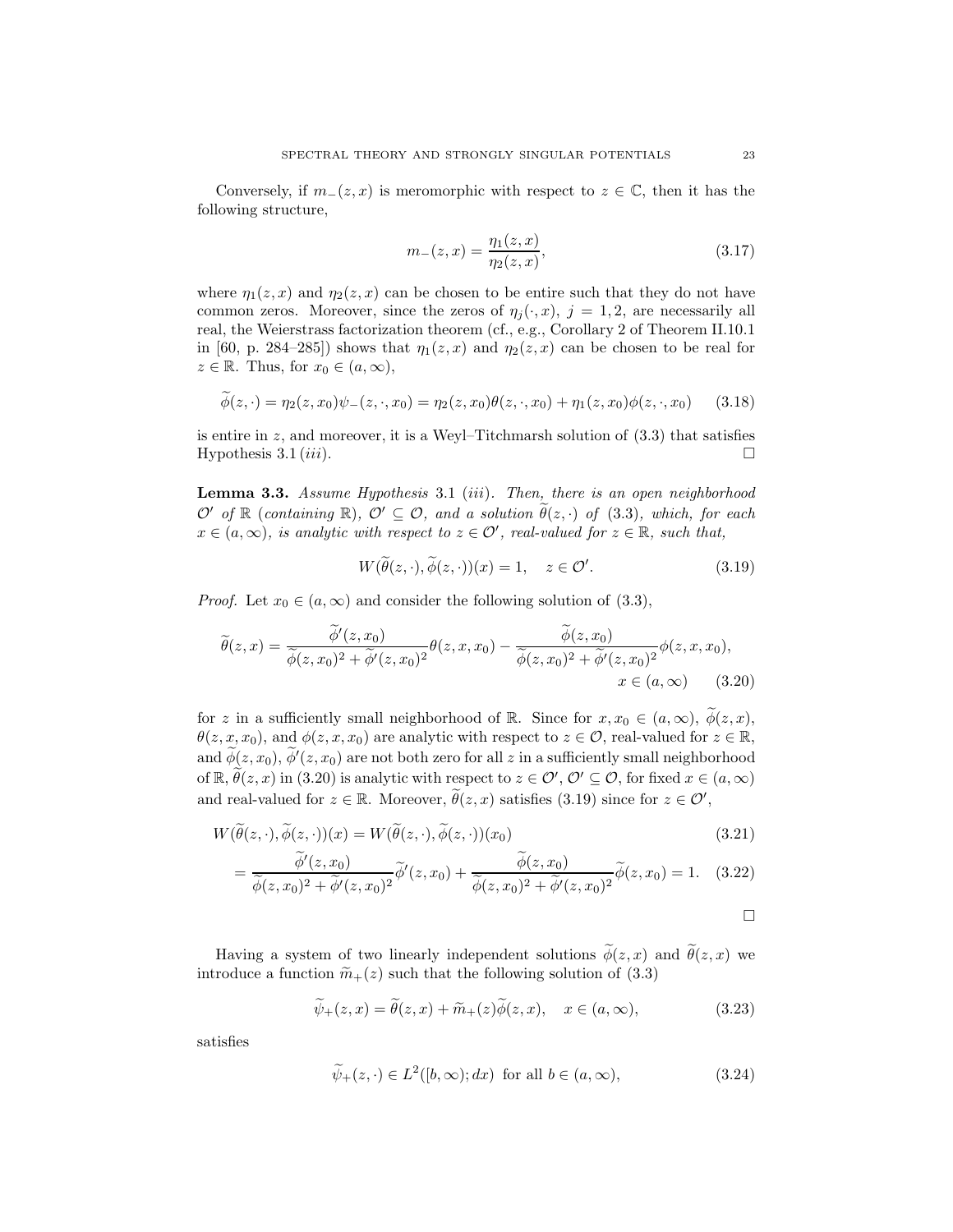Conversely, if $m_-(z,x)$ is meromorphic with respect to $z \in \mathbb{C}$, then it has the following structure,

$$m_-(z,x) = \frac{\eta_1(z,x)}{\eta_2(z,x)}, \tag{3.17}$$

where $\eta_1(z,x)$ and $\eta_2(z,x)$ can be chosen to be entire such that they do not have common zeros. Moreover, since the zeros of $\eta_j(\cdot,x)$, $j=1,2$, are necessarily all real, the Weierstrass factorization theorem (cf., e.g., Corollary 2 of Theorem II.10.1 in [60, p. 284–285]) shows that $\eta_1(z,x)$ and $\eta_2(z,x)$ can be chosen to be real for $z \in \mathbb{R}$. Thus, for $x_0 \in (a,\infty)$,

$$\widetilde{\phi}(z,\cdot) = \eta_2(z,x_0)\psi_-(z,\cdot,x_0) = \eta_2(z,x_0)\theta(z,\cdot,x_0) + \eta_1(z,x_0)\phi(z,\cdot,x_0) \tag{3.18}$$

is entire in $z$, and moreover, it is a Weyl–Titchmarsh solution of (3.3) that satisfies Hypothesis 3.1 $(iii)$. $\square$

**Lemma 3.3.** *Assume Hypothesis* 3.1 $(iii)$*. Then, there is an open neighborhood* $\mathcal{O}'$ *of* $\mathbb{R}$ (*containing* $\mathbb{R}$), $\mathcal{O}' \subseteq \mathcal{O}$, *and a solution* $\widetilde{\theta}(z,\cdot)$ *of* (3.3)*, which, for each* $x \in (a,\infty)$*, is analytic with respect to* $z \in \mathcal{O}'$*, real-valued for* $z \in \mathbb{R}$*, such that,*

$$W(\widetilde{\theta}(z,\cdot),\widetilde{\phi}(z,\cdot))(x) = 1, \quad z \in \mathcal{O}'. \tag{3.19}$$

*Proof.* Let $x_0 \in (a,\infty)$ and consider the following solution of (3.3),

$$\widetilde{\theta}(z,x) = \frac{\widetilde{\phi}'(z,x_0)}{\widetilde{\phi}(z,x_0)^2 + \widetilde{\phi}'(z,x_0)^2}\theta(z,x,x_0) - \frac{\widetilde{\phi}(z,x_0)}{\widetilde{\phi}(z,x_0)^2 + \widetilde{\phi}'(z,x_0)^2}\phi(z,x,x_0), \quad x \in (a,\infty) \tag{3.20}$$

for $z$ in a sufficiently small neighborhood of $\mathbb{R}$. Since for $x, x_0 \in (a,\infty)$, $\widetilde{\phi}(z,x)$, $\theta(z,x,x_0)$, and $\phi(z,x,x_0)$ are analytic with respect to $z \in \mathcal{O}$, real-valued for $z \in \mathbb{R}$, and $\widetilde{\phi}(z,x_0)$, $\widetilde{\phi}'(z,x_0)$ are not both zero for all $z$ in a sufficiently small neighborhood of $\mathbb{R}$, $\widetilde{\theta}(z,x)$ in (3.20) is analytic with respect to $z \in \mathcal{O}'$, $\mathcal{O}' \subseteq \mathcal{O}$, for fixed $x \in (a,\infty)$ and real-valued for $z \in \mathbb{R}$. Moreover, $\widetilde{\theta}(z,x)$ satisfies (3.19) since for $z \in \mathcal{O}'$,

$$W(\widetilde{\theta}(z,\cdot),\widetilde{\phi}(z,\cdot))(x) = W(\widetilde{\theta}(z,\cdot),\widetilde{\phi}(z,\cdot))(x_0) \tag{3.21}$$

$$= \frac{\widetilde{\phi}'(z,x_0)}{\widetilde{\phi}(z,x_0)^2 + \widetilde{\phi}'(z,x_0)^2}\widetilde{\phi}'(z,x_0) + \frac{\widetilde{\phi}(z,x_0)}{\widetilde{\phi}(z,x_0)^2 + \widetilde{\phi}'(z,x_0)^2}\widetilde{\phi}(z,x_0) = 1. \tag{3.22}$$

$\square$

Having a system of two linearly independent solutions $\widetilde{\phi}(z,x)$ and $\widetilde{\theta}(z,x)$ we introduce a function $\widetilde{m}_+(z)$ such that the following solution of (3.3)

$$\widetilde{\psi}_+(z,x) = \widetilde{\theta}(z,x) + \widetilde{m}_+(z)\widetilde{\phi}(z,x), \quad x \in (a,\infty), \tag{3.23}$$

satisfies

$$\widetilde{\psi}_+(z,\cdot) \in L^2([b,\infty);dx) \text{ for all } b \in (a,\infty), \tag{3.24}$$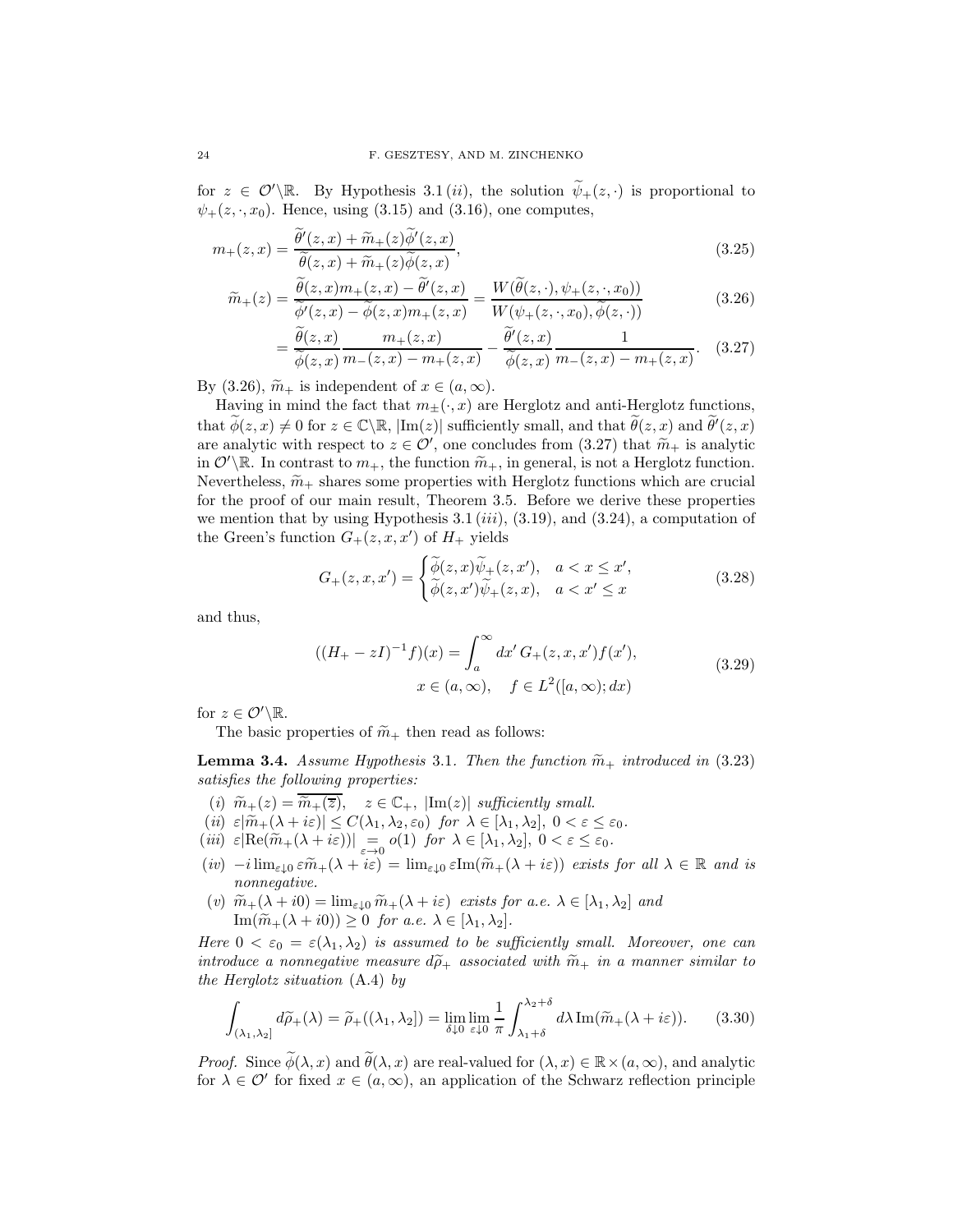for $z \in \mathcal{O}' \backslash \mathbb{R}$. By Hypothesis 3.1 (*ii*), the solution $\widetilde{\psi}_+(z, \cdot)$ is proportional to $\psi_+(z, \cdot, x_0)$. Hence, using (3.15) and (3.16), one computes,

$$
m_+(z,x) = \frac{\widetilde{\theta}'(z,x) + \widetilde{m}_+(z)\widetilde{\phi}'(z,x)}{\widetilde{\theta}(z,x) + \widetilde{m}_+(z)\widetilde{\phi}(z,x)}, \tag{3.25}
$$

$$
\begin{aligned}
\widetilde{m}_+(z) &= \frac{\widetilde{\theta}(z,x)m_+(z,x) - \widetilde{\theta}'(z,x)}{\widetilde{\phi}'(z,x) - \widetilde{\phi}(z,x)m_+(z,x)} = \frac{W(\widetilde{\theta}(z,\cdot), \psi_+(z,\cdot,x_0))}{W(\psi_+(z,\cdot,x_0), \widetilde{\phi}(z,\cdot))} &(3.26)\\
&= \frac{\widetilde{\theta}(z,x)}{\widetilde{\phi}(z,x)} \frac{m_+(z,x)}{m_-(z,x) - m_+(z,x)} - \frac{\widetilde{\theta}'(z,x)}{\widetilde{\phi}(z,x)} \frac{1}{m_-(z,x) - m_+(z,x)}. &(3.27)
\end{aligned}
$$

By (3.26), $\widetilde{m}_+$ is independent of $x \in (a, \infty)$.

Having in mind the fact that $m_\pm(\cdot, x)$ are Herglotz and anti-Herglotz functions, that $\widetilde{\phi}(z,x) \neq 0$ for $z \in \mathbb{C} \backslash \mathbb{R}$, $|\mathrm{Im}(z)|$ sufficiently small, and that $\widetilde{\theta}(z,x)$ and $\widetilde{\theta}'(z,x)$ are analytic with respect to $z \in \mathcal{O}'$, one concludes from (3.27) that $\widetilde{m}_+$ is analytic in $\mathcal{O}' \backslash \mathbb{R}$. In contrast to $m_+$, the function $\widetilde{m}_+$, in general, is not a Herglotz function. Nevertheless, $\widetilde{m}_+$ shares some properties with Herglotz functions which are crucial for the proof of our main result, Theorem 3.5. Before we derive these properties we mention that by using Hypothesis 3.1 (*iii*), (3.19), and (3.24), a computation of the Green's function $G_+(z,x,x')$ of $H_+$ yields

$$
G_+(z,x,x') = \begin{cases} \widetilde{\phi}(z,x)\widetilde{\psi}_+(z,x'), & a < x \leq x', \\ \widetilde{\phi}(z,x')\widetilde{\psi}_+(z,x), & a < x' \leq x \end{cases} \tag{3.28}
$$

and thus,

$$
\begin{aligned}
((H_+ - zI)^{-1}f)(x) = \int_a^\infty dx'\, G_+(z,x,x')f(x'),& \\
x \in (a,\infty), \quad f \in L^2([a,\infty); dx)&
\end{aligned} \tag{3.29}
$$

for $z \in \mathcal{O}' \backslash \mathbb{R}$.

The basic properties of $\widetilde{m}_+$ then read as follows:

**Lemma 3.4.** *Assume Hypothesis* 3.1*. Then the function $\widetilde{m}_+$ introduced in* (3.23) *satisfies the following properties:*

(*i*) $\widetilde{m}_+(z) = \overline{\widetilde{m}_+(\overline{z})}$, $\quad z \in \mathbb{C}_+$, *$|\mathrm{Im}(z)|$ sufficiently small.*

(*ii*) $\varepsilon|\widetilde{m}_+(\lambda + i\varepsilon)| \leq C(\lambda_1, \lambda_2, \varepsilon_0)$ *for* $\lambda \in [\lambda_1, \lambda_2]$, $0 < \varepsilon \leq \varepsilon_0$.

(*iii*) $\varepsilon|\mathrm{Re}(\widetilde{m}_+(\lambda + i\varepsilon))| \underset{\varepsilon \to 0}{=} o(1)$ *for* $\lambda \in [\lambda_1, \lambda_2]$, $0 < \varepsilon \leq \varepsilon_0$.

(*iv*) $-i \lim_{\varepsilon \downarrow 0} \varepsilon \widetilde{m}_+(\lambda + i\varepsilon) = \lim_{\varepsilon \downarrow 0} \varepsilon \mathrm{Im}(\widetilde{m}_+(\lambda + i\varepsilon))$ *exists for all $\lambda \in \mathbb{R}$ and is nonnegative.*

(*v*) $\widetilde{m}_+(\lambda + i0) = \lim_{\varepsilon \downarrow 0} \widetilde{m}_+(\lambda + i\varepsilon)$ *exists for a.e. $\lambda \in [\lambda_1, \lambda_2]$ and* $\mathrm{Im}(\widetilde{m}_+(\lambda + i0)) \geq 0$ *for a.e.* $\lambda \in [\lambda_1, \lambda_2]$.

*Here $0 < \varepsilon_0 = \varepsilon(\lambda_1, \lambda_2)$ is assumed to be sufficiently small. Moreover, one can introduce a nonnegative measure $d\widetilde{\rho}_+$ associated with $\widetilde{m}_+$ in a manner similar to the Herglotz situation* (A.4) *by*

$$
\int_{(\lambda_1, \lambda_2]} d\widetilde{\rho}_+(\lambda) = \widetilde{\rho}_+((\lambda_1, \lambda_2]) = \lim_{\delta \downarrow 0} \lim_{\varepsilon \downarrow 0} \frac{1}{\pi} \int_{\lambda_1 + \delta}^{\lambda_2 + \delta} d\lambda\, \mathrm{Im}(\widetilde{m}_+(\lambda + i\varepsilon)). \tag{3.30}
$$

*Proof.* Since $\widetilde{\phi}(\lambda, x)$ and $\widetilde{\theta}(\lambda, x)$ are real-valued for $(\lambda, x) \in \mathbb{R} \times (a, \infty)$, and analytic for $\lambda \in \mathcal{O}'$ for fixed $x \in (a, \infty)$, an application of the Schwarz reflection principle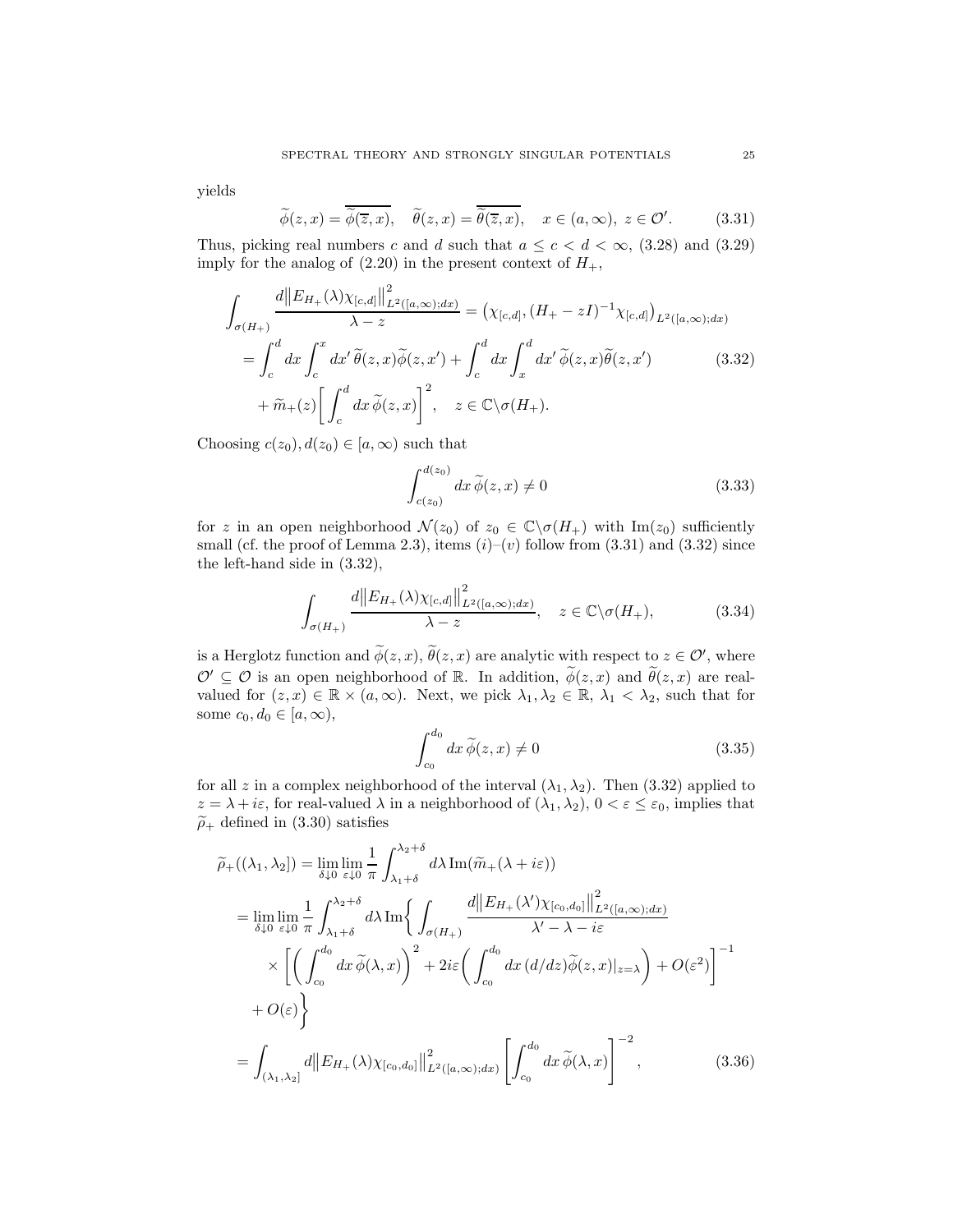yields

$$\widetilde{\phi}(z,x) = \overline{\widetilde{\phi}(\overline{z},x)}, \quad \widetilde{\theta}(z,x) = \overline{\widetilde{\theta}(\overline{z},x)}, \quad x \in (a,\infty),\ z \in \mathcal{O}'. \tag{3.31}$$

Thus, picking real numbers $c$ and $d$ such that $a \leq c < d < \infty$, (3.28) and (3.29) imply for the analog of (2.20) in the present context of $H_+$,

$$\begin{aligned}
\int_{\sigma(H_+)} & \frac{d\big\|E_{H_+}(\lambda)\chi_{[c,d]}\big\|^2_{L^2([a,\infty);dx)}}{\lambda - z} = \big(\chi_{[c,d]}, (H_+ - zI)^{-1}\chi_{[c,d]}\big)_{L^2([a,\infty);dx)} \\
&= \int_c^d dx \int_c^x dx'\, \widetilde{\theta}(z,x)\widetilde{\phi}(z,x') + \int_c^d dx \int_x^d dx'\, \widetilde{\phi}(z,x)\widetilde{\theta}(z,x') \\
&\quad + \widetilde{m}_+(z)\bigg[\int_c^d dx\, \widetilde{\phi}(z,x)\bigg]^2, \quad z \in \mathbb{C}\backslash\sigma(H_+).
\end{aligned} \tag{3.32}$$

Choosing $c(z_0), d(z_0) \in [a,\infty)$ such that

$$\int_{c(z_0)}^{d(z_0)} dx\, \widetilde{\phi}(z,x) \neq 0 \tag{3.33}$$

for $z$ in an open neighborhood $\mathcal{N}(z_0)$ of $z_0 \in \mathbb{C}\backslash\sigma(H_+)$ with $\operatorname{Im}(z_0)$ sufficiently small (cf. the proof of Lemma 2.3), items $(i)$–$(v)$ follow from (3.31) and (3.32) since the left-hand side in (3.32),

$$\int_{\sigma(H_+)} \frac{d\big\|E_{H_+}(\lambda)\chi_{[c,d]}\big\|^2_{L^2([a,\infty);dx)}}{\lambda - z}, \quad z \in \mathbb{C}\backslash\sigma(H_+), \tag{3.34}$$

is a Herglotz function and $\widetilde{\phi}(z,x), \widetilde{\theta}(z,x)$ are analytic with respect to $z \in \mathcal{O}'$, where $\mathcal{O}' \subseteq \mathcal{O}$ is an open neighborhood of $\mathbb{R}$. In addition, $\widetilde{\phi}(z,x)$ and $\widetilde{\theta}(z,x)$ are real-valued for $(z,x) \in \mathbb{R} \times (a,\infty)$. Next, we pick $\lambda_1, \lambda_2 \in \mathbb{R}$, $\lambda_1 < \lambda_2$, such that for some $c_0, d_0 \in [a,\infty)$,

$$\int_{c_0}^{d_0} dx\, \widetilde{\phi}(z,x) \neq 0 \tag{3.35}$$

for all $z$ in a complex neighborhood of the interval $(\lambda_1, \lambda_2)$. Then (3.32) applied to $z = \lambda + i\varepsilon$, for real-valued $\lambda$ in a neighborhood of $(\lambda_1, \lambda_2)$, $0 < \varepsilon \leq \varepsilon_0$, implies that $\widetilde{\rho}_+$ defined in (3.30) satisfies

$$\begin{aligned}
\widetilde{\rho}_+&((\lambda_1,\lambda_2]) = \lim_{\delta\downarrow 0}\lim_{\varepsilon\downarrow 0} \frac{1}{\pi}\int_{\lambda_1+\delta}^{\lambda_2+\delta} d\lambda\, \operatorname{Im}(\widetilde{m}_+(\lambda + i\varepsilon)) \\
&= \lim_{\delta\downarrow 0}\lim_{\varepsilon\downarrow 0} \frac{1}{\pi}\int_{\lambda_1+\delta}^{\lambda_2+\delta} d\lambda\, \operatorname{Im}\bigg\{ \int_{\sigma(H_+)} \frac{d\big\|E_{H_+}(\lambda')\chi_{[c_0,d_0]}\big\|^2_{L^2([a,\infty);dx)}}{\lambda' - \lambda - i\varepsilon} \\
&\qquad \times \bigg[\bigg(\int_{c_0}^{d_0} dx\, \widetilde{\phi}(\lambda,x)\bigg)^2 + 2i\varepsilon\bigg(\int_{c_0}^{d_0} dx\, (d/dz)\widetilde{\phi}(z,x)|_{z=\lambda}\bigg) + O(\varepsilon^2)\bigg]^{-1} \\
&\qquad + O(\varepsilon)\bigg\} \\
&= \int_{(\lambda_1,\lambda_2]} d\big\|E_{H_+}(\lambda)\chi_{[c_0,d_0]}\big\|^2_{L^2([a,\infty);dx)} \bigg[\int_{c_0}^{d_0} dx\, \widetilde{\phi}(\lambda,x)\bigg]^{-2},
\end{aligned} \tag{3.36}$$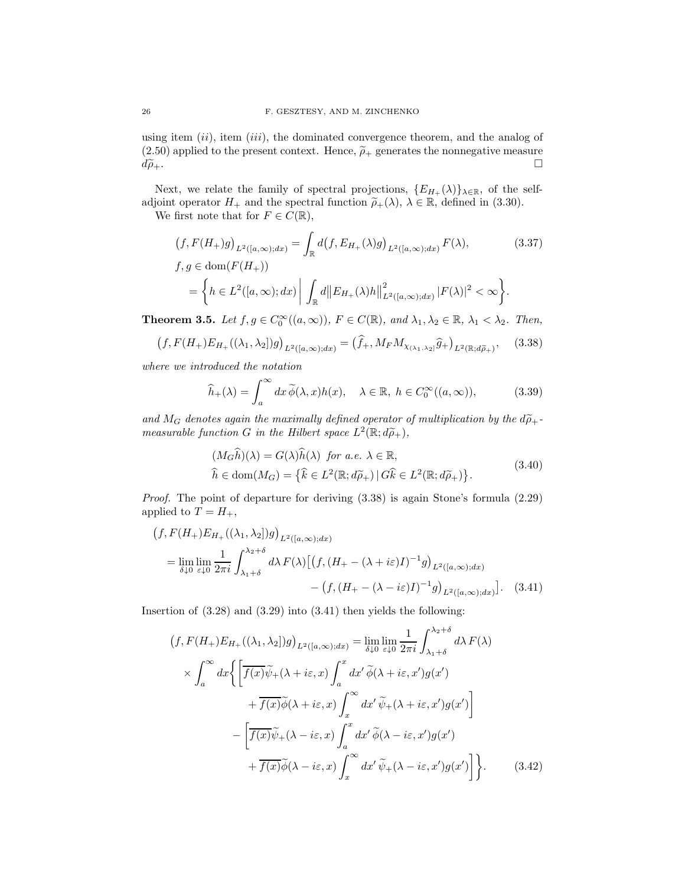using item (*ii*), item (*iii*), the dominated convergence theorem, and the analog of (2.50) applied to the present context. Hence, $\widetilde{\rho}_+$ generates the nonnegative measure $d\widetilde{\rho}_+$. $\square$

Next, we relate the family of spectral projections, $\{E_{H_+}(\lambda)\}_{\lambda\in\mathbb{R}}$, of the self-adjoint operator $H_+$ and the spectral function $\widetilde{\rho}_+(\lambda)$, $\lambda\in\mathbb{R}$, defined in (3.30).

We first note that for $F\in C(\mathbb{R})$,

$$
\begin{aligned}
&\big(f, F(H_+)g\big)_{L^2([a,\infty);dx)} = \int_{\mathbb{R}} d\big(f, E_{H_+}(\lambda)g\big)_{L^2([a,\infty);dx)}\, F(\lambda), \qquad (3.37)\\
&f,g\in \operatorname{dom}(F(H_+))\\
&\quad = \bigg\{h\in L^2([a,\infty);dx)\,\bigg|\, \int_{\mathbb{R}} d\big\|E_{H_+}(\lambda)h\big\|^2_{L^2([a,\infty);dx)}\, |F(\lambda)|^2<\infty\bigg\}.
\end{aligned}
$$

**Theorem 3.5.** *Let $f,g\in C_0^\infty((a,\infty))$, $F\in C(\mathbb{R})$, and $\lambda_1,\lambda_2\in\mathbb{R}$, $\lambda_1<\lambda_2$. Then,*

$$
\big(f, F(H_+)E_{H_+}((\lambda_1,\lambda_2])g\big)_{L^2([a,\infty);dx)} = \big(\widehat{f}_+, M_F M_{\chi_{(\lambda_1,\lambda_2]}}\widehat{g}_+\big)_{L^2(\mathbb{R};d\widetilde{\rho}_+)}, \qquad (3.38)
$$

*where we introduced the notation*

$$
\widehat{h}_+(\lambda) = \int_a^\infty dx\, \widetilde{\phi}(\lambda,x)h(x), \quad \lambda\in\mathbb{R},\ h\in C_0^\infty((a,\infty)), \qquad (3.39)
$$

*and $M_G$ denotes again the maximally defined operator of multiplication by the $d\widetilde{\rho}_+$-measurable function $G$ in the Hilbert space $L^2(\mathbb{R};d\widetilde{\rho}_+)$,*

$$
\begin{aligned}
&(M_G\widehat{h})(\lambda) = G(\lambda)\widehat{h}(\lambda) \ \text{ for a.e. } \lambda\in\mathbb{R},\\
&\widehat{h}\in\operatorname{dom}(M_G) = \big\{\widehat{k}\in L^2(\mathbb{R};d\widetilde{\rho}_+)\,\big|\, G\widehat{k}\in L^2(\mathbb{R};d\widetilde{\rho}_+)\big\}.
\end{aligned} \qquad (3.40)
$$

*Proof.* The point of departure for deriving (3.38) is again Stone's formula (2.29) applied to $T=H_+$,

$$
\begin{aligned}
&\big(f, F(H_+)E_{H_+}((\lambda_1,\lambda_2])g\big)_{L^2([a,\infty);dx)}\\
&\quad = \lim_{\delta\downarrow 0}\lim_{\varepsilon\downarrow 0}\frac{1}{2\pi i}\int_{\lambda_1+\delta}^{\lambda_2+\delta} d\lambda\, F(\lambda)\big[\big(f,(H_+-(\lambda+i\varepsilon)I)^{-1}g\big)_{L^2([a,\infty);dx)}\\
&\qquad\qquad - \big(f,(H_+-(\lambda-i\varepsilon)I)^{-1}g\big)_{L^2([a,\infty);dx)}\big]. \qquad (3.41)
\end{aligned}
$$

Insertion of (3.28) and (3.29) into (3.41) then yields the following:

$$
\begin{aligned}
&\big(f, F(H_+)E_{H_+}((\lambda_1,\lambda_2])g\big)_{L^2([a,\infty);dx)} = \lim_{\delta\downarrow 0}\lim_{\varepsilon\downarrow 0}\frac{1}{2\pi i}\int_{\lambda_1+\delta}^{\lambda_2+\delta} d\lambda\, F(\lambda)\\
&\quad\times\int_a^\infty dx\bigg\{\bigg[\overline{f(x)}\widetilde{\psi}_+(\lambda+i\varepsilon,x)\int_a^x dx'\,\widetilde{\phi}(\lambda+i\varepsilon,x')g(x')\\
&\qquad\qquad + \overline{f(x)}\widetilde{\phi}(\lambda+i\varepsilon,x)\int_x^\infty dx'\,\widetilde{\psi}_+(\lambda+i\varepsilon,x')g(x')\bigg]\\
&\qquad - \bigg[\overline{f(x)}\widetilde{\psi}_+(\lambda-i\varepsilon,x)\int_a^x dx'\,\widetilde{\phi}(\lambda-i\varepsilon,x')g(x')\\
&\qquad\qquad + \overline{f(x)}\widetilde{\phi}(\lambda-i\varepsilon,x)\int_x^\infty dx'\,\widetilde{\psi}_+(\lambda-i\varepsilon,x')g(x')\bigg]\bigg\}. \qquad (3.42)
\end{aligned}
$$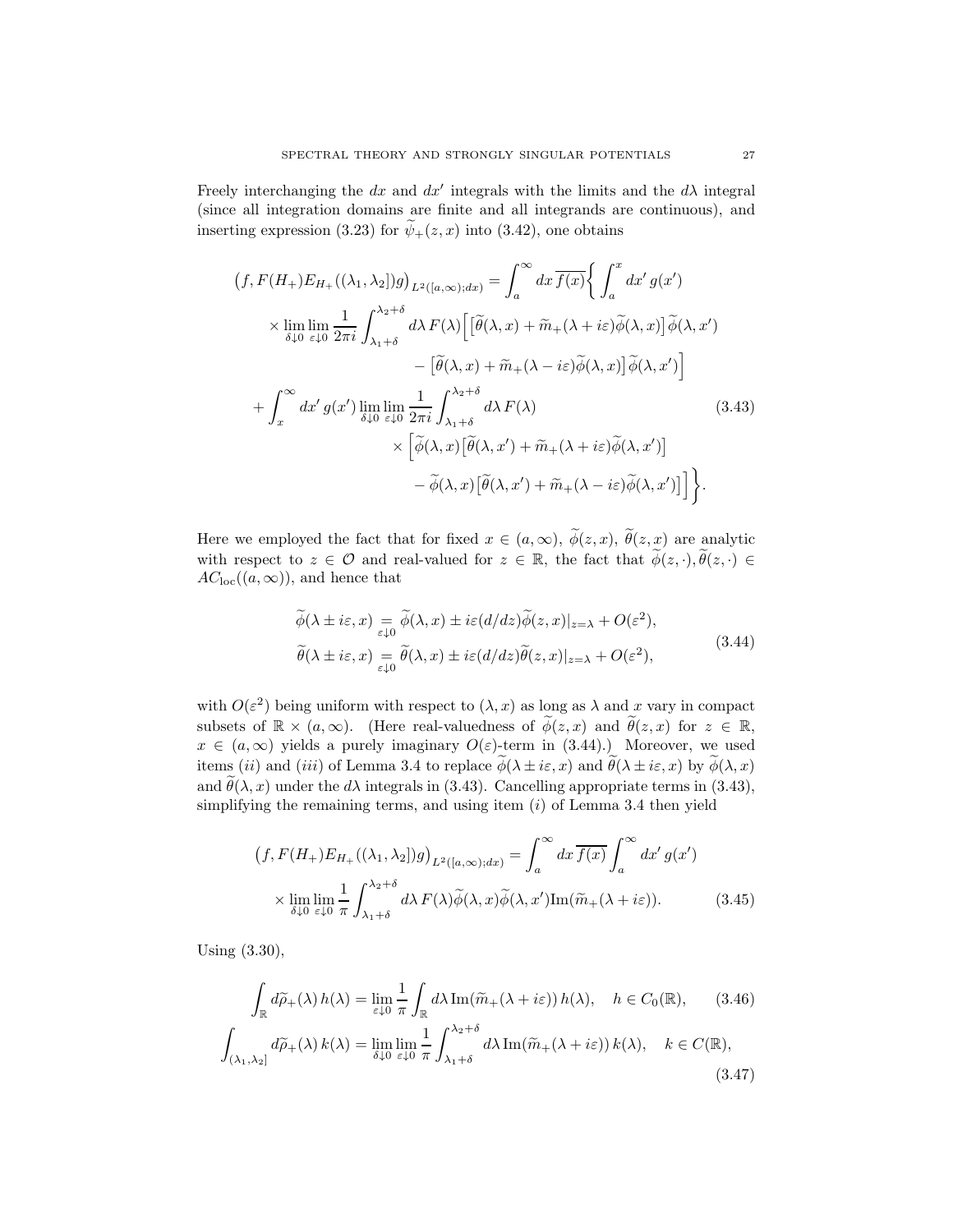Freely interchanging the $dx$ and $dx'$ integrals with the limits and the $d\lambda$ integral (since all integration domains are finite and all integrands are continuous), and inserting expression (3.23) for $\widetilde{\psi}_+(z,x)$ into (3.42), one obtains

$$
\begin{aligned}
\big(f, F(H_+)E_{H_+}((\lambda_1,\lambda_2])g\big)_{L^2([a,\infty);dx)} &= \int_a^\infty dx\, \overline{f(x)}\bigg\{ \int_a^x dx'\, g(x') \\
&\quad \times \lim_{\delta\downarrow 0}\lim_{\varepsilon\downarrow 0} \frac{1}{2\pi i}\int_{\lambda_1+\delta}^{\lambda_2+\delta} d\lambda\, F(\lambda)\Big[\big[\widetilde{\theta}(\lambda,x) + \widetilde{m}_+(\lambda+i\varepsilon)\widetilde{\phi}(\lambda,x)\big]\widetilde{\phi}(\lambda,x') \\
&\qquad\qquad - \big[\widetilde{\theta}(\lambda,x) + \widetilde{m}_+(\lambda-i\varepsilon)\widetilde{\phi}(\lambda,x)\big]\widetilde{\phi}(\lambda,x')\Big] \\
&\quad + \int_x^\infty dx'\, g(x') \lim_{\delta\downarrow 0}\lim_{\varepsilon\downarrow 0}\frac{1}{2\pi i}\int_{\lambda_1+\delta}^{\lambda_2+\delta} d\lambda\, F(\lambda) \\
&\qquad\qquad \times \Big[\widetilde{\phi}(\lambda,x)\big[\widetilde{\theta}(\lambda,x') + \widetilde{m}_+(\lambda+i\varepsilon)\widetilde{\phi}(\lambda,x')\big] \\
&\qquad\qquad - \widetilde{\phi}(\lambda,x)\big[\widetilde{\theta}(\lambda,x') + \widetilde{m}_+(\lambda-i\varepsilon)\widetilde{\phi}(\lambda,x')\big]\Big]\bigg\}.
\end{aligned}
\tag{3.43}
$$

Here we employed the fact that for fixed $x \in (a,\infty)$, $\widetilde{\phi}(z,x)$, $\widetilde{\theta}(z,x)$ are analytic with respect to $z \in \mathcal{O}$ and real-valued for $z \in \mathbb{R}$, the fact that $\widetilde{\phi}(z,\cdot), \widetilde{\theta}(z,\cdot) \in AC_{\text{loc}}((a,\infty))$, and hence that

$$
\begin{aligned}
\widetilde{\phi}(\lambda \pm i\varepsilon, x) &\underset{\varepsilon\downarrow 0}{=} \widetilde{\phi}(\lambda,x) \pm i\varepsilon (d/dz)\widetilde{\phi}(z,x)|_{z=\lambda} + O(\varepsilon^2), \\
\widetilde{\theta}(\lambda \pm i\varepsilon, x) &\underset{\varepsilon\downarrow 0}{=} \widetilde{\theta}(\lambda,x) \pm i\varepsilon (d/dz)\widetilde{\theta}(z,x)|_{z=\lambda} + O(\varepsilon^2),
\end{aligned}
\tag{3.44}
$$

with $O(\varepsilon^2)$ being uniform with respect to $(\lambda,x)$ as long as $\lambda$ and $x$ vary in compact subsets of $\mathbb{R}\times(a,\infty)$. (Here real-valuedness of $\widetilde{\phi}(z,x)$ and $\widetilde{\theta}(z,x)$ for $z \in \mathbb{R}$, $x \in (a,\infty)$ yields a purely imaginary $O(\varepsilon)$-term in (3.44).) Moreover, we used items $(ii)$ and $(iii)$ of Lemma 3.4 to replace $\widetilde{\phi}(\lambda \pm i\varepsilon, x)$ and $\widetilde{\theta}(\lambda \pm i\varepsilon, x)$ by $\widetilde{\phi}(\lambda,x)$ and $\widetilde{\theta}(\lambda,x)$ under the $d\lambda$ integrals in (3.43). Cancelling appropriate terms in (3.43), simplifying the remaining terms, and using item $(i)$ of Lemma 3.4 then yield

$$
\begin{aligned}
\big(f, F(H_+)E_{H_+}((\lambda_1,\lambda_2])g\big)_{L^2([a,\infty);dx)} &= \int_a^\infty dx\, \overline{f(x)} \int_a^\infty dx'\, g(x') \\
&\quad \times \lim_{\delta\downarrow 0}\lim_{\varepsilon\downarrow 0}\frac{1}{\pi}\int_{\lambda_1+\delta}^{\lambda_2+\delta} d\lambda\, F(\lambda)\widetilde{\phi}(\lambda,x)\widetilde{\phi}(\lambda,x')\operatorname{Im}(\widetilde{m}_+(\lambda+i\varepsilon)).
\end{aligned}
\tag{3.45}
$$

Using (3.30),

$$
\int_{\mathbb{R}} d\widetilde{\rho}_+(\lambda)\, h(\lambda) = \lim_{\varepsilon\downarrow 0}\frac{1}{\pi}\int_{\mathbb{R}} d\lambda\, \operatorname{Im}(\widetilde{m}_+(\lambda+i\varepsilon))\, h(\lambda), \quad h \in C_0(\mathbb{R}), \tag{3.46}
$$

$$
\int_{(\lambda_1,\lambda_2]} d\widetilde{\rho}_+(\lambda)\, k(\lambda) = \lim_{\delta\downarrow 0}\lim_{\varepsilon\downarrow 0}\frac{1}{\pi}\int_{\lambda_1+\delta}^{\lambda_2+\delta} d\lambda\, \operatorname{Im}(\widetilde{m}_+(\lambda+i\varepsilon))\, k(\lambda), \quad k \in C(\mathbb{R}), \tag{3.47}
$$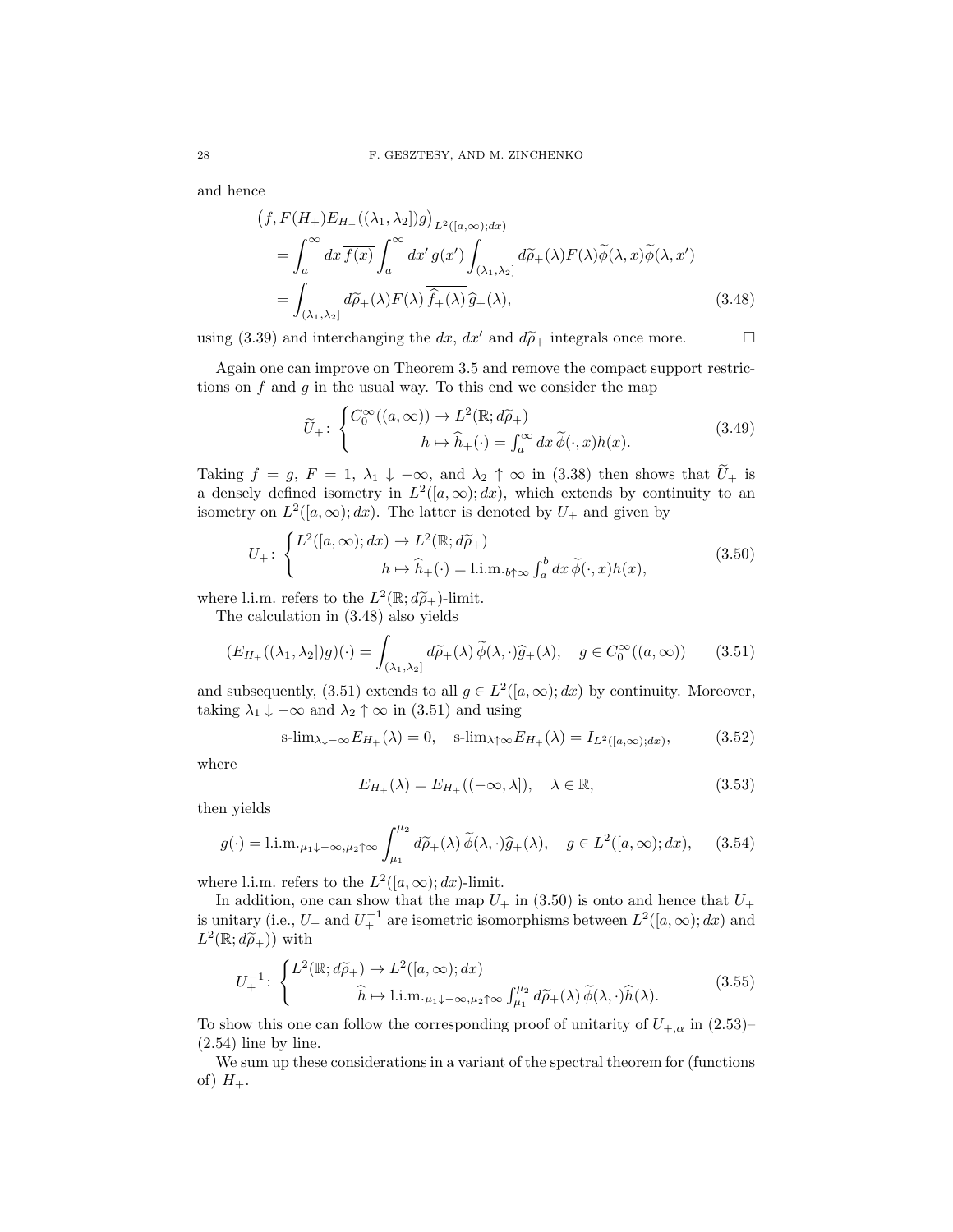and hence

$$
\begin{aligned}
&\big(f, F(H_+)E_{H_+}((\lambda_1,\lambda_2])g\big)_{L^2([a,\infty);dx)} \\
&\quad = \int_a^\infty dx\,\overline{f(x)} \int_a^\infty dx'\,g(x') \int_{(\lambda_1,\lambda_2]} d\widetilde\rho_+(\lambda) F(\lambda)\widetilde\phi(\lambda,x)\widetilde\phi(\lambda,x') \\
&\quad = \int_{(\lambda_1,\lambda_2]} d\widetilde\rho_+(\lambda) F(\lambda)\,\overline{\widehat f_+(\lambda)}\,\widehat g_+(\lambda),
\end{aligned} \tag{3.48}
$$

using (3.39) and interchanging the $dx$, $dx'$ and $d\widetilde\rho_+$ integrals once more. $\square$

Again one can improve on Theorem 3.5 and remove the compact support restrictions on $f$ and $g$ in the usual way. To this end we consider the map

$$
\widetilde U_+ \colon \begin{cases} C_0^\infty((a,\infty)) \to L^2(\mathbb{R}; d\widetilde\rho_+) \\ \qquad\qquad h \mapsto \widehat h_+(\cdot) = \int_a^\infty dx\,\widetilde\phi(\cdot,x)h(x). \end{cases} \tag{3.49}
$$

Taking $f = g$, $F = 1$, $\lambda_1 \downarrow -\infty$, and $\lambda_2 \uparrow \infty$ in (3.38) then shows that $\widetilde U_+$ is a densely defined isometry in $L^2([a,\infty);dx)$, which extends by continuity to an isometry on $L^2([a,\infty);dx)$. The latter is denoted by $U_+$ and given by

$$
U_+ \colon \begin{cases} L^2([a,\infty);dx) \to L^2(\mathbb{R}; d\widetilde\rho_+) \\ \qquad\qquad h \mapsto \widehat h_+(\cdot) = \text{l.i.m.}_{b\uparrow\infty} \int_a^b dx\,\widetilde\phi(\cdot,x)h(x), \end{cases} \tag{3.50}
$$

where l.i.m. refers to the $L^2(\mathbb{R}; d\widetilde\rho_+)$-limit.

The calculation in (3.48) also yields

$$
(E_{H_+}((\lambda_1,\lambda_2])g)(\cdot) = \int_{(\lambda_1,\lambda_2]} d\widetilde\rho_+(\lambda)\,\widetilde\phi(\lambda,\cdot)\widehat g_+(\lambda), \quad g \in C_0^\infty((a,\infty)) \tag{3.51}
$$

and subsequently, (3.51) extends to all $g \in L^2([a,\infty);dx)$ by continuity. Moreover, taking $\lambda_1 \downarrow -\infty$ and $\lambda_2 \uparrow \infty$ in (3.51) and using

$$
\text{s-lim}_{\lambda\downarrow-\infty} E_{H_+}(\lambda) = 0, \quad \text{s-lim}_{\lambda\uparrow\infty} E_{H_+}(\lambda) = I_{L^2([a,\infty);dx)}, \tag{3.52}
$$

where

$$
E_{H_+}(\lambda) = E_{H_+}((-\infty,\lambda]), \quad \lambda \in \mathbb{R}, \tag{3.53}
$$

then yields

$$
g(\cdot) = \text{l.i.m.}_{\mu_1\downarrow-\infty,\mu_2\uparrow\infty} \int_{\mu_1}^{\mu_2} d\widetilde\rho_+(\lambda)\,\widetilde\phi(\lambda,\cdot)\widehat g_+(\lambda), \quad g \in L^2([a,\infty);dx), \tag{3.54}
$$

where l.i.m. refers to the $L^2([a,\infty);dx)$-limit.

In addition, one can show that the map $U_+$ in (3.50) is onto and hence that $U_+$ is unitary (i.e., $U_+$ and $U_+^{-1}$ are isometric isomorphisms between $L^2([a,\infty);dx)$ and $L^2(\mathbb{R}; d\widetilde\rho_+)$) with

$$
U_+^{-1} \colon \begin{cases} L^2(\mathbb{R}; d\widetilde\rho_+) \to L^2([a,\infty);dx) \\ \qquad\qquad \widehat h \mapsto \text{l.i.m.}_{\mu_1\downarrow-\infty,\mu_2\uparrow\infty} \int_{\mu_1}^{\mu_2} d\widetilde\rho_+(\lambda)\,\widetilde\phi(\lambda,\cdot)\widehat h(\lambda). \end{cases} \tag{3.55}
$$

To show this one can follow the corresponding proof of unitarity of $U_{+,\alpha}$ in (2.53)–(2.54) line by line.

We sum up these considerations in a variant of the spectral theorem for (functions of) $H_+$.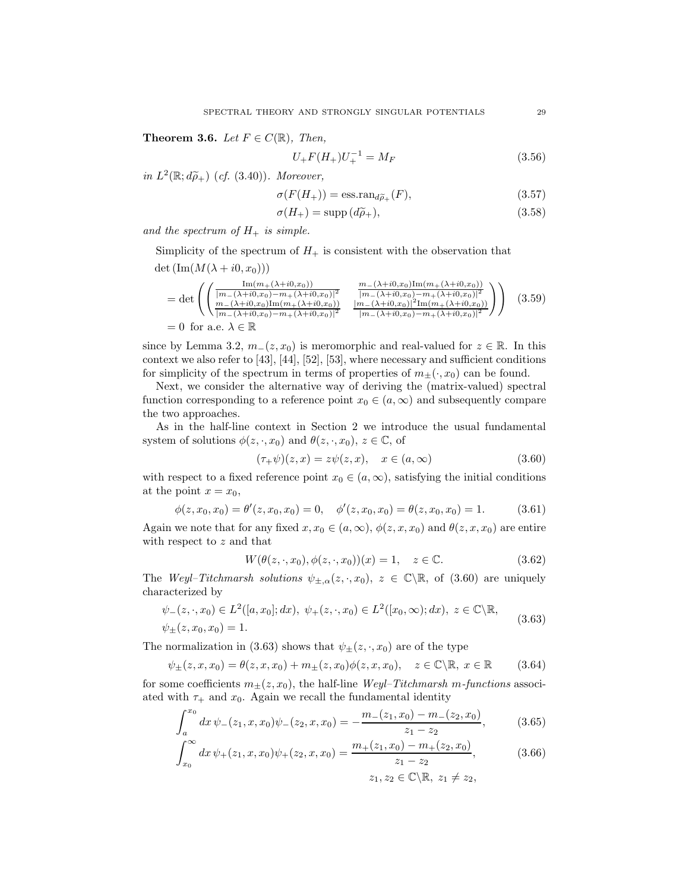**Theorem 3.6.** *Let $F \in C(\mathbb{R})$, Then,*

$$U_+ F(H_+) U_+^{-1} = M_F \tag{3.56}$$

*in $L^2(\mathbb{R}; d\widetilde{\rho}_+)$ (cf. (3.40)). Moreover,*

$$\sigma(F(H_+)) = \text{ess.ran}_{d\widetilde{\rho}_+}(F), \tag{3.57}$$

$$\sigma(H_+) = \text{supp}\,(d\widetilde{\rho}_+), \tag{3.58}$$

*and the spectrum of $H_+$ is simple.*

Simplicity of the spectrum of $H_+$ is consistent with the observation that

$$\begin{aligned}
&\det\left(\operatorname{Im}(M(\lambda+i0,x_0))\right) \\
&= \det\left(\begin{pmatrix} \frac{\operatorname{Im}(m_+(\lambda+i0,x_0))}{|m_-(\lambda+i0,x_0)-m_+(\lambda+i0,x_0)|^2} & \frac{m_-(\lambda+i0,x_0)\operatorname{Im}(m_+(\lambda+i0,x_0))}{|m_-(\lambda+i0,x_0)-m_+(\lambda+i0,x_0)|^2} \\ \frac{m_-(\lambda+i0,x_0)\operatorname{Im}(m_+(\lambda+i0,x_0))}{|m_-(\lambda+i0,x_0)-m_+(\lambda+i0,x_0)|^2} & \frac{|m_-(\lambda+i0,x_0)|^2\operatorname{Im}(m_+(\lambda+i0,x_0))}{|m_-(\lambda+i0,x_0)-m_+(\lambda+i0,x_0)|^2} \end{pmatrix}\right) \\
&= 0 \text{ for a.e. } \lambda \in \mathbb{R}
\end{aligned} \tag{3.59}$$

since by Lemma 3.2, $m_-(z,x_0)$ is meromorphic and real-valued for $z \in \mathbb{R}$. In this context we also refer to [43], [44], [52], [53], where necessary and sufficient conditions for simplicity of the spectrum in terms of properties of $m_\pm(\cdot,x_0)$ can be found.

Next, we consider the alternative way of deriving the (matrix-valued) spectral function corresponding to a reference point $x_0 \in (a,\infty)$ and subsequently compare the two approaches.

As in the half-line context in Section 2 we introduce the usual fundamental system of solutions $\phi(z,\cdot,x_0)$ and $\theta(z,\cdot,x_0)$, $z \in \mathbb{C}$, of

$$(\tau_+\psi)(z,x) = z\psi(z,x), \quad x \in (a,\infty) \tag{3.60}$$

with respect to a fixed reference point $x_0 \in (a,\infty)$, satisfying the initial conditions at the point $x = x_0$,

$$\phi(z,x_0,x_0) = \theta'(z,x_0,x_0) = 0, \quad \phi'(z,x_0,x_0) = \theta(z,x_0,x_0) = 1. \tag{3.61}$$

Again we note that for any fixed $x, x_0 \in (a,\infty)$, $\phi(z,x,x_0)$ and $\theta(z,x,x_0)$ are entire with respect to $z$ and that

$$W(\theta(z,\cdot,x_0),\phi(z,\cdot,x_0))(x) = 1, \quad z \in \mathbb{C}. \tag{3.62}$$

The *Weyl–Titchmarsh solutions* $\psi_{\pm,\alpha}(z,\cdot,x_0)$, $z \in \mathbb{C}\backslash\mathbb{R}$, of (3.60) are uniquely characterized by

$$\begin{aligned}
&\psi_-(z,\cdot,x_0) \in L^2([a,x_0];dx),\ \psi_+(z,\cdot,x_0) \in L^2([x_0,\infty);dx),\ z \in \mathbb{C}\backslash\mathbb{R}, \\
&\psi_\pm(z,x_0,x_0) = 1.
\end{aligned} \tag{3.63}$$

The normalization in (3.63) shows that $\psi_\pm(z,\cdot,x_0)$ are of the type

$$\psi_\pm(z,x,x_0) = \theta(z,x,x_0) + m_\pm(z,x_0)\phi(z,x,x_0), \quad z \in \mathbb{C}\backslash\mathbb{R},\ x \in \mathbb{R} \tag{3.64}$$

for some coefficients $m_\pm(z,x_0)$, the half-line *Weyl–Titchmarsh m-functions* associated with $\tau_+$ and $x_0$. Again we recall the fundamental identity

$$\int_a^{x_0} dx\, \psi_-(z_1,x,x_0)\psi_-(z_2,x,x_0) = -\frac{m_-(z_1,x_0)-m_-(z_2,x_0)}{z_1-z_2}, \tag{3.65}$$

$$\int_{x_0}^{\infty} dx\, \psi_+(z_1,x,x_0)\psi_+(z_2,x,x_0) = \frac{m_+(z_1,x_0)-m_+(z_2,x_0)}{z_1-z_2}, \tag{3.66}$$

$$z_1,z_2 \in \mathbb{C}\backslash\mathbb{R},\ z_1 \neq z_2,$$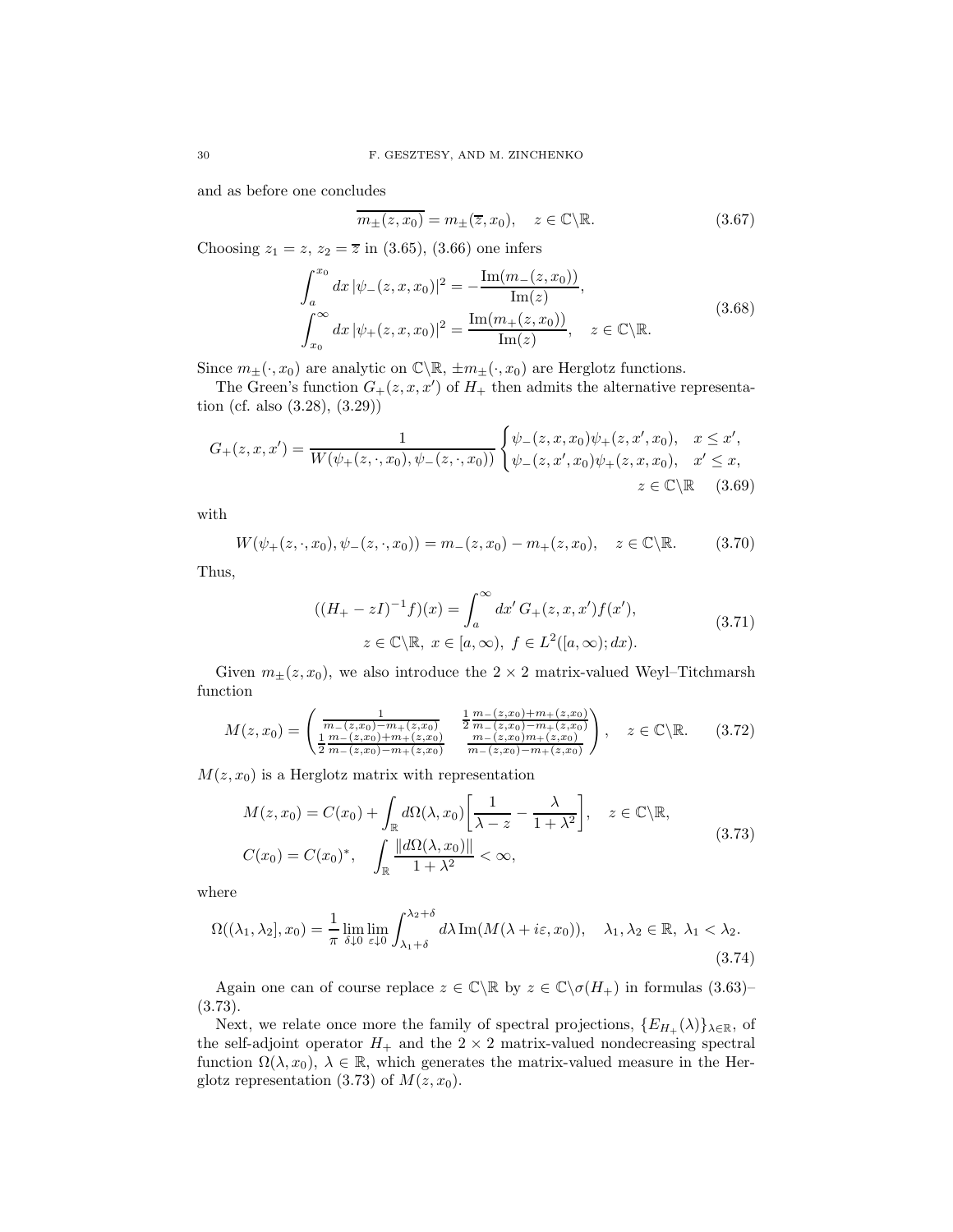and as before one concludes

$$\overline{m_\pm(z,x_0)} = m_\pm(\overline{z},x_0), \quad z \in \mathbb{C}\backslash\mathbb{R}. \tag{3.67}$$

Choosing $z_1 = z$, $z_2 = \overline{z}$ in (3.65), (3.66) one infers

$$\begin{aligned}
&\int_a^{x_0} dx\, |\psi_-(z,x,x_0)|^2 = -\frac{\operatorname{Im}(m_-(z,x_0))}{\operatorname{Im}(z)}, \\
&\int_{x_0}^\infty dx\, |\psi_+(z,x,x_0)|^2 = \frac{\operatorname{Im}(m_+(z,x_0))}{\operatorname{Im}(z)}, \quad z \in \mathbb{C}\backslash\mathbb{R}.
\end{aligned} \tag{3.68}$$

Since $m_\pm(\cdot,x_0)$ are analytic on $\mathbb{C}\backslash\mathbb{R}$, $\pm m_\pm(\cdot,x_0)$ are Herglotz functions.

The Green's function $G_+(z,x,x')$ of $H_+$ then admits the alternative representation (cf. also (3.28), (3.29))

$$G_+(z,x,x') = \frac{1}{W(\psi_+(z,\cdot,x_0),\psi_-(z,\cdot,x_0))} \begin{cases} \psi_-(z,x,x_0)\psi_+(z,x',x_0), & x \leq x', \\ \psi_-(z,x',x_0)\psi_+(z,x,x_0), & x' \leq x, \end{cases} \quad z \in \mathbb{C}\backslash\mathbb{R} \tag{3.69}$$

with

$$W(\psi_+(z,\cdot,x_0),\psi_-(z,\cdot,x_0)) = m_-(z,x_0) - m_+(z,x_0), \quad z \in \mathbb{C}\backslash\mathbb{R}. \tag{3.70}$$

Thus,

$$\begin{aligned}
&((H_+ - zI)^{-1}f)(x) = \int_a^\infty dx'\, G_+(z,x,x')f(x'), \\
&\qquad z \in \mathbb{C}\backslash\mathbb{R},\ x \in [a,\infty),\ f \in L^2([a,\infty);dx).
\end{aligned} \tag{3.71}$$

Given $m_\pm(z,x_0)$, we also introduce the $2\times 2$ matrix-valued Weyl–Titchmarsh function

$$M(z,x_0) = \begin{pmatrix} \frac{1}{m_-(z,x_0)-m_+(z,x_0)} & \frac{1}{2}\frac{m_-(z,x_0)+m_+(z,x_0)}{m_-(z,x_0)-m_+(z,x_0)} \\ \frac{1}{2}\frac{m_-(z,x_0)+m_+(z,x_0)}{m_-(z,x_0)-m_+(z,x_0)} & \frac{m_-(z,x_0)m_+(z,x_0)}{m_-(z,x_0)-m_+(z,x_0)} \end{pmatrix}, \quad z \in \mathbb{C}\backslash\mathbb{R}. \tag{3.72}$$

$M(z,x_0)$ is a Herglotz matrix with representation

$$\begin{aligned}
&M(z,x_0) = C(x_0) + \int_{\mathbb{R}} d\Omega(\lambda,x_0)\bigg[\frac{1}{\lambda - z} - \frac{\lambda}{1+\lambda^2}\bigg], \quad z \in \mathbb{C}\backslash\mathbb{R}, \\
&C(x_0) = C(x_0)^*, \quad \int_{\mathbb{R}} \frac{\|d\Omega(\lambda,x_0)\|}{1+\lambda^2} < \infty,
\end{aligned} \tag{3.73}$$

where

$$\Omega((\lambda_1,\lambda_2],x_0) = \frac{1}{\pi}\lim_{\delta\downarrow 0}\lim_{\varepsilon\downarrow 0}\int_{\lambda_1+\delta}^{\lambda_2+\delta} d\lambda\, \operatorname{Im}(M(\lambda+i\varepsilon,x_0)), \quad \lambda_1,\lambda_2 \in \mathbb{R},\ \lambda_1 < \lambda_2. \tag{3.74}$$

Again one can of course replace $z \in \mathbb{C}\backslash\mathbb{R}$ by $z \in \mathbb{C}\backslash\sigma(H_+)$ in formulas (3.63)–(3.73).

Next, we relate once more the family of spectral projections, $\{E_{H_+}(\lambda)\}_{\lambda\in\mathbb{R}}$, of the self-adjoint operator $H_+$ and the $2\times 2$ matrix-valued nondecreasing spectral function $\Omega(\lambda,x_0)$, $\lambda \in \mathbb{R}$, which generates the matrix-valued measure in the Herglotz representation (3.73) of $M(z,x_0)$.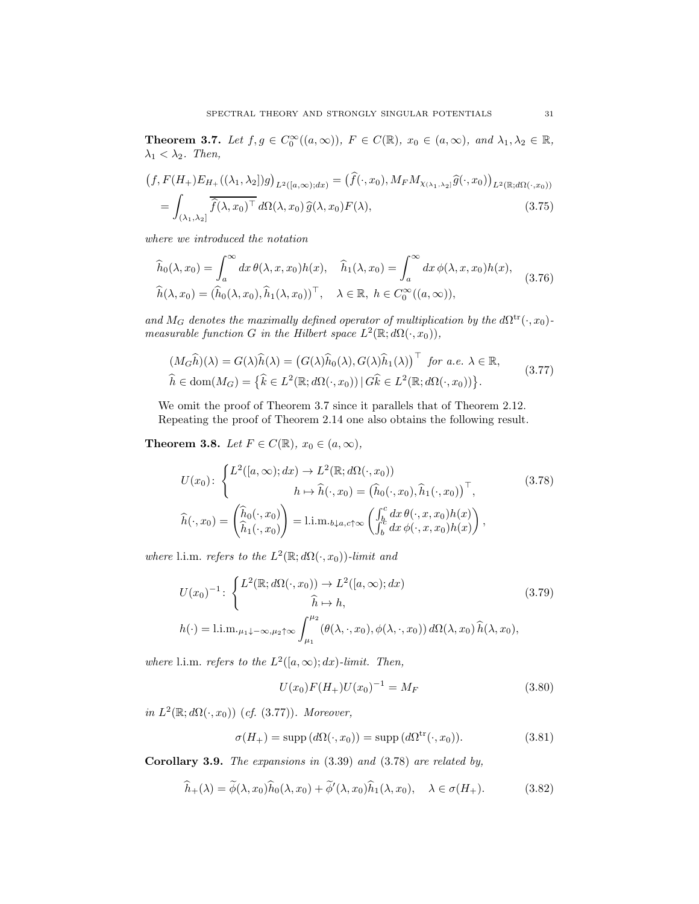**Theorem 3.7.** *Let $f, g \in C_0^\infty((a,\infty))$, $F \in C(\mathbb{R})$, $x_0 \in (a,\infty)$, and $\lambda_1, \lambda_2 \in \mathbb{R}$, $\lambda_1 < \lambda_2$. Then,*

$$
\begin{aligned}
\big(f, F(H_+)E_{H_+}((\lambda_1,\lambda_2])g\big)_{L^2([a,\infty);dx)} &= \big(\widehat{f}(\cdot,x_0), M_F M_{\chi_{(\lambda_1,\lambda_2]}}\widehat{g}(\cdot,x_0)\big)_{L^2(\mathbb{R};d\Omega(\cdot,x_0))} \\
&= \int_{(\lambda_1,\lambda_2]} \overline{\widehat{f}(\lambda,x_0)^\top}\, d\Omega(\lambda,x_0)\, \widehat{g}(\lambda,x_0) F(\lambda),
\end{aligned}
\tag{3.75}
$$

*where we introduced the notation*

$$
\begin{aligned}
&\widehat{h}_0(\lambda,x_0) = \int_a^\infty dx\, \theta(\lambda,x,x_0)h(x), \quad \widehat{h}_1(\lambda,x_0) = \int_a^\infty dx\, \phi(\lambda,x,x_0)h(x), \\
&\widehat{h}(\lambda,x_0) = (\widehat{h}_0(\lambda,x_0), \widehat{h}_1(\lambda,x_0))^\top, \quad \lambda \in \mathbb{R},\ h \in C_0^\infty((a,\infty)),
\end{aligned}
\tag{3.76}
$$

*and $M_G$ denotes the maximally defined operator of multiplication by the $d\Omega^{\rm tr}(\cdot,x_0)$-measurable function $G$ in the Hilbert space $L^2(\mathbb{R}; d\Omega(\cdot,x_0))$,*

$$
\begin{aligned}
&(M_G\widehat{h})(\lambda) = G(\lambda)\widehat{h}(\lambda) = \big(G(\lambda)\widehat{h}_0(\lambda), G(\lambda)\widehat{h}_1(\lambda)\big)^\top \text{ for a.e. } \lambda \in \mathbb{R}, \\
&\widehat{h} \in \operatorname{dom}(M_G) = \big\{\widehat{k} \in L^2(\mathbb{R}; d\Omega(\cdot,x_0)) \,|\, G\widehat{k} \in L^2(\mathbb{R}; d\Omega(\cdot,x_0))\big\}.
\end{aligned}
\tag{3.77}
$$

We omit the proof of Theorem 3.7 since it parallels that of Theorem 2.12.

Repeating the proof of Theorem 2.14 one also obtains the following result.

**Theorem 3.8.** *Let $F \in C(\mathbb{R})$, $x_0 \in (a,\infty)$,*

$$
\begin{aligned}
&U(x_0)\colon \begin{cases} L^2([a,\infty);dx) \to L^2(\mathbb{R}; d\Omega(\cdot,x_0)) \\ \qquad\qquad h \mapsto \widehat{h}(\cdot,x_0) = \big(\widehat{h}_0(\cdot,x_0), \widehat{h}_1(\cdot,x_0)\big)^\top, \end{cases} \\
&\widehat{h}(\cdot,x_0) = \begin{pmatrix} \widehat{h}_0(\cdot,x_0) \\ \widehat{h}_1(\cdot,x_0) \end{pmatrix} = \text{l.i.m.}_{b\downarrow a, c\uparrow\infty} \begin{pmatrix} \int_b^c dx\, \theta(\cdot,x,x_0)h(x) \\ \int_b^c dx\, \phi(\cdot,x,x_0)h(x) \end{pmatrix},
\end{aligned}
\tag{3.78}
$$

*where* l.i.m. *refers to the $L^2(\mathbb{R}; d\Omega(\cdot,x_0))$-limit and*

$$
\begin{aligned}
&U(x_0)^{-1}\colon \begin{cases} L^2(\mathbb{R}; d\Omega(\cdot,x_0)) \to L^2([a,\infty);dx) \\ \qquad\qquad \widehat{h} \mapsto h, \end{cases} \\
&h(\cdot) = \text{l.i.m.}_{\mu_1\downarrow-\infty, \mu_2\uparrow\infty} \int_{\mu_1}^{\mu_2} (\theta(\lambda,\cdot,x_0), \phi(\lambda,\cdot,x_0))\, d\Omega(\lambda,x_0)\, \widehat{h}(\lambda,x_0),
\end{aligned}
\tag{3.79}
$$

*where* l.i.m. *refers to the $L^2([a,\infty);dx)$-limit. Then,*

$$
U(x_0)F(H_+)U(x_0)^{-1} = M_F
\tag{3.80}
$$

*in $L^2(\mathbb{R}; d\Omega(\cdot,x_0))$ (cf. (3.77)). Moreover,*

$$
\sigma(H_+) = \operatorname{supp}(d\Omega(\cdot,x_0)) = \operatorname{supp}(d\Omega^{\rm tr}(\cdot,x_0)).
\tag{3.81}
$$

**Corollary 3.9.** *The expansions in* (3.39) *and* (3.78) *are related by,*

$$
\widehat{h}_+(\lambda) = \widetilde{\phi}(\lambda,x_0)\widehat{h}_0(\lambda,x_0) + \widetilde{\phi}'(\lambda,x_0)\widehat{h}_1(\lambda,x_0), \quad \lambda \in \sigma(H_+).
\tag{3.82}
$$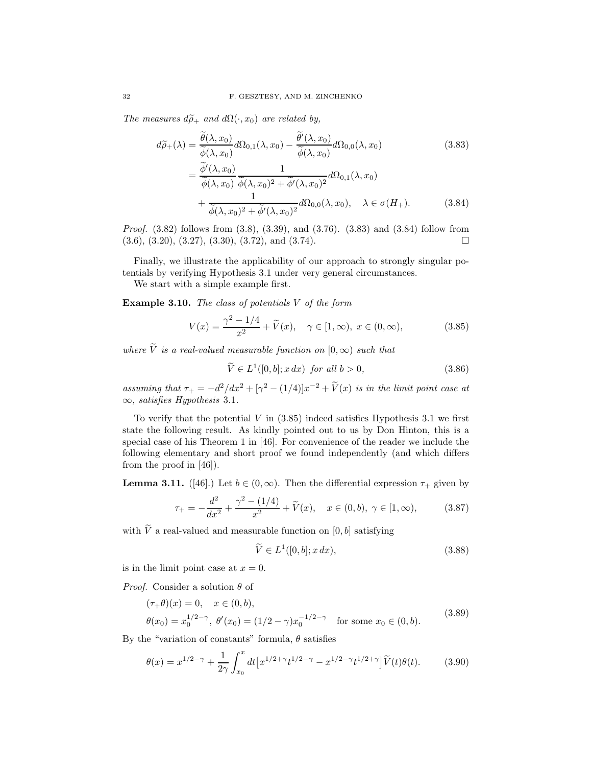*The measures $d\widetilde{\rho}_+$ and $d\Omega(\cdot, x_0)$ are related by,*

$$
\begin{aligned}
d\widetilde{\rho}_+(\lambda) &= \frac{\widetilde{\theta}(\lambda, x_0)}{\widetilde{\phi}(\lambda, x_0)} d\Omega_{0,1}(\lambda, x_0) - \frac{\widetilde{\theta}'(\lambda, x_0)}{\widetilde{\phi}(\lambda, x_0)} d\Omega_{0,0}(\lambda, x_0) && (3.83)\\
&= \frac{\widetilde{\phi}'(\lambda, x_0)}{\widetilde{\phi}(\lambda, x_0)} \frac{1}{\widetilde{\phi}(\lambda, x_0)^2 + \widetilde{\phi}'(\lambda, x_0)^2} d\Omega_{0,1}(\lambda, x_0) \\
&\quad + \frac{1}{\widetilde{\phi}(\lambda, x_0)^2 + \widetilde{\phi}'(\lambda, x_0)^2} d\Omega_{0,0}(\lambda, x_0), \quad \lambda \in \sigma(H_+). && (3.84)
\end{aligned}
$$

*Proof.* (3.82) follows from (3.8), (3.39), and (3.76). (3.83) and (3.84) follow from (3.6), (3.20), (3.27), (3.30), (3.72), and (3.74). $\square$

Finally, we illustrate the applicability of our approach to strongly singular potentials by verifying Hypothesis 3.1 under very general circumstances.

We start with a simple example first.

**Example 3.10.** *The class of potentials $V$ of the form*

$$
V(x) = \frac{\gamma^2 - 1/4}{x^2} + \widetilde{V}(x), \quad \gamma \in [1, \infty),\ x \in (0, \infty), \tag{3.85}
$$

*where $\widetilde{V}$ is a real-valued measurable function on $[0, \infty)$ such that*

$$
\widetilde{V} \in L^1([0, b]; x\,dx) \ \text{for all}\ b > 0, \tag{3.86}
$$

*assuming that $\tau_+ = -d^2/dx^2 + [\gamma^2 - (1/4)]x^{-2} + \widetilde{V}(x)$ is in the limit point case at $\infty$, satisfies Hypothesis* 3.1.

To verify that the potential $V$ in (3.85) indeed satisfies Hypothesis 3.1 we first state the following result. As kindly pointed out to us by Don Hinton, this is a special case of his Theorem 1 in [46]. For convenience of the reader we include the following elementary and short proof we found independently (and which differs from the proof in [46]).

**Lemma 3.11.** ([46].) Let $b \in (0, \infty)$. Then the differential expression $\tau_+$ given by

$$
\tau_+ = -\frac{d^2}{dx^2} + \frac{\gamma^2 - (1/4)}{x^2} + \widetilde{V}(x), \quad x \in (0, b),\ \gamma \in [1, \infty), \tag{3.87}
$$

with $\widetilde{V}$ a real-valued and measurable function on $[0, b]$ satisfying

$$
\widetilde{V} \in L^1([0, b]; x\,dx), \tag{3.88}
$$

is in the limit point case at $x = 0$.

*Proof.* Consider a solution $\theta$ of

$$
\begin{aligned}
&(\tau_+\theta)(x) = 0, \quad x \in (0, b), \\
&\theta(x_0) = x_0^{1/2-\gamma},\ \theta'(x_0) = (1/2 - \gamma)x_0^{-1/2-\gamma} \quad \text{for some}\ x_0 \in (0, b).
\end{aligned} \tag{3.89}
$$

By the "variation of constants" formula, $\theta$ satisfies

$$
\theta(x) = x^{1/2-\gamma} + \frac{1}{2\gamma} \int_{x_0}^{x} dt \big[x^{1/2+\gamma} t^{1/2-\gamma} - x^{1/2-\gamma} t^{1/2+\gamma}\big] \widetilde{V}(t)\theta(t). \tag{3.90}
$$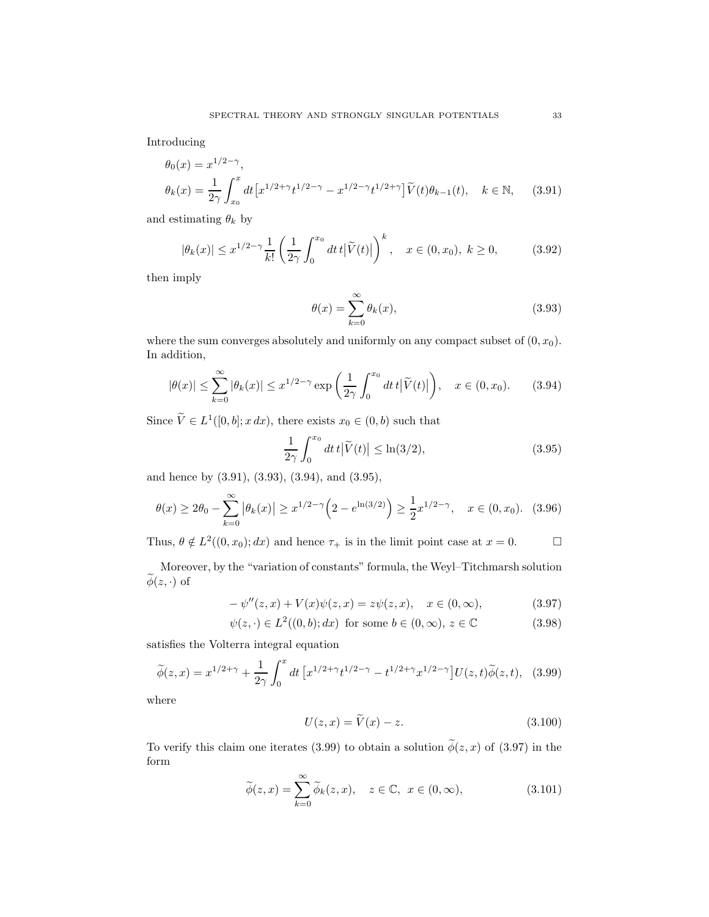Introducing

$$\theta_0(x) = x^{1/2-\gamma},$$
$$\theta_k(x) = \frac{1}{2\gamma} \int_{x_0}^{x} dt \big[x^{1/2+\gamma} t^{1/2-\gamma} - x^{1/2-\gamma} t^{1/2+\gamma}\big] \widetilde{V}(t) \theta_{k-1}(t), \quad k \in \mathbb{N}, \tag{3.91}$$

and estimating $\theta_k$ by

$$|\theta_k(x)| \leq x^{1/2-\gamma} \frac{1}{k!} \left( \frac{1}{2\gamma} \int_0^{x_0} dt\, t \big|\widetilde{V}(t)\big| \right)^k, \quad x \in (0, x_0),\ k \geq 0, \tag{3.92}$$

then imply

$$\theta(x) = \sum_{k=0}^{\infty} \theta_k(x), \tag{3.93}$$

where the sum converges absolutely and uniformly on any compact subset of $(0, x_0)$. In addition,

$$|\theta(x)| \leq \sum_{k=0}^{\infty} |\theta_k(x)| \leq x^{1/2-\gamma} \exp\left( \frac{1}{2\gamma} \int_0^{x_0} dt\, t \big|\widetilde{V}(t)\big| \right), \quad x \in (0, x_0). \tag{3.94}$$

Since $\widetilde{V} \in L^1([0,b]; x\,dx)$, there exists $x_0 \in (0, b)$ such that

$$\frac{1}{2\gamma} \int_0^{x_0} dt\, t \big|\widetilde{V}(t)\big| \leq \ln(3/2), \tag{3.95}$$

and hence by (3.91), (3.93), (3.94), and (3.95),

$$\theta(x) \geq 2\theta_0 - \sum_{k=0}^{\infty} \big|\theta_k(x)\big| \geq x^{1/2-\gamma}\Big(2 - e^{\ln(3/2)}\Big) \geq \frac{1}{2} x^{1/2-\gamma}, \quad x \in (0, x_0). \tag{3.96}$$

Thus, $\theta \notin L^2((0, x_0); dx)$ and hence $\tau_+$ is in the limit point case at $x = 0$. $\square$

Moreover, by the "variation of constants" formula, the Weyl–Titchmarsh solution $\widetilde{\phi}(z, \cdot)$ of

$$-\psi''(z,x) + V(x)\psi(z,x) = z\psi(z,x), \quad x \in (0, \infty), \tag{3.97}$$
$$\psi(z, \cdot) \in L^2((0,b); dx) \text{ for some } b \in (0, \infty),\ z \in \mathbb{C} \tag{3.98}$$

satisfies the Volterra integral equation

$$\widetilde{\phi}(z,x) = x^{1/2+\gamma} + \frac{1}{2\gamma} \int_0^x dt \left[x^{1/2+\gamma} t^{1/2-\gamma} - t^{1/2+\gamma} x^{1/2-\gamma}\right] U(z,t) \widetilde{\phi}(z,t), \tag{3.99}$$

where

$$U(z,x) = \widetilde{V}(x) - z. \tag{3.100}$$

To verify this claim one iterates (3.99) to obtain a solution $\widetilde{\phi}(z,x)$ of (3.97) in the form

$$\widetilde{\phi}(z,x) = \sum_{k=0}^{\infty} \widetilde{\phi}_k(z,x), \quad z \in \mathbb{C},\ x \in (0,\infty), \tag{3.101}$$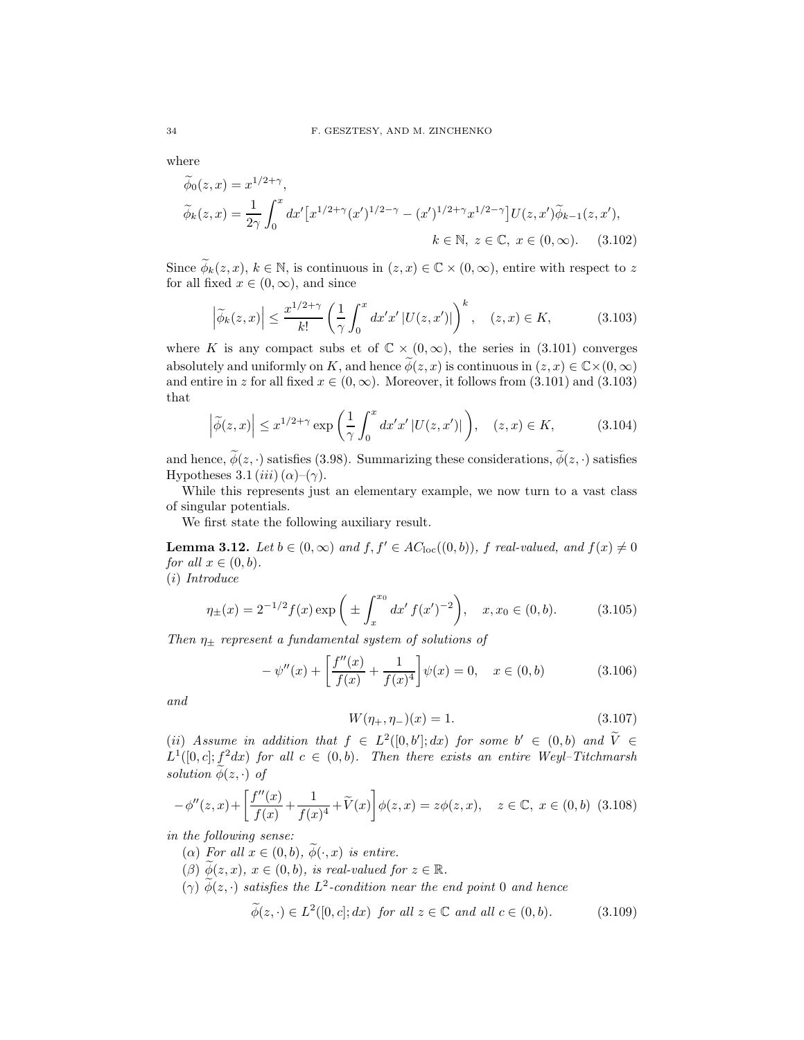where

$$
\begin{aligned}
&\widetilde{\phi}_0(z,x) = x^{1/2+\gamma}, \\
&\widetilde{\phi}_k(z,x) = \frac{1}{2\gamma}\int_0^x dx' \big[x^{1/2+\gamma}(x')^{1/2-\gamma} - (x')^{1/2+\gamma}x^{1/2-\gamma}\big] U(z,x')\widetilde{\phi}_{k-1}(z,x'), \\
&\hspace{7cm} k\in\mathbb{N},\ z\in\mathbb{C},\ x\in(0,\infty). \qquad (3.102)
\end{aligned}
$$

Since $\widetilde{\phi}_k(z,x)$, $k\in\mathbb{N}$, is continuous in $(z,x)\in\mathbb{C}\times(0,\infty)$, entire with respect to $z$ for all fixed $x\in(0,\infty)$, and since

$$
\Big|\widetilde{\phi}_k(z,x)\Big| \leq \frac{x^{1/2+\gamma}}{k!}\left(\frac{1}{\gamma}\int_0^x dx' x' \left|U(z,x')\right|\right)^k, \quad (z,x)\in K, \qquad (3.103)
$$

where $K$ is any compact subs et of $\mathbb{C}\times(0,\infty)$, the series in (3.101) converges absolutely and uniformly on $K$, and hence $\widetilde{\phi}(z,x)$ is continuous in $(z,x)\in\mathbb{C}\times(0,\infty)$ and entire in $z$ for all fixed $x\in(0,\infty)$. Moreover, it follows from (3.101) and (3.103) that

$$
\Big|\widetilde{\phi}(z,x)\Big| \leq x^{1/2+\gamma}\exp\left(\frac{1}{\gamma}\int_0^x dx' x' \left|U(z,x')\right|\right), \quad (z,x)\in K, \qquad (3.104)
$$

and hence, $\widetilde{\phi}(z,\cdot)$ satisfies (3.98). Summarizing these considerations, $\widetilde{\phi}(z,\cdot)$ satisfies Hypotheses 3.1 $(iii)$ $(\alpha)$–$(\gamma)$.

While this represents just an elementary example, we now turn to a vast class of singular potentials.

We first state the following auxiliary result.

**Lemma 3.12.** *Let $b\in(0,\infty)$ and $f, f'\in AC_{\rm loc}((0,b))$, $f$ real-valued, and $f(x)\neq 0$ for all $x\in(0,b)$.*
*$(i)$ Introduce*

$$
\eta_\pm(x) = 2^{-1/2}f(x)\exp\bigg(\pm\int_x^{x_0} dx'\, f(x')^{-2}\bigg), \quad x, x_0\in(0,b). \qquad (3.105)
$$

*Then $\eta_\pm$ represent a fundamental system of solutions of*

$$
-\psi''(x) + \left[\frac{f''(x)}{f(x)} + \frac{1}{f(x)^4}\right]\psi(x) = 0, \quad x\in(0,b) \qquad (3.106)
$$

*and*

$$
W(\eta_+,\eta_-)(x) = 1. \qquad (3.107)
$$

*$(ii)$ Assume in addition that $f\in L^2([0,b'];dx)$ for some $b'\in(0,b)$ and $\widetilde{V}\in L^1([0,c];f^2dx)$ for all $c\in(0,b)$. Then there exists an entire Weyl–Titchmarsh solution $\widetilde{\phi}(z,\cdot)$ of*

$$
-\phi''(z,x) + \left[\frac{f''(x)}{f(x)} + \frac{1}{f(x)^4} + \widetilde{V}(x)\right]\phi(z,x) = z\phi(z,x), \quad z\in\mathbb{C},\ x\in(0,b) \quad (3.108)
$$

*in the following sense:*

- *$(\alpha)$ For all $x\in(0,b)$, $\widetilde{\phi}(\cdot,x)$ is entire.*
- *$(\beta)$ $\widetilde{\phi}(z,x)$, $x\in(0,b)$, is real-valued for $z\in\mathbb{R}$.*
- *$(\gamma)$ $\widetilde{\phi}(z,\cdot)$ satisfies the $L^2$-condition near the end point $0$ and hence*

$$
\widetilde{\phi}(z,\cdot)\in L^2([0,c];dx) \ \text{ for all } z\in\mathbb{C} \text{ and all } c\in(0,b). \qquad (3.109)
$$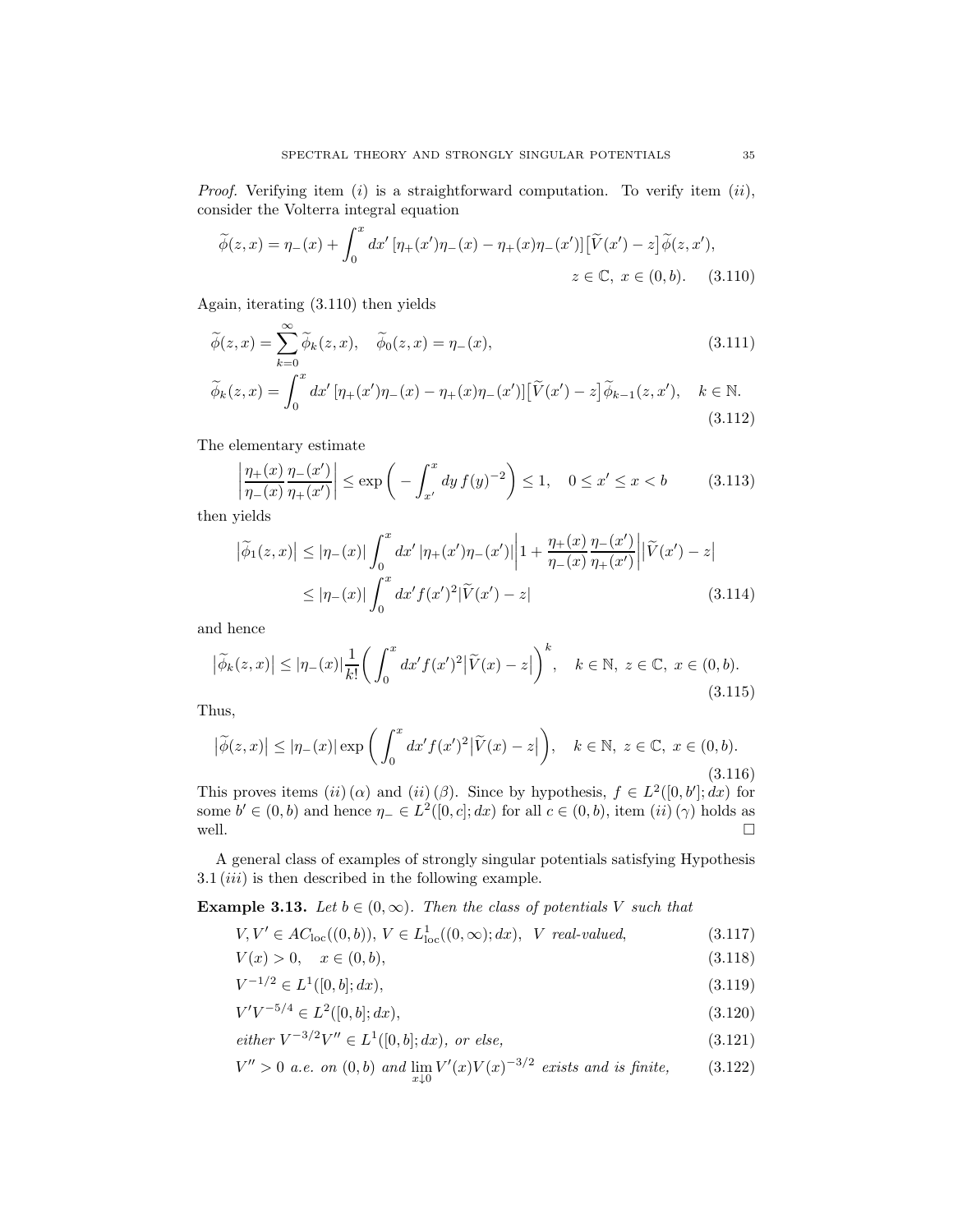*Proof.* Verifying item $(i)$ is a straightforward computation. To verify item $(ii)$, consider the Volterra integral equation

$$\widetilde{\phi}(z,x) = \eta_-(x) + \int_0^x dx' \, [\eta_+(x')\eta_-(x) - \eta_+(x)\eta_-(x')]\big[\widetilde{V}(x') - z\big]\,\widetilde{\phi}(z,x'),$$
$$z \in \mathbb{C},\ x \in (0,b). \tag{3.110}$$

Again, iterating (3.110) then yields

$$\widetilde{\phi}(z,x) = \sum_{k=0}^{\infty} \widetilde{\phi}_k(z,x), \quad \widetilde{\phi}_0(z,x) = \eta_-(x), \tag{3.111}$$

$$\widetilde{\phi}_k(z,x) = \int_0^x dx' \, [\eta_+(x')\eta_-(x) - \eta_+(x)\eta_-(x')]\big[\widetilde{V}(x') - z\big]\,\widetilde{\phi}_{k-1}(z,x'), \quad k \in \mathbb{N}. \tag{3.112}$$

The elementary estimate

$$\bigg|\frac{\eta_+(x)}{\eta_-(x)}\frac{\eta_-(x')}{\eta_+(x')}\bigg| \leq \exp\bigg(-\int_{x'}^x dy\, f(y)^{-2}\bigg) \leq 1, \quad 0 \leq x' \leq x < b \tag{3.113}$$

then yields

$$\begin{aligned}
\big|\widetilde{\phi}_1(z,x)\big| &\leq |\eta_-(x)| \int_0^x dx' \, |\eta_+(x')\eta_-(x')| \bigg|1 + \frac{\eta_+(x)}{\eta_-(x)}\frac{\eta_-(x')}{\eta_+(x')}\bigg| \big|\widetilde{V}(x') - z\big| \\
&\leq |\eta_-(x)| \int_0^x dx' f(x')^2 |\widetilde{V}(x') - z|
\end{aligned} \tag{3.114}$$

and hence

$$\big|\widetilde{\phi}_k(z,x)\big| \leq |\eta_-(x)| \frac{1}{k!}\bigg(\int_0^x dx' f(x')^2 \big|\widetilde{V}(x) - z\big|\bigg)^k, \quad k \in \mathbb{N},\ z \in \mathbb{C},\ x \in (0,b). \tag{3.115}$$

Thus,

$$\big|\widetilde{\phi}(z,x)\big| \leq |\eta_-(x)| \exp\bigg(\int_0^x dx' f(x')^2 \big|\widetilde{V}(x) - z\big|\bigg), \quad k \in \mathbb{N},\ z \in \mathbb{C},\ x \in (0,b). \tag{3.116}$$

This proves items $(ii)\,(\alpha)$ and $(ii)\,(\beta)$. Since by hypothesis, $f \in L^2([0,b'];dx)$ for some $b' \in (0,b)$ and hence $\eta_- \in L^2([0,c];dx)$ for all $c \in (0,b)$, item $(ii)\,(\gamma)$ holds as well. $\square$

A general class of examples of strongly singular potentials satisfying Hypothesis 3.1$\,(iii)$ is then described in the following example.

**Example 3.13.** *Let $b \in (0,\infty)$. Then the class of potentials $V$ such that*

$$V, V' \in AC_{\rm loc}((0,b)),\ V \in L^1_{\rm loc}((0,\infty);dx),\ \ V \text{ real-valued}, \tag{3.117}$$

$$V(x) > 0, \quad x \in (0,b), \tag{3.118}$$

$$V^{-1/2} \in L^1([0,b];dx), \tag{3.119}$$

$$V'V^{-5/4} \in L^2([0,b];dx), \tag{3.120}$$

$$\text{either } V^{-3/2}V'' \in L^1([0,b];dx), \text{ or else,} \tag{3.121}$$

$$V'' > 0 \text{ a.e. on } (0,b) \text{ and } \lim_{x \downarrow 0} V'(x)V(x)^{-3/2} \text{ exists and is finite,} \tag{3.122}$$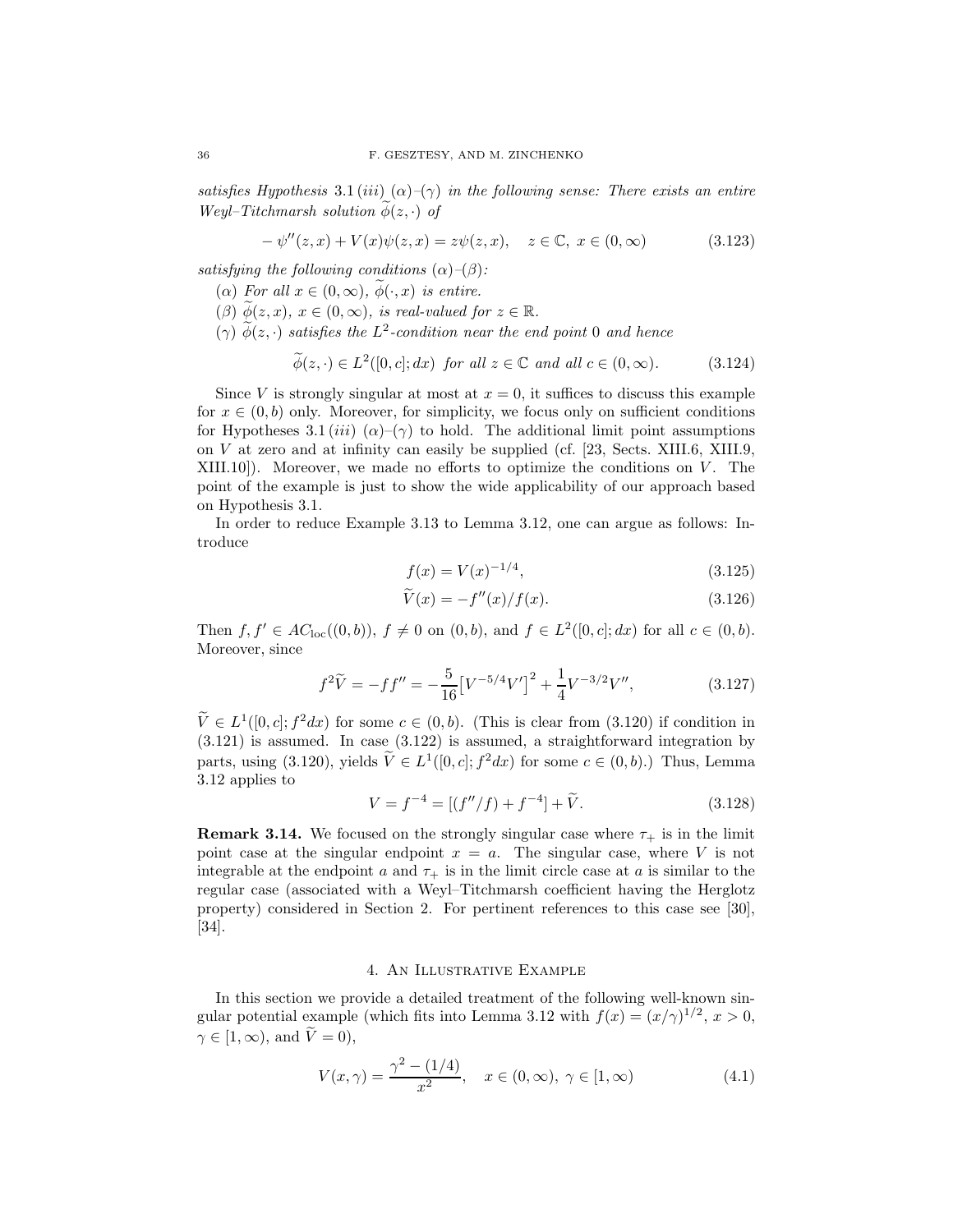*satisfies Hypothesis* 3.1 (*iii*) (α)–(γ) *in the following sense: There exists an entire Weyl–Titchmarsh solution* $\widetilde{\phi}(z, \cdot)$ *of*

$$-\psi''(z, x) + V(x)\psi(z, x) = z\psi(z, x), \quad z \in \mathbb{C},\ x \in (0, \infty) \tag{3.123}$$

*satisfying the following conditions* (α)–(β)*:*

(α) *For all* $x \in (0, \infty)$, $\widetilde{\phi}(\cdot, x)$ *is entire.*

(β) $\widetilde{\phi}(z, x)$, $x \in (0, \infty)$, *is real-valued for* $z \in \mathbb{R}$.

(γ) $\widetilde{\phi}(z, \cdot)$ *satisfies the* $L^2$*-condition near the end point* 0 *and hence*

$$\widetilde{\phi}(z, \cdot) \in L^2([0, c]; dx) \ \text{ for all } z \in \mathbb{C} \text{ and all } c \in (0, \infty). \tag{3.124}$$

Since $V$ is strongly singular at most at $x = 0$, it suffices to discuss this example for $x \in (0, b)$ only. Moreover, for simplicity, we focus only on sufficient conditions for Hypotheses 3.1 (*iii*) (α)–(γ) to hold. The additional limit point assumptions on $V$ at zero and at infinity can easily be supplied (cf. [23, Sects. XIII.6, XIII.9, XIII.10]). Moreover, we made no efforts to optimize the conditions on $V$. The point of the example is just to show the wide applicability of our approach based on Hypothesis 3.1.

In order to reduce Example 3.13 to Lemma 3.12, one can argue as follows: Introduce

$$f(x) = V(x)^{-1/4}, \tag{3.125}$$

$$\widetilde{V}(x) = -f''(x)/f(x). \tag{3.126}$$

Then $f, f' \in AC_{\text{loc}}((0, b))$, $f \neq 0$ on $(0, b)$, and $f \in L^2([0, c]; dx)$ for all $c \in (0, b)$. Moreover, since

$$f^2\widetilde{V} = -ff'' = -\frac{5}{16}\big[V^{-5/4}V'\big]^2 + \frac{1}{4}V^{-3/2}V'', \tag{3.127}$$

$\widetilde{V} \in L^1([0, c]; f^2dx)$ for some $c \in (0, b)$. (This is clear from (3.120) if condition in (3.121) is assumed. In case (3.122) is assumed, a straightforward integration by parts, using (3.120), yields $\widetilde{V} \in L^1([0, c]; f^2dx)$ for some $c \in (0, b)$.) Thus, Lemma 3.12 applies to

$$V = f^{-4} = [(f''/f) + f^{-4}] + \widetilde{V}. \tag{3.128}$$

**Remark 3.14.** We focused on the strongly singular case where $\tau_+$ is in the limit point case at the singular endpoint $x = a$. The singular case, where $V$ is not integrable at the endpoint $a$ and $\tau_+$ is in the limit circle case at $a$ is similar to the regular case (associated with a Weyl–Titchmarsh coefficient having the Herglotz property) considered in Section 2. For pertinent references to this case see [30], [34].

## 4. An Illustrative Example

In this section we provide a detailed treatment of the following well-known singular potential example (which fits into Lemma 3.12 with $f(x) = (x/\gamma)^{1/2}$, $x > 0$, $\gamma \in [1, \infty)$, and $\widetilde{V} = 0$),

$$V(x, \gamma) = \frac{\gamma^2 - (1/4)}{x^2}, \quad x \in (0, \infty),\ \gamma \in [1, \infty) \tag{4.1}$$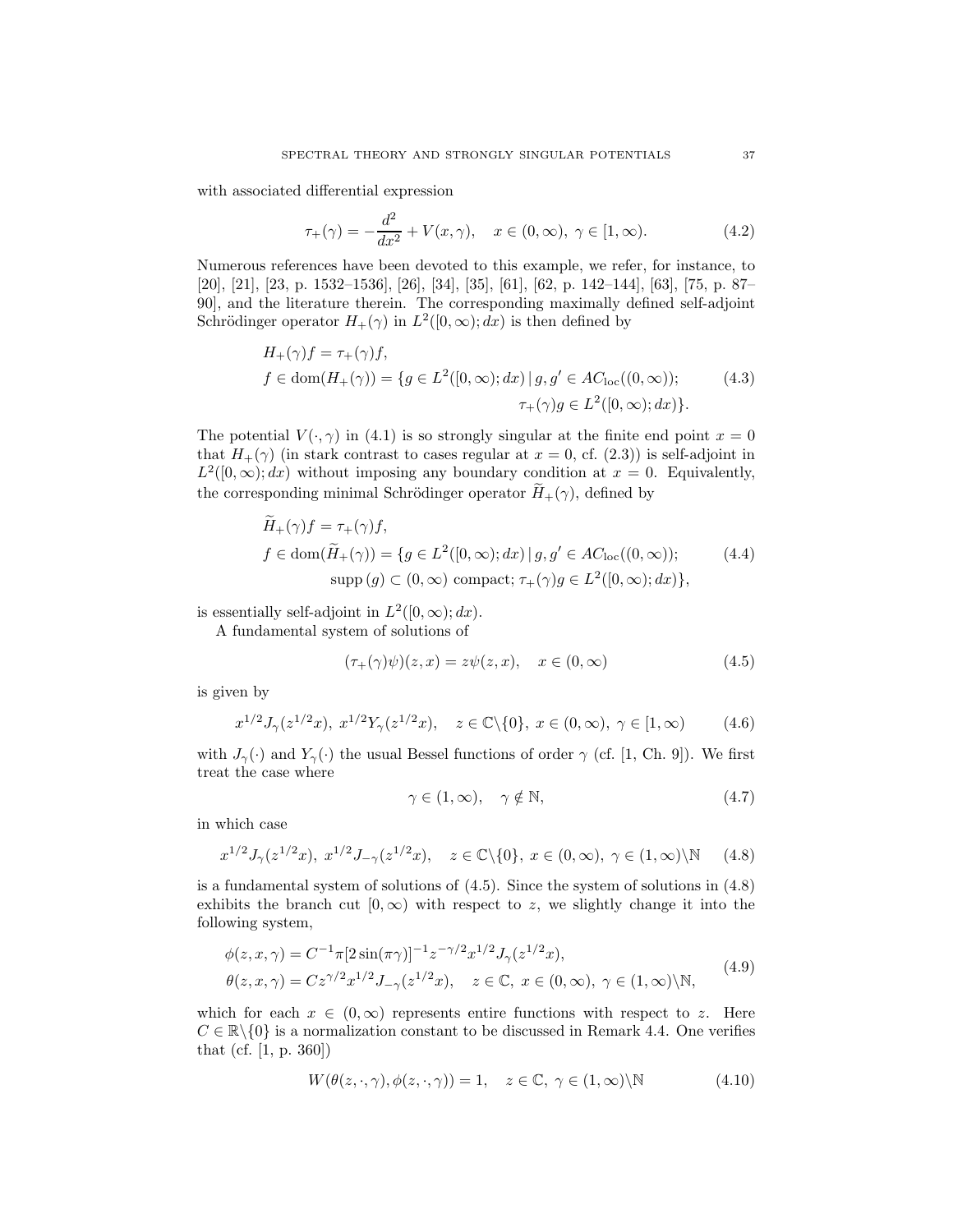with associated differential expression

$$\tau_+(\gamma) = -\frac{d^2}{dx^2} + V(x,\gamma), \quad x \in (0,\infty),\ \gamma \in [1,\infty). \tag{4.2}$$

Numerous references have been devoted to this example, we refer, for instance, to [20], [21], [23, p. 1532–1536], [26], [34], [35], [61], [62, p. 142–144], [63], [75, p. 87–90], and the literature therein. The corresponding maximally defined self-adjoint Schrödinger operator $H_+(\gamma)$ in $L^2([0,\infty);dx)$ is then defined by

$$\begin{aligned} &H_+(\gamma)f = \tau_+(\gamma)f, \\ &f \in \mathrm{dom}(H_+(\gamma)) = \{g \in L^2([0,\infty);dx) \,|\, g, g' \in AC_{\mathrm{loc}}((0,\infty)); \\ &\qquad\qquad\qquad\qquad\qquad\qquad\qquad \tau_+(\gamma)g \in L^2([0,\infty);dx)\}. \end{aligned} \tag{4.3}$$

The potential $V(\cdot,\gamma)$ in (4.1) is so strongly singular at the finite end point $x=0$ that $H_+(\gamma)$ (in stark contrast to cases regular at $x=0$, cf. (2.3)) is self-adjoint in $L^2([0,\infty);dx)$ without imposing any boundary condition at $x=0$. Equivalently, the corresponding minimal Schrödinger operator $\widetilde{H}_+(\gamma)$, defined by

$$\begin{aligned} &\widetilde{H}_+(\gamma)f = \tau_+(\gamma)f, \\ &f \in \mathrm{dom}(\widetilde{H}_+(\gamma)) = \{g \in L^2([0,\infty);dx) \,|\, g, g' \in AC_{\mathrm{loc}}((0,\infty)); \\ &\qquad\qquad \mathrm{supp}\,(g) \subset (0,\infty) \text{ compact}; \ \tau_+(\gamma)g \in L^2([0,\infty);dx)\}, \end{aligned} \tag{4.4}$$

is essentially self-adjoint in $L^2([0,\infty);dx)$.

A fundamental system of solutions of

$$(\tau_+(\gamma)\psi)(z,x) = z\psi(z,x), \quad x \in (0,\infty) \tag{4.5}$$

is given by

$$x^{1/2}J_\gamma(z^{1/2}x),\ x^{1/2}Y_\gamma(z^{1/2}x), \quad z \in \mathbb{C}\backslash\{0\},\ x \in (0,\infty),\ \gamma \in [1,\infty) \tag{4.6}$$

with $J_\gamma(\cdot)$ and $Y_\gamma(\cdot)$ the usual Bessel functions of order $\gamma$ (cf. [1, Ch. 9]). We first treat the case where

$$\gamma \in (1,\infty), \quad \gamma \notin \mathbb{N}, \tag{4.7}$$

in which case

$$x^{1/2}J_\gamma(z^{1/2}x),\ x^{1/2}J_{-\gamma}(z^{1/2}x), \quad z \in \mathbb{C}\backslash\{0\},\ x \in (0,\infty),\ \gamma \in (1,\infty)\backslash\mathbb{N} \tag{4.8}$$

is a fundamental system of solutions of (4.5). Since the system of solutions in (4.8) exhibits the branch cut $[0,\infty)$ with respect to $z$, we slightly change it into the following system,

$$\begin{aligned} &\phi(z,x,\gamma) = C^{-1}\pi[2\sin(\pi\gamma)]^{-1}z^{-\gamma/2}x^{1/2}J_\gamma(z^{1/2}x), \\ &\theta(z,x,\gamma) = Cz^{\gamma/2}x^{1/2}J_{-\gamma}(z^{1/2}x), \quad z \in \mathbb{C},\ x \in (0,\infty),\ \gamma \in (1,\infty)\backslash\mathbb{N}, \end{aligned} \tag{4.9}$$

which for each $x \in (0,\infty)$ represents entire functions with respect to $z$. Here $C \in \mathbb{R}\backslash\{0\}$ is a normalization constant to be discussed in Remark 4.4. One verifies that (cf. [1, p. 360])

$$W(\theta(z,\cdot,\gamma),\phi(z,\cdot,\gamma)) = 1, \quad z \in \mathbb{C},\ \gamma \in (1,\infty)\backslash\mathbb{N} \tag{4.10}$$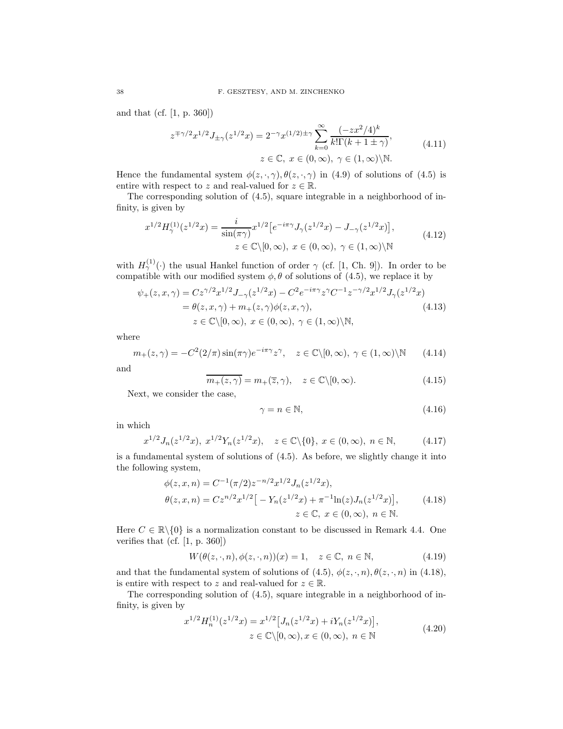and that (cf. [1, p. 360])

$$
z^{\mp\gamma/2} x^{1/2} J_{\pm\gamma}(z^{1/2}x) = 2^{-\gamma} x^{(1/2)\pm\gamma} \sum_{k=0}^{\infty} \frac{(-zx^2/4)^k}{k!\Gamma(k+1\pm\gamma)}, \qquad z \in \mathbb{C},\ x \in (0,\infty),\ \gamma \in (1,\infty)\backslash\mathbb{N}. \tag{4.11}
$$

Hence the fundamental system $\phi(z,\cdot,\gamma), \theta(z,\cdot,\gamma)$ in (4.9) of solutions of (4.5) is entire with respect to $z$ and real-valued for $z \in \mathbb{R}$.

The corresponding solution of (4.5), square integrable in a neighborhood of infinity, is given by

$$
x^{1/2} H_{\gamma}^{(1)}(z^{1/2}x) = \frac{i}{\sin(\pi\gamma)} x^{1/2} \big[ e^{-i\pi\gamma} J_{\gamma}(z^{1/2}x) - J_{-\gamma}(z^{1/2}x) \big], \qquad z \in \mathbb{C}\backslash[0,\infty),\ x \in (0,\infty),\ \gamma \in (1,\infty)\backslash\mathbb{N} \tag{4.12}
$$

with $H_{\gamma}^{(1)}(\cdot)$ the usual Hankel function of order $\gamma$ (cf. [1, Ch. 9]). In order to be compatible with our modified system $\phi, \theta$ of solutions of (4.5), we replace it by

$$
\begin{aligned}
\psi_+(z,x,\gamma) &= C z^{\gamma/2} x^{1/2} J_{-\gamma}(z^{1/2}x) - C^2 e^{-i\pi\gamma} z^{\gamma} C^{-1} z^{-\gamma/2} x^{1/2} J_{\gamma}(z^{1/2}x) \\
&= \theta(z,x,\gamma) + m_+(z,\gamma)\phi(z,x,\gamma), \\
&\qquad z \in \mathbb{C}\backslash[0,\infty),\ x \in (0,\infty),\ \gamma \in (1,\infty)\backslash\mathbb{N},
\end{aligned} \tag{4.13}
$$

where

$$
m_+(z,\gamma) = -C^2 (2/\pi) \sin(\pi\gamma) e^{-i\pi\gamma} z^{\gamma}, \quad z \in \mathbb{C}\backslash[0,\infty),\ \gamma \in (1,\infty)\backslash\mathbb{N} \tag{4.14}
$$

and

$$
\overline{m_+(z,\gamma)} = m_+(\overline{z},\gamma), \quad z \in \mathbb{C}\backslash[0,\infty). \tag{4.15}
$$

Next, we consider the case,

$$
\gamma = n \in \mathbb{N}, \tag{4.16}
$$

in which

$$
x^{1/2} J_n(z^{1/2}x),\ x^{1/2} Y_n(z^{1/2}x), \quad z \in \mathbb{C}\backslash\{0\},\ x \in (0,\infty),\ n \in \mathbb{N}, \tag{4.17}
$$

is a fundamental system of solutions of (4.5). As before, we slightly change it into the following system,

$$
\begin{aligned}
\phi(z,x,n) &= C^{-1} (\pi/2) z^{-n/2} x^{1/2} J_n(z^{1/2}x), \\
\theta(z,x,n) &= C z^{n/2} x^{1/2} \big[ -Y_n(z^{1/2}x) + \pi^{-1} \ln(z) J_n(z^{1/2}x) \big], \\
&\qquad z \in \mathbb{C},\ x \in (0,\infty),\ n \in \mathbb{N}.
\end{aligned} \tag{4.18}
$$

Here $C \in \mathbb{R}\backslash\{0\}$ is a normalization constant to be discussed in Remark 4.4. One verifies that (cf. [1, p. 360])

$$
W(\theta(z,\cdot,n), \phi(z,\cdot,n))(x) = 1, \quad z \in \mathbb{C},\ n \in \mathbb{N}, \tag{4.19}
$$

and that the fundamental system of solutions of (4.5), $\phi(z,\cdot,n), \theta(z,\cdot,n)$ in (4.18), is entire with respect to $z$ and real-valued for $z \in \mathbb{R}$.

The corresponding solution of (4.5), square integrable in a neighborhood of infinity, is given by

$$
x^{1/2} H_n^{(1)}(z^{1/2}x) = x^{1/2} \big[ J_n(z^{1/2}x) + i Y_n(z^{1/2}x) \big], \qquad z \in \mathbb{C}\backslash[0,\infty), x \in (0,\infty),\ n \in \mathbb{N} \tag{4.20}
$$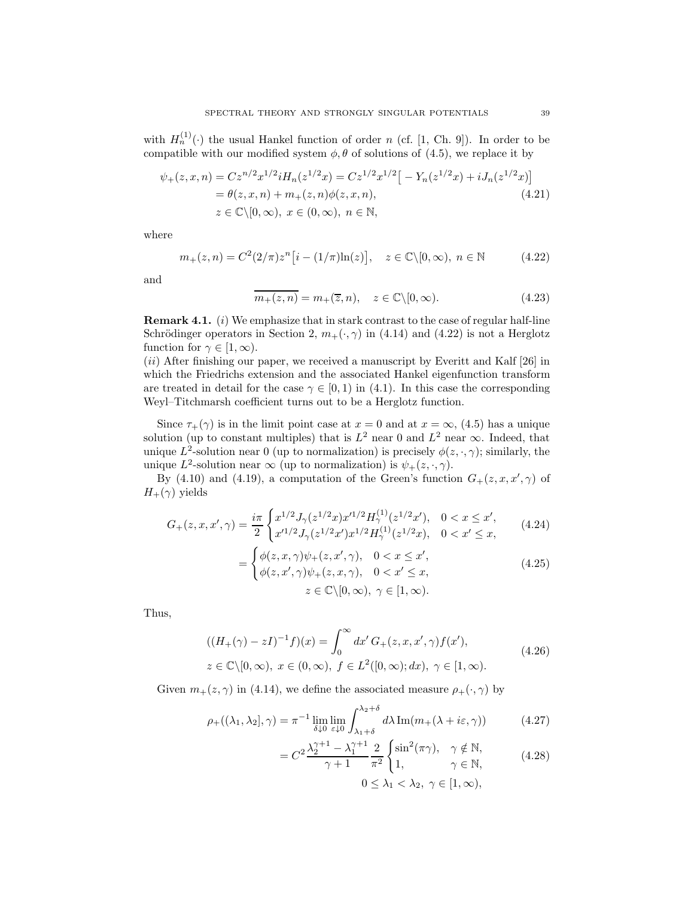with $H_n^{(1)}(\cdot)$ the usual Hankel function of order $n$ (cf. [1, Ch. 9]). In order to be compatible with our modified system $\phi, \theta$ of solutions of (4.5), we replace it by

$$
\begin{aligned}
\psi_+(z,x,n) &= C z^{n/2} x^{1/2} i H_n(z^{1/2}x) = C z^{1/2} x^{1/2}\big[-Y_n(z^{1/2}x) + iJ_n(z^{1/2}x)\big] \\
&= \theta(z,x,n) + m_+(z,n)\phi(z,x,n), \\
& \quad z \in \mathbb{C}\backslash[0,\infty),\ x \in (0,\infty),\ n \in \mathbb{N},
\end{aligned}
\tag{4.21}
$$

where

$$
m_+(z,n) = C^2(2/\pi)z^n\big[i - (1/\pi)\ln(z)\big], \quad z \in \mathbb{C}\backslash[0,\infty),\ n \in \mathbb{N} \tag{4.22}
$$

and

$$
\overline{m_+(z,n)} = m_+(\overline{z},n), \quad z \in \mathbb{C}\backslash[0,\infty). \tag{4.23}
$$

**Remark 4.1.** $(i)$ We emphasize that in stark contrast to the case of regular half-line Schrödinger operators in Section 2, $m_+(\cdot,\gamma)$ in (4.14) and (4.22) is not a Herglotz function for $\gamma \in [1,\infty)$.
$(ii)$ After finishing our paper, we received a manuscript by Everitt and Kalf [26] in which the Friedrichs extension and the associated Hankel eigenfunction transform are treated in detail for the case $\gamma \in [0,1)$ in (4.1). In this case the corresponding Weyl–Titchmarsh coefficient turns out to be a Herglotz function.

Since $\tau_+(\gamma)$ is in the limit point case at $x=0$ and at $x=\infty$, (4.5) has a unique solution (up to constant multiples) that is $L^2$ near 0 and $L^2$ near $\infty$. Indeed, that unique $L^2$-solution near 0 (up to normalization) is precisely $\phi(z,\cdot,\gamma)$; similarly, the unique $L^2$-solution near $\infty$ (up to normalization) is $\psi_+(z,\cdot,\gamma)$.

By (4.10) and (4.19), a computation of the Green's function $G_+(z,x,x',\gamma)$ of $H_+(\gamma)$ yields

$$
G_+(z,x,x',\gamma) = \frac{i\pi}{2}\begin{cases} x^{1/2}J_\gamma(z^{1/2}x)x'^{1/2}H_\gamma^{(1)}(z^{1/2}x'), & 0 < x \le x', \\ x'^{1/2}J_\gamma(z^{1/2}x')x^{1/2}H_\gamma^{(1)}(z^{1/2}x), & 0 < x' \le x, \end{cases} \tag{4.24}
$$

$$
\begin{aligned}
&= \begin{cases} \phi(z,x,\gamma)\psi_+(z,x',\gamma), & 0 < x \le x', \\ \phi(z,x',\gamma)\psi_+(z,x,\gamma), & 0 < x' \le x, \end{cases} \\
& \qquad z \in \mathbb{C}\backslash[0,\infty),\ \gamma \in [1,\infty).
\end{aligned}
\tag{4.25}
$$

Thus,

$$
\begin{aligned}
&((H_+(\gamma) - zI)^{-1}f)(x) = \int_0^\infty dx'\, G_+(z,x,x',\gamma)f(x'), \\
&z \in \mathbb{C}\backslash[0,\infty),\ x \in (0,\infty),\ f \in L^2([0,\infty);dx),\ \gamma \in [1,\infty).
\end{aligned}
\tag{4.26}
$$

Given $m_+(z,\gamma)$ in (4.14), we define the associated measure $\rho_+(\cdot,\gamma)$ by

$$
\rho_+((\lambda_1,\lambda_2],\gamma) = \pi^{-1}\lim_{\delta\downarrow 0}\lim_{\varepsilon\downarrow 0}\int_{\lambda_1+\delta}^{\lambda_2+\delta} d\lambda\, \mathrm{Im}(m_+(\lambda+i\varepsilon,\gamma)) \tag{4.27}
$$

$$
\begin{aligned}
&= C^2\frac{\lambda_2^{\gamma+1} - \lambda_1^{\gamma+1}}{\gamma+1}\frac{2}{\pi^2}\begin{cases} \sin^2(\pi\gamma), & \gamma \notin \mathbb{N}, \\ 1, & \gamma \in \mathbb{N}, \end{cases} \\
& \qquad 0 \le \lambda_1 < \lambda_2,\ \gamma \in [1,\infty),
\end{aligned}
\tag{4.28}
$$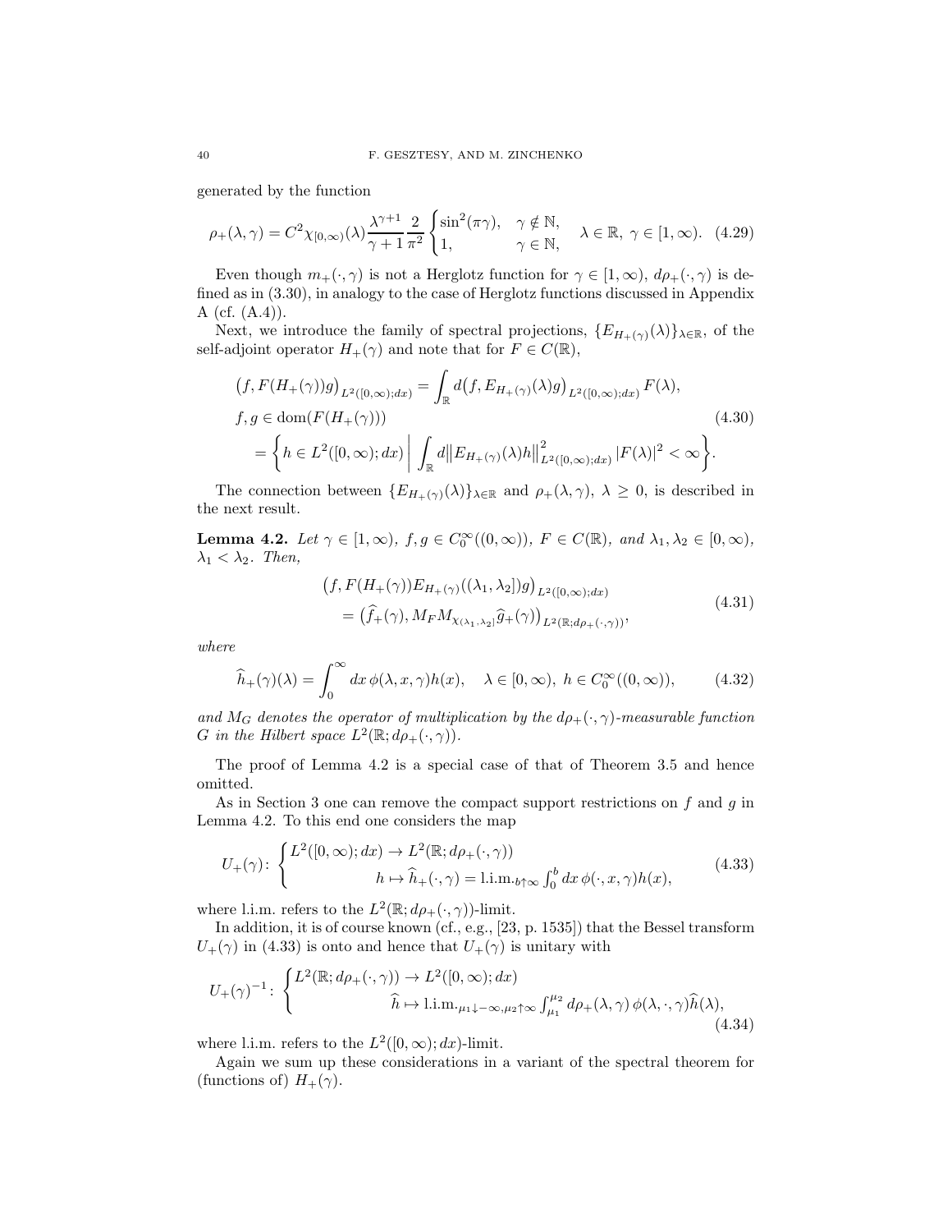generated by the function

$$\rho_+(\lambda,\gamma) = C^2 \chi_{[0,\infty)}(\lambda) \frac{\lambda^{\gamma+1}}{\gamma+1} \frac{2}{\pi^2} \begin{cases} \sin^2(\pi\gamma), & \gamma \notin \mathbb{N}, \\ 1, & \gamma \in \mathbb{N}, \end{cases} \quad \lambda \in \mathbb{R}, \ \gamma \in [1,\infty). \tag{4.29}$$

Even though $m_+(\cdot,\gamma)$ is not a Herglotz function for $\gamma \in [1,\infty)$, $d\rho_+(\cdot,\gamma)$ is defined as in (3.30), in analogy to the case of Herglotz functions discussed in Appendix A (cf. (A.4)).

Next, we introduce the family of spectral projections, $\{E_{H_+(\gamma)}(\lambda)\}_{\lambda\in\mathbb{R}}$, of the self-adjoint operator $H_+(\gamma)$ and note that for $F \in C(\mathbb{R})$,

$$\begin{aligned} &\big(f, F(H_+(\gamma))g\big)_{L^2([0,\infty);dx)} = \int_{\mathbb{R}} d\big(f, E_{H_+(\gamma)}(\lambda)g\big)_{L^2([0,\infty);dx)}\, F(\lambda), \\ &f,g \in \operatorname{dom}(F(H_+(\gamma))) \\ &\quad = \bigg\{ h \in L^2([0,\infty);dx) \,\bigg|\, \int_{\mathbb{R}} d\big\|E_{H_+(\gamma)}(\lambda)h\big\|^2_{L^2([0,\infty);dx)}\, |F(\lambda)|^2 < \infty \bigg\}. \end{aligned} \tag{4.30}$$

The connection between $\{E_{H_+(\gamma)}(\lambda)\}_{\lambda\in\mathbb{R}}$ and $\rho_+(\lambda,\gamma)$, $\lambda \geq 0$, is described in the next result.

**Lemma 4.2.** *Let $\gamma \in [1,\infty)$, $f,g \in C_0^\infty((0,\infty))$, $F \in C(\mathbb{R})$, and $\lambda_1, \lambda_2 \in [0,\infty)$, $\lambda_1 < \lambda_2$. Then,*

$$\begin{aligned} &\big(f, F(H_+(\gamma))E_{H_+(\gamma)}((\lambda_1,\lambda_2])g\big)_{L^2([0,\infty);dx)} \\ &\quad = \big(\widehat{f}_+(\gamma), M_F M_{\chi_{(\lambda_1,\lambda_2]}} \widehat{g}_+(\gamma)\big)_{L^2(\mathbb{R};d\rho_+(\cdot,\gamma))}, \end{aligned} \tag{4.31}$$

*where*

$$\widehat{h}_+(\gamma)(\lambda) = \int_0^\infty dx\, \phi(\lambda,x,\gamma)h(x), \quad \lambda \in [0,\infty), \ h \in C_0^\infty((0,\infty)), \tag{4.32}$$

*and $M_G$ denotes the operator of multiplication by the $d\rho_+(\cdot,\gamma)$-measurable function $G$ in the Hilbert space $L^2(\mathbb{R};d\rho_+(\cdot,\gamma))$.*

The proof of Lemma 4.2 is a special case of that of Theorem 3.5 and hence omitted.

As in Section 3 one can remove the compact support restrictions on $f$ and $g$ in Lemma 4.2. To this end one considers the map

$$U_+(\gamma) \colon \begin{cases} L^2([0,\infty);dx) \to L^2(\mathbb{R};d\rho_+(\cdot,\gamma)) \\ \qquad h \mapsto \widehat{h}_+(\cdot,\gamma) = \operatorname{l.i.m.}_{b\uparrow\infty} \int_0^b dx\, \phi(\cdot,x,\gamma)h(x), \end{cases} \tag{4.33}$$

where l.i.m. refers to the $L^2(\mathbb{R};d\rho_+(\cdot,\gamma))$-limit.

In addition, it is of course known (cf., e.g., [23, p. 1535]) that the Bessel transform $U_+(\gamma)$ in (4.33) is onto and hence that $U_+(\gamma)$ is unitary with

$$U_+(\gamma)^{-1} \colon \begin{cases} L^2(\mathbb{R};d\rho_+(\cdot,\gamma)) \to L^2([0,\infty);dx) \\ \qquad \widehat{h} \mapsto \operatorname{l.i.m.}_{\mu_1\downarrow-\infty,\mu_2\uparrow\infty} \int_{\mu_1}^{\mu_2} d\rho_+(\lambda,\gamma)\, \phi(\lambda,\cdot,\gamma)\widehat{h}(\lambda), \end{cases} \tag{4.34}$$

where l.i.m. refers to the $L^2([0,\infty);dx)$-limit.

Again we sum up these considerations in a variant of the spectral theorem for (functions of) $H_+(\gamma)$.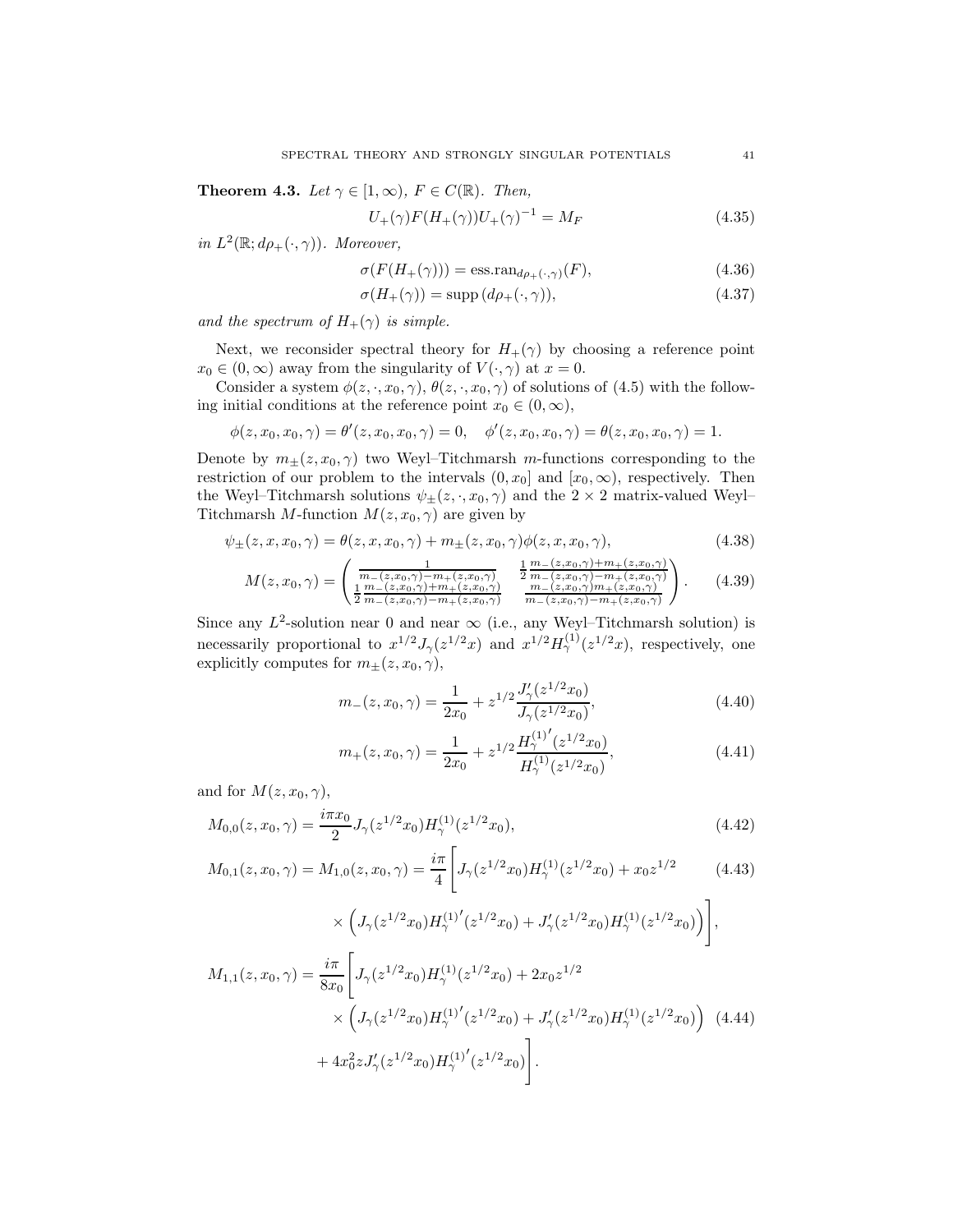**Theorem 4.3.** *Let $\gamma \in [1,\infty)$, $F \in C(\mathbb{R})$. Then,*

$$U_+(\gamma)F(H_+(\gamma))U_+(\gamma)^{-1} = M_F \tag{4.35}$$

*in $L^2(\mathbb{R}; d\rho_+(\cdot,\gamma))$. Moreover,*

$$\sigma(F(H_+(\gamma))) = \operatorname{ess.ran}_{d\rho_+(\cdot,\gamma)}(F), \tag{4.36}$$

$$\sigma(H_+(\gamma)) = \operatorname{supp}(d\rho_+(\cdot,\gamma)), \tag{4.37}$$

*and the spectrum of $H_+(\gamma)$ is simple.*

Next, we reconsider spectral theory for $H_+(\gamma)$ by choosing a reference point $x_0 \in (0,\infty)$ away from the singularity of $V(\cdot,\gamma)$ at $x = 0$.

Consider a system $\phi(z,\cdot,x_0,\gamma)$, $\theta(z,\cdot,x_0,\gamma)$ of solutions of (4.5) with the following initial conditions at the reference point $x_0 \in (0,\infty)$,

$$\phi(z,x_0,x_0,\gamma) = \theta'(z,x_0,x_0,\gamma) = 0, \quad \phi'(z,x_0,x_0,\gamma) = \theta(z,x_0,x_0,\gamma) = 1.$$

Denote by $m_\pm(z,x_0,\gamma)$ two Weyl–Titchmarsh $m$-functions corresponding to the restriction of our problem to the intervals $(0,x_0]$ and $[x_0,\infty)$, respectively. Then the Weyl–Titchmarsh solutions $\psi_\pm(z,\cdot,x_0,\gamma)$ and the $2\times 2$ matrix-valued Weyl–Titchmarsh $M$-function $M(z,x_0,\gamma)$ are given by

$$\psi_\pm(z,x,x_0,\gamma) = \theta(z,x,x_0,\gamma) + m_\pm(z,x_0,\gamma)\phi(z,x,x_0,\gamma), \tag{4.38}$$

$$M(z,x_0,\gamma) = \begin{pmatrix} \frac{1}{m_-(z,x_0,\gamma)-m_+(z,x_0,\gamma)} & \frac{1}{2}\frac{m_-(z,x_0,\gamma)+m_+(z,x_0,\gamma)}{m_-(z,x_0,\gamma)-m_+(z,x_0,\gamma)} \\ \frac{1}{2}\frac{m_-(z,x_0,\gamma)+m_+(z,x_0,\gamma)}{m_-(z,x_0,\gamma)-m_+(z,x_0,\gamma)} & \frac{m_-(z,x_0,\gamma)m_+(z,x_0,\gamma)}{m_-(z,x_0,\gamma)-m_+(z,x_0,\gamma)} \end{pmatrix}. \tag{4.39}$$

Since any $L^2$-solution near 0 and near $\infty$ (i.e., any Weyl–Titchmarsh solution) is necessarily proportional to $x^{1/2}J_\gamma(z^{1/2}x)$ and $x^{1/2}H^{(1)}_\gamma(z^{1/2}x)$, respectively, one explicitly computes for $m_\pm(z,x_0,\gamma)$,

$$m_-(z,x_0,\gamma) = \frac{1}{2x_0} + z^{1/2}\frac{J'_\gamma(z^{1/2}x_0)}{J_\gamma(z^{1/2}x_0)}, \tag{4.40}$$

$$m_+(z,x_0,\gamma) = \frac{1}{2x_0} + z^{1/2}\frac{H^{(1)\,'}_\gamma(z^{1/2}x_0)}{H^{(1)}_\gamma(z^{1/2}x_0)}, \tag{4.41}$$

and for $M(z,x_0,\gamma)$,

$$M_{0,0}(z,x_0,\gamma) = \frac{i\pi x_0}{2}J_\gamma(z^{1/2}x_0)H^{(1)}_\gamma(z^{1/2}x_0), \tag{4.42}$$

$$\begin{aligned} M_{0,1}(z,x_0,\gamma) = M_{1,0}(z,x_0,\gamma) = \frac{i\pi}{4}\bigg[&J_\gamma(z^{1/2}x_0)H^{(1)}_\gamma(z^{1/2}x_0) + x_0 z^{1/2} \\ &\times\Big(J_\gamma(z^{1/2}x_0)H^{(1)\,'}_\gamma(z^{1/2}x_0) + J'_\gamma(z^{1/2}x_0)H^{(1)}_\gamma(z^{1/2}x_0)\Big)\bigg], \end{aligned} \tag{4.43}$$

$$\begin{aligned} M_{1,1}(z,x_0,\gamma) = \frac{i\pi}{8x_0}\bigg[&J_\gamma(z^{1/2}x_0)H^{(1)}_\gamma(z^{1/2}x_0) + 2x_0 z^{1/2} \\ &\times\Big(J_\gamma(z^{1/2}x_0)H^{(1)\,'}_\gamma(z^{1/2}x_0) + J'_\gamma(z^{1/2}x_0)H^{(1)}_\gamma(z^{1/2}x_0)\Big) \\ &+ 4x_0^2 z J'_\gamma(z^{1/2}x_0)H^{(1)\,'}_\gamma(z^{1/2}x_0)\bigg]. \end{aligned} \tag{4.44}$$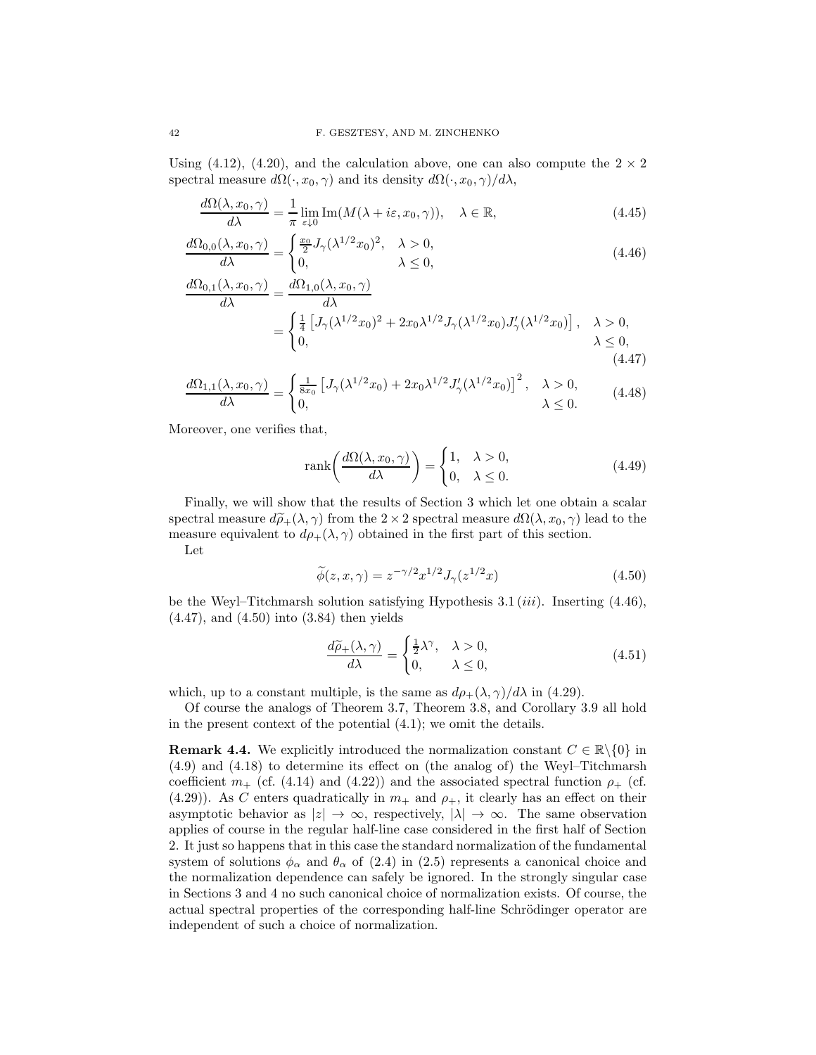Using (4.12), (4.20), and the calculation above, one can also compute the $2 \times 2$ spectral measure $d\Omega(\cdot, x_0, \gamma)$ and its density $d\Omega(\cdot, x_0, \gamma)/d\lambda$,

$$\frac{d\Omega(\lambda, x_0, \gamma)}{d\lambda} = \frac{1}{\pi} \lim_{\varepsilon \downarrow 0} \operatorname{Im}(M(\lambda + i\varepsilon, x_0, \gamma)), \quad \lambda \in \mathbb{R}, \tag{4.45}$$

$$\frac{d\Omega_{0,0}(\lambda, x_0, \gamma)}{d\lambda} = \begin{cases} \frac{x_0}{2} J_\gamma(\lambda^{1/2} x_0)^2, & \lambda > 0, \\ 0, & \lambda \leq 0, \end{cases} \tag{4.46}$$

$$\begin{aligned} \frac{d\Omega_{0,1}(\lambda, x_0, \gamma)}{d\lambda} &= \frac{d\Omega_{1,0}(\lambda, x_0, \gamma)}{d\lambda} \\ &= \begin{cases} \frac{1}{4} \left[ J_\gamma(\lambda^{1/2} x_0)^2 + 2x_0 \lambda^{1/2} J_\gamma(\lambda^{1/2} x_0) J_\gamma'(\lambda^{1/2} x_0) \right], & \lambda > 0, \\ 0, & \lambda \leq 0, \end{cases} \end{aligned} \tag{4.47}$$

$$\frac{d\Omega_{1,1}(\lambda, x_0, \gamma)}{d\lambda} = \begin{cases} \frac{1}{8x_0} \left[ J_\gamma(\lambda^{1/2} x_0) + 2x_0 \lambda^{1/2} J_\gamma'(\lambda^{1/2} x_0) \right]^2, & \lambda > 0, \\ 0, & \lambda \leq 0. \end{cases} \tag{4.48}$$

Moreover, one verifies that,

$$\operatorname{rank}\left( \frac{d\Omega(\lambda, x_0, \gamma)}{d\lambda} \right) = \begin{cases} 1, & \lambda > 0, \\ 0, & \lambda \leq 0. \end{cases} \tag{4.49}$$

Finally, we will show that the results of Section 3 which let one obtain a scalar spectral measure $d\widetilde{\rho}_+(\lambda, \gamma)$ from the $2 \times 2$ spectral measure $d\Omega(\lambda, x_0, \gamma)$ lead to the measure equivalent to $d\rho_+(\lambda, \gamma)$ obtained in the first part of this section.

Let

$$\widetilde{\phi}(z, x, \gamma) = z^{-\gamma/2} x^{1/2} J_\gamma(z^{1/2} x) \tag{4.50}$$

be the Weyl–Titchmarsh solution satisfying Hypothesis 3.1 $(iii)$. Inserting (4.46), (4.47), and (4.50) into (3.84) then yields

$$\frac{d\widetilde{\rho}_+(\lambda, \gamma)}{d\lambda} = \begin{cases} \frac{1}{2} \lambda^\gamma, & \lambda > 0, \\ 0, & \lambda \leq 0, \end{cases} \tag{4.51}$$

which, up to a constant multiple, is the same as $d\rho_+(\lambda, \gamma)/d\lambda$ in (4.29).

Of course the analogs of Theorem 3.7, Theorem 3.8, and Corollary 3.9 all hold in the present context of the potential (4.1); we omit the details.

**Remark 4.4.** We explicitly introduced the normalization constant $C \in \mathbb{R} \backslash \{0\}$ in (4.9) and (4.18) to determine its effect on (the analog of) the Weyl–Titchmarsh coefficient $m_+$ (cf. (4.14) and (4.22)) and the associated spectral function $\rho_+$ (cf. (4.29)). As $C$ enters quadratically in $m_+$ and $\rho_+$, it clearly has an effect on their asymptotic behavior as $|z| \to \infty$, respectively, $|\lambda| \to \infty$. The same observation applies of course in the regular half-line case considered in the first half of Section 2. It just so happens that in this case the standard normalization of the fundamental system of solutions $\phi_\alpha$ and $\theta_\alpha$ of (2.4) in (2.5) represents a canonical choice and the normalization dependence can safely be ignored. In the strongly singular case in Sections 3 and 4 no such canonical choice of normalization exists. Of course, the actual spectral properties of the corresponding half-line Schrödinger operator are independent of such a choice of normalization.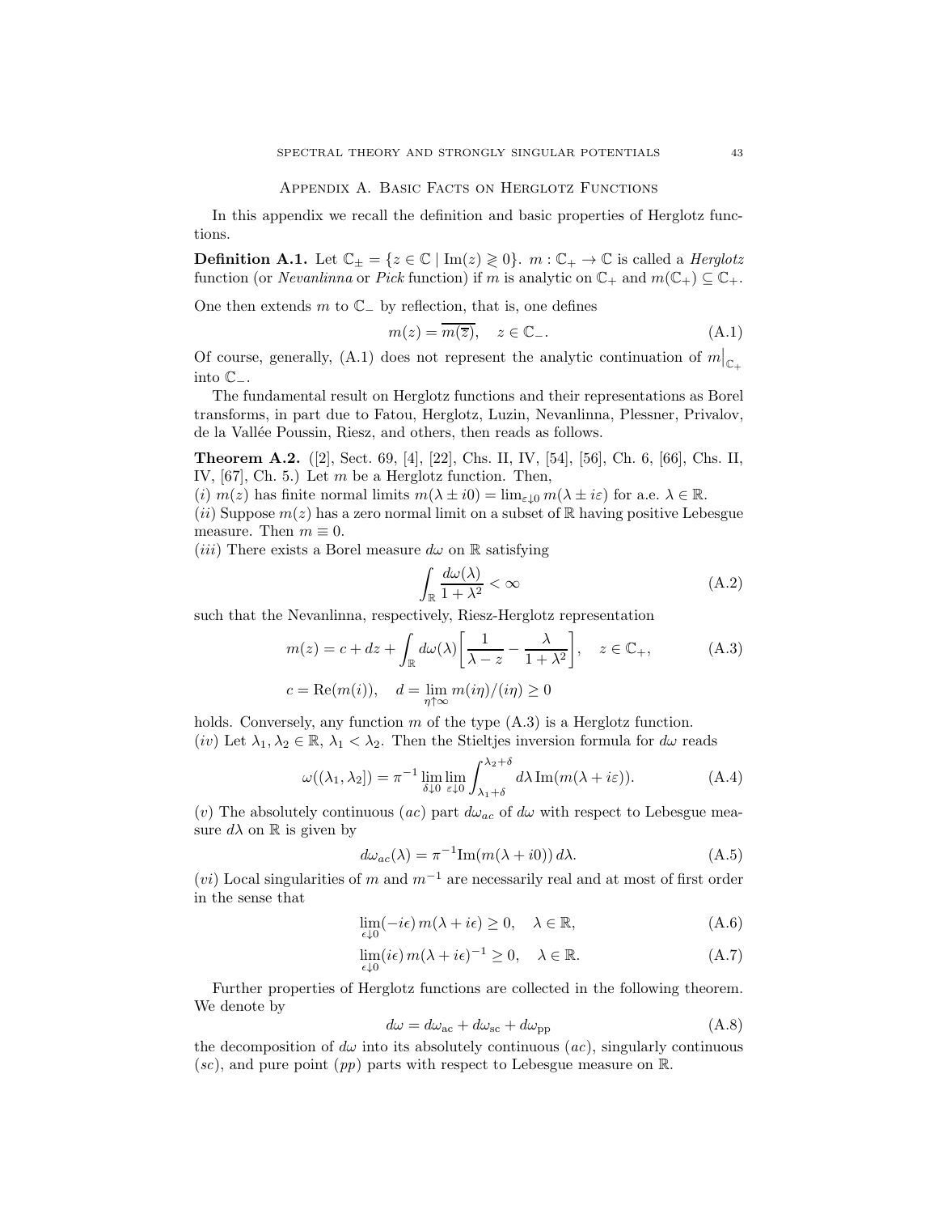## Appendix A. Basic Facts on Herglotz Functions

In this appendix we recall the definition and basic properties of Herglotz functions.

**Definition A.1.** Let $\mathbb{C}_\pm = \{z \in \mathbb{C} \mid \mathrm{Im}(z) \gtrless 0\}$. $m : \mathbb{C}_+ \to \mathbb{C}$ is called a *Herglotz* function (or *Nevanlinna* or *Pick* function) if $m$ is analytic on $\mathbb{C}_+$ and $m(\mathbb{C}_+) \subseteq \mathbb{C}_+$.

One then extends $m$ to $\mathbb{C}_-$ by reflection, that is, one defines

$$m(z) = \overline{m(\overline{z})}, \quad z \in \mathbb{C}_-. \tag{A.1}$$

Of course, generally, (A.1) does not represent the analytic continuation of $m\big|_{\mathbb{C}_+}$ into $\mathbb{C}_-$.

The fundamental result on Herglotz functions and their representations as Borel transforms, in part due to Fatou, Herglotz, Luzin, Nevanlinna, Plessner, Privalov, de la Vallée Poussin, Riesz, and others, then reads as follows.

**Theorem A.2.** ([2], Sect. 69, [4], [22], Chs. II, IV, [54], [56], Ch. 6, [66], Chs. II, IV, [67], Ch. 5.) Let $m$ be a Herglotz function. Then,
$(i)$ $m(z)$ has finite normal limits $m(\lambda \pm i0) = \lim_{\varepsilon \downarrow 0} m(\lambda \pm i\varepsilon)$ for a.e. $\lambda \in \mathbb{R}$.
$(ii)$ Suppose $m(z)$ has a zero normal limit on a subset of $\mathbb{R}$ having positive Lebesgue measure. Then $m \equiv 0$.
$(iii)$ There exists a Borel measure $d\omega$ on $\mathbb{R}$ satisfying

$$\int_{\mathbb{R}} \frac{d\omega(\lambda)}{1+\lambda^2} < \infty \tag{A.2}$$

such that the Nevanlinna, respectively, Riesz-Herglotz representation

$$m(z) = c + dz + \int_{\mathbb{R}} d\omega(\lambda) \bigg[\frac{1}{\lambda - z} - \frac{\lambda}{1+\lambda^2}\bigg], \quad z \in \mathbb{C}_+, \tag{A.3}$$

$$c = \mathrm{Re}(m(i)), \quad d = \lim_{\eta \uparrow \infty} m(i\eta)/(i\eta) \geq 0$$

holds. Conversely, any function $m$ of the type (A.3) is a Herglotz function.
$(iv)$ Let $\lambda_1, \lambda_2 \in \mathbb{R}$, $\lambda_1 < \lambda_2$. Then the Stieltjes inversion formula for $d\omega$ reads

$$\omega((\lambda_1, \lambda_2]) = \pi^{-1} \lim_{\delta \downarrow 0} \lim_{\varepsilon \downarrow 0} \int_{\lambda_1+\delta}^{\lambda_2+\delta} d\lambda \, \mathrm{Im}(m(\lambda + i\varepsilon)). \tag{A.4}$$

$(v)$ The absolutely continuous $(ac)$ part $d\omega_{ac}$ of $d\omega$ with respect to Lebesgue measure $d\lambda$ on $\mathbb{R}$ is given by

$$d\omega_{ac}(\lambda) = \pi^{-1} \mathrm{Im}(m(\lambda + i0)) \, d\lambda. \tag{A.5}$$

$(vi)$ Local singularities of $m$ and $m^{-1}$ are necessarily real and at most of first order in the sense that

$$\lim_{\epsilon \downarrow 0} (-i\epsilon) \, m(\lambda + i\epsilon) \geq 0, \quad \lambda \in \mathbb{R}, \tag{A.6}$$

$$\lim_{\epsilon \downarrow 0} (i\epsilon) \, m(\lambda + i\epsilon)^{-1} \geq 0, \quad \lambda \in \mathbb{R}. \tag{A.7}$$

Further properties of Herglotz functions are collected in the following theorem. We denote by

$$d\omega = d\omega_{\mathrm{ac}} + d\omega_{\mathrm{sc}} + d\omega_{\mathrm{pp}} \tag{A.8}$$

the decomposition of $d\omega$ into its absolutely continuous $(ac)$, singularly continuous $(sc)$, and pure point $(pp)$ parts with respect to Lebesgue measure on $\mathbb{R}$.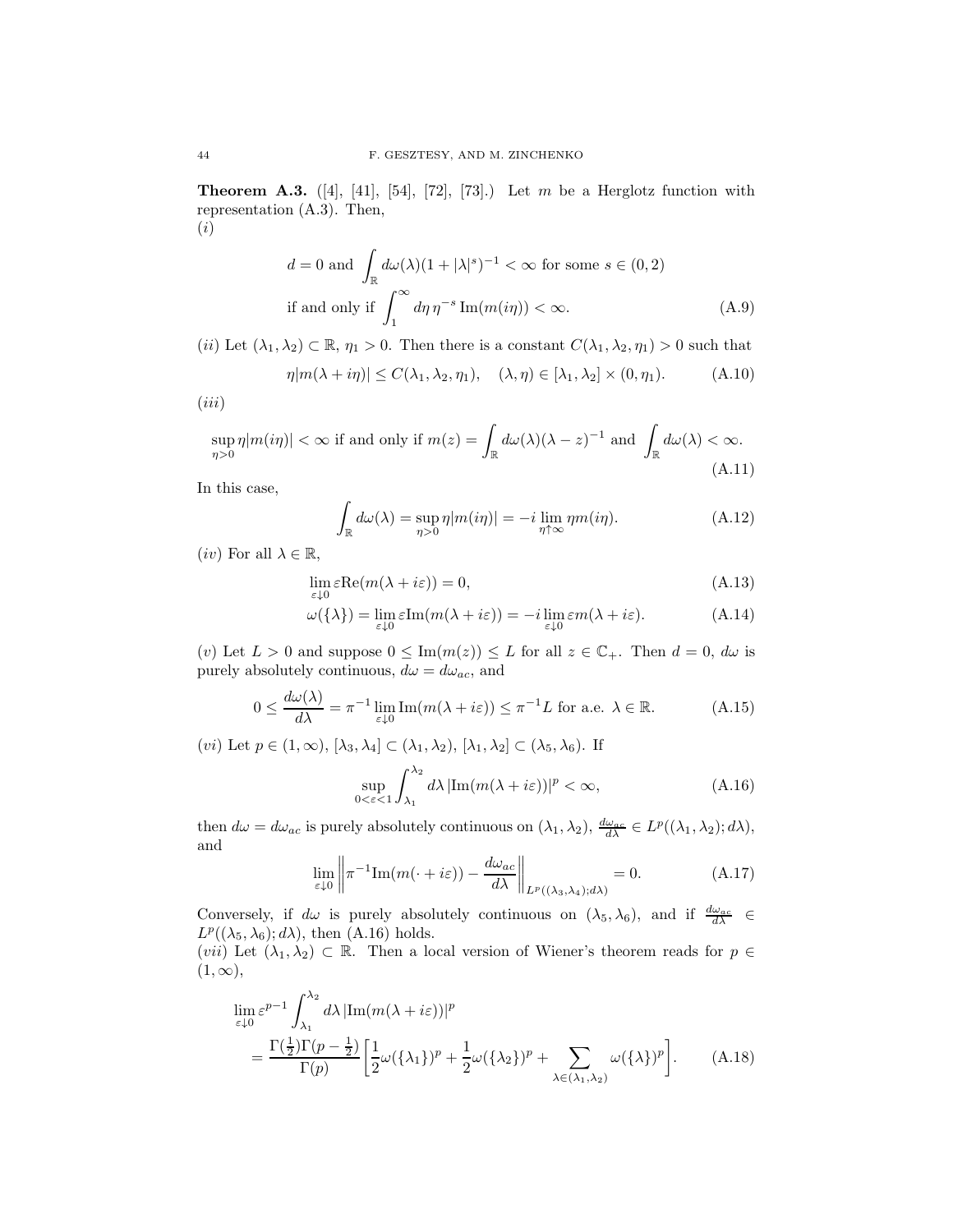**Theorem A.3.** ([4], [41], [54], [72], [73].) Let $m$ be a Herglotz function with representation (A.3). Then,
$(i)$

$$
\begin{aligned}
&d = 0 \text{ and } \int_{\mathbb{R}} d\omega(\lambda)(1+|\lambda|^s)^{-1} < \infty \text{ for some } s \in (0,2) \\
&\text{if and only if } \int_1^\infty d\eta\, \eta^{-s}\, \mathrm{Im}(m(i\eta)) < \infty. \qquad \text{(A.9)}
\end{aligned}
$$

$(ii)$ Let $(\lambda_1, \lambda_2) \subset \mathbb{R}$, $\eta_1 > 0$. Then there is a constant $C(\lambda_1, \lambda_2, \eta_1) > 0$ such that

$$
\eta |m(\lambda + i\eta)| \leq C(\lambda_1, \lambda_2, \eta_1), \quad (\lambda, \eta) \in [\lambda_1, \lambda_2] \times (0, \eta_1). \qquad \text{(A.10)}
$$

$(iii)$

$$
\sup_{\eta > 0} \eta |m(i\eta)| < \infty \text{ if and only if } m(z) = \int_{\mathbb{R}} d\omega(\lambda)(\lambda - z)^{-1} \text{ and } \int_{\mathbb{R}} d\omega(\lambda) < \infty. \qquad \text{(A.11)}
$$

In this case,

$$
\int_{\mathbb{R}} d\omega(\lambda) = \sup_{\eta > 0} \eta |m(i\eta)| = -i \lim_{\eta \uparrow \infty} \eta m(i\eta). \qquad \text{(A.12)}
$$

$(iv)$ For all $\lambda \in \mathbb{R}$,

$$
\lim_{\varepsilon \downarrow 0} \varepsilon \mathrm{Re}(m(\lambda + i\varepsilon)) = 0, \qquad \text{(A.13)}
$$

$$
\omega(\{\lambda\}) = \lim_{\varepsilon \downarrow 0} \varepsilon \mathrm{Im}(m(\lambda + i\varepsilon)) = -i \lim_{\varepsilon \downarrow 0} \varepsilon m(\lambda + i\varepsilon). \qquad \text{(A.14)}
$$

$(v)$ Let $L > 0$ and suppose $0 \leq \mathrm{Im}(m(z)) \leq L$ for all $z \in \mathbb{C}_+$. Then $d = 0$, $d\omega$ is purely absolutely continuous, $d\omega = d\omega_{ac}$, and

$$
0 \leq \frac{d\omega(\lambda)}{d\lambda} = \pi^{-1} \lim_{\varepsilon \downarrow 0} \mathrm{Im}(m(\lambda + i\varepsilon)) \leq \pi^{-1} L \text{ for a.e. } \lambda \in \mathbb{R}. \qquad \text{(A.15)}
$$

$(vi)$ Let $p \in (1, \infty)$, $[\lambda_3, \lambda_4] \subset (\lambda_1, \lambda_2)$, $[\lambda_1, \lambda_2] \subset (\lambda_5, \lambda_6)$. If

$$
\sup_{0 < \varepsilon < 1} \int_{\lambda_1}^{\lambda_2} d\lambda\, |\mathrm{Im}(m(\lambda + i\varepsilon))|^p < \infty, \qquad \text{(A.16)}
$$

then $d\omega = d\omega_{ac}$ is purely absolutely continuous on $(\lambda_1, \lambda_2)$, $\frac{d\omega_{ac}}{d\lambda} \in L^p((\lambda_1, \lambda_2); d\lambda)$, and

$$
\lim_{\varepsilon \downarrow 0} \left\| \pi^{-1} \mathrm{Im}(m(\cdot + i\varepsilon)) - \frac{d\omega_{ac}}{d\lambda} \right\|_{L^p((\lambda_3, \lambda_4); d\lambda)} = 0. \qquad \text{(A.17)}
$$

Conversely, if $d\omega$ is purely absolutely continuous on $(\lambda_5, \lambda_6)$, and if $\frac{d\omega_{ac}}{d\lambda} \in L^p((\lambda_5, \lambda_6); d\lambda)$, then (A.16) holds.
$(vii)$ Let $(\lambda_1, \lambda_2) \subset \mathbb{R}$. Then a local version of Wiener's theorem reads for $p \in (1, \infty)$,

$$
\begin{aligned}
&\lim_{\varepsilon \downarrow 0} \varepsilon^{p-1} \int_{\lambda_1}^{\lambda_2} d\lambda\, |\mathrm{Im}(m(\lambda + i\varepsilon))|^p \\
&\quad = \frac{\Gamma(\frac{1}{2})\Gamma(p - \frac{1}{2})}{\Gamma(p)} \bigg[ \frac{1}{2}\omega(\{\lambda_1\})^p + \frac{1}{2}\omega(\{\lambda_2\})^p + \sum_{\lambda \in (\lambda_1, \lambda_2)} \omega(\{\lambda\})^p \bigg]. \qquad \text{(A.18)}
\end{aligned}
$$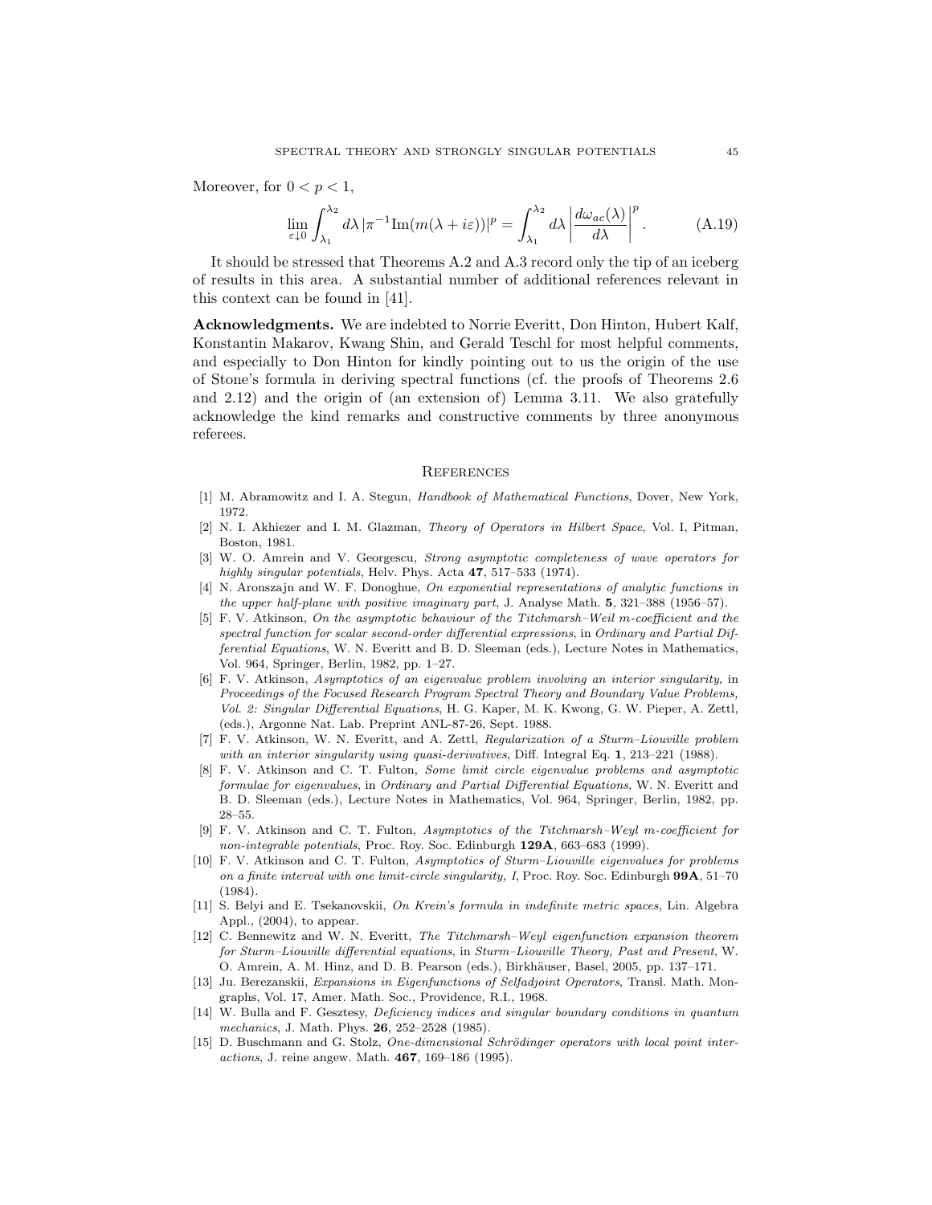Moreover, for $0 < p < 1$,

$$\lim_{\varepsilon \downarrow 0} \int_{\lambda_1}^{\lambda_2} d\lambda \, |\pi^{-1} \mathrm{Im}(m(\lambda + i\varepsilon))|^p = \int_{\lambda_1}^{\lambda_2} d\lambda \left| \frac{d\omega_{ac}(\lambda)}{d\lambda} \right|^p. \tag{A.19}$$

It should be stressed that Theorems A.2 and A.3 record only the tip of an iceberg of results in this area. A substantial number of additional references relevant in this context can be found in [41].

**Acknowledgments.** We are indebted to Norrie Everitt, Don Hinton, Hubert Kalf, Konstantin Makarov, Kwang Shin, and Gerald Teschl for most helpful comments, and especially to Don Hinton for kindly pointing out to us the origin of the use of Stone's formula in deriving spectral functions (cf. the proofs of Theorems 2.6 and 2.12) and the origin of (an extension of) Lemma 3.11. We also gratefully acknowledge the kind remarks and constructive comments by three anonymous referees.

## References

[1] M. Abramowitz and I. A. Stegun, *Handbook of Mathematical Functions*, Dover, New York, 1972.

[2] N. I. Akhiezer and I. M. Glazman, *Theory of Operators in Hilbert Space*, Vol. I, Pitman, Boston, 1981.

[3] W. O. Amrein and V. Georgescu, *Strong asymptotic completeness of wave operators for highly singular potentials*, Helv. Phys. Acta **47**, 517–533 (1974).

[4] N. Aronszajn and W. F. Donoghue, *On exponential representations of analytic functions in the upper half-plane with positive imaginary part*, J. Analyse Math. **5**, 321–388 (1956–57).

[5] F. V. Atkinson, *On the asymptotic behaviour of the Titchmarsh–Weil m-coefficient and the spectral function for scalar second-order differential expressions*, in *Ordinary and Partial Differential Equations*, W. N. Everitt and B. D. Sleeman (eds.), Lecture Notes in Mathematics, Vol. 964, Springer, Berlin, 1982, pp. 1–27.

[6] F. V. Atkinson, *Asymptotics of an eigenvalue problem involving an interior singularity*, in *Proceedings of the Focused Research Program Spectral Theory and Boundary Value Problems, Vol. 2: Singular Differential Equations*, H. G. Kaper, M. K. Kwong, G. W. Pieper, A. Zettl, (eds.), Argonne Nat. Lab. Preprint ANL-87-26, Sept. 1988.

[7] F. V. Atkinson, W. N. Everitt, and A. Zettl, *Regularization of a Sturm–Liouville problem with an interior singularity using quasi-derivatives*, Diff. Integral Eq. **1**, 213–221 (1988).

[8] F. V. Atkinson and C. T. Fulton, *Some limit circle eigenvalue problems and asymptotic formulae for eigenvalues*, in *Ordinary and Partial Differential Equations*, W. N. Everitt and B. D. Sleeman (eds.), Lecture Notes in Mathematics, Vol. 964, Springer, Berlin, 1982, pp. 28–55.

[9] F. V. Atkinson and C. T. Fulton, *Asymptotics of the Titchmarsh–Weyl m-coefficient for non-integrable potentials*, Proc. Roy. Soc. Edinburgh **129A**, 663–683 (1999).

[10] F. V. Atkinson and C. T. Fulton, *Asymptotics of Sturm–Liouville eigenvalues for problems on a finite interval with one limit-circle singularity, I*, Proc. Roy. Soc. Edinburgh **99A**, 51–70 (1984).

[11] S. Belyi and E. Tsekanovskii, *On Krein's formula in indefinite metric spaces*, Lin. Algebra Appl., (2004), to appear.

[12] C. Bennewitz and W. N. Everitt, *The Titchmarsh–Weyl eigenfunction expansion theorem for Sturm–Liouville differential equations*, in *Sturm–Liouville Theory, Past and Present*, W. O. Amrein, A. M. Hinz, and D. B. Pearson (eds.), Birkhäuser, Basel, 2005, pp. 137–171.

[13] Ju. Berezanskii, *Expansions in Eigenfunctions of Selfadjoint Operators*, Transl. Math. Mongraphs, Vol. 17, Amer. Math. Soc., Providence, R.I., 1968.

[14] W. Bulla and F. Gesztesy, *Deficiency indices and singular boundary conditions in quantum mechanics*, J. Math. Phys. **26**, 252–2528 (1985).

[15] D. Buschmann and G. Stolz, *One-dimensional Schrödinger operators with local point interactions*, J. reine angew. Math. **467**, 169–186 (1995).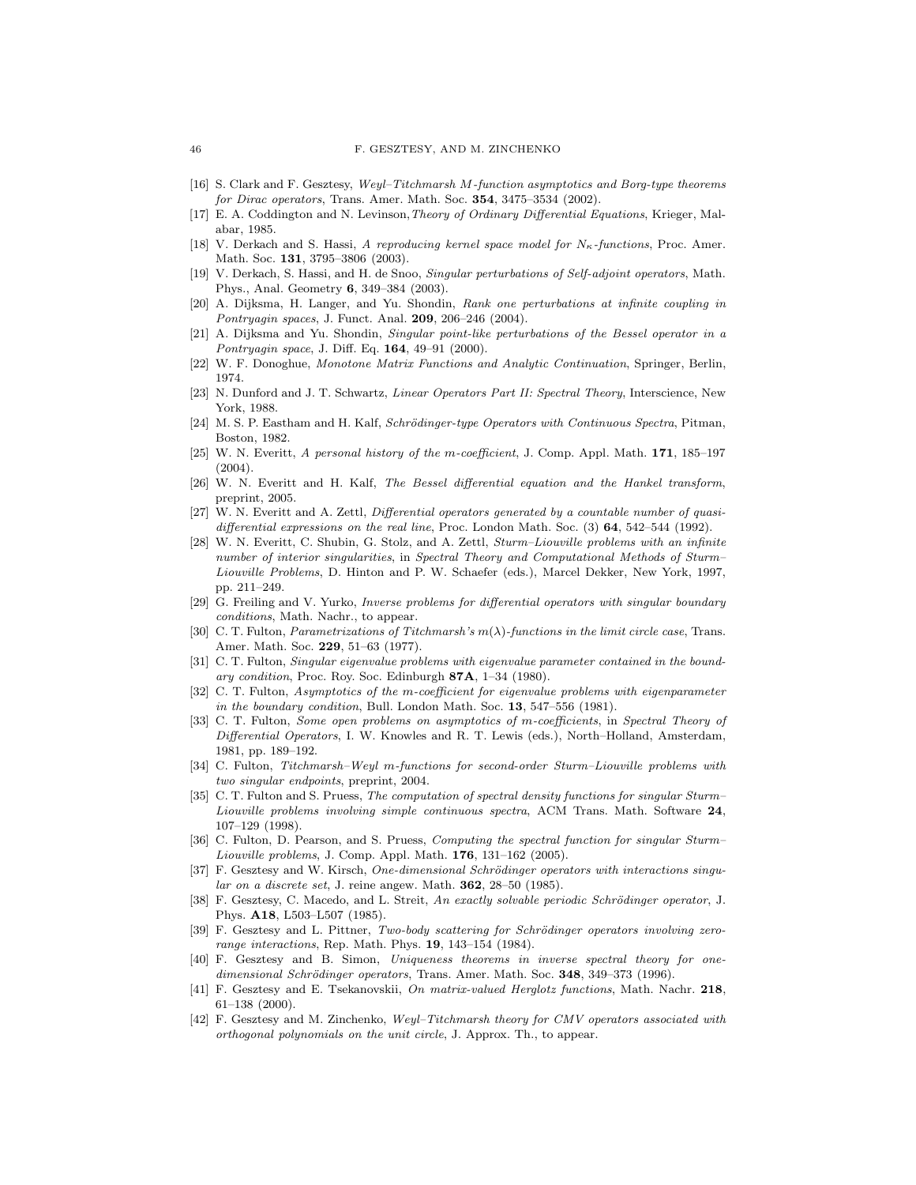[16] S. Clark and F. Gesztesy, *Weyl–Titchmarsh M-function asymptotics and Borg-type theorems for Dirac operators*, Trans. Amer. Math. Soc. **354**, 3475–3534 (2002).

[17] E. A. Coddington and N. Levinson, *Theory of Ordinary Differential Equations*, Krieger, Malabar, 1985.

[18] V. Derkach and S. Hassi, *A reproducing kernel space model for $N_\kappa$-functions*, Proc. Amer. Math. Soc. **131**, 3795–3806 (2003).

[19] V. Derkach, S. Hassi, and H. de Snoo, *Singular perturbations of Self-adjoint operators*, Math. Phys., Anal. Geometry **6**, 349–384 (2003).

[20] A. Dijksma, H. Langer, and Yu. Shondin, *Rank one perturbations at infinite coupling in Pontryagin spaces*, J. Funct. Anal. **209**, 206–246 (2004).

[21] A. Dijksma and Yu. Shondin, *Singular point-like perturbations of the Bessel operator in a Pontryagin space*, J. Diff. Eq. **164**, 49–91 (2000).

[22] W. F. Donoghue, *Monotone Matrix Functions and Analytic Continuation*, Springer, Berlin, 1974.

[23] N. Dunford and J. T. Schwartz, *Linear Operators Part II: Spectral Theory*, Interscience, New York, 1988.

[24] M. S. P. Eastham and H. Kalf, *Schrödinger-type Operators with Continuous Spectra*, Pitman, Boston, 1982.

[25] W. N. Everitt, *A personal history of the m-coefficient*, J. Comp. Appl. Math. **171**, 185–197 (2004).

[26] W. N. Everitt and H. Kalf, *The Bessel differential equation and the Hankel transform*, preprint, 2005.

[27] W. N. Everitt and A. Zettl, *Differential operators generated by a countable number of quasi-differential expressions on the real line*, Proc. London Math. Soc. (3) **64**, 542–544 (1992).

[28] W. N. Everitt, C. Shubin, G. Stolz, and A. Zettl, *Sturm–Liouville problems with an infinite number of interior singularities*, in *Spectral Theory and Computational Methods of Sturm–Liouville Problems*, D. Hinton and P. W. Schaefer (eds.), Marcel Dekker, New York, 1997, pp. 211–249.

[29] G. Freiling and V. Yurko, *Inverse problems for differential operators with singular boundary conditions*, Math. Nachr., to appear.

[30] C. T. Fulton, *Parametrizations of Titchmarsh's $m(\lambda)$-functions in the limit circle case*, Trans. Amer. Math. Soc. **229**, 51–63 (1977).

[31] C. T. Fulton, *Singular eigenvalue problems with eigenvalue parameter contained in the boundary condition*, Proc. Roy. Soc. Edinburgh **87A**, 1–34 (1980).

[32] C. T. Fulton, *Asymptotics of the m-coefficient for eigenvalue problems with eigenparameter in the boundary condition*, Bull. London Math. Soc. **13**, 547–556 (1981).

[33] C. T. Fulton, *Some open problems on asymptotics of m-coefficients*, in *Spectral Theory of Differential Operators*, I. W. Knowles and R. T. Lewis (eds.), North–Holland, Amsterdam, 1981, pp. 189–192.

[34] C. Fulton, *Titchmarsh–Weyl m-functions for second-order Sturm–Liouville problems with two singular endpoints*, preprint, 2004.

[35] C. T. Fulton and S. Pruess, *The computation of spectral density functions for singular Sturm–Liouville problems involving simple continuous spectra*, ACM Trans. Math. Software **24**, 107–129 (1998).

[36] C. Fulton, D. Pearson, and S. Pruess, *Computing the spectral function for singular Sturm–Liouville problems*, J. Comp. Appl. Math. **176**, 131–162 (2005).

[37] F. Gesztesy and W. Kirsch, *One-dimensional Schrödinger operators with interactions singular on a discrete set*, J. reine angew. Math. **362**, 28–50 (1985).

[38] F. Gesztesy, C. Macedo, and L. Streit, *An exactly solvable periodic Schrödinger operator*, J. Phys. **A18**, L503–L507 (1985).

[39] F. Gesztesy and L. Pittner, *Two-body scattering for Schrödinger operators involving zero-range interactions*, Rep. Math. Phys. **19**, 143–154 (1984).

[40] F. Gesztesy and B. Simon, *Uniqueness theorems in inverse spectral theory for one-dimensional Schrödinger operators*, Trans. Amer. Math. Soc. **348**, 349–373 (1996).

[41] F. Gesztesy and E. Tsekanovskii, *On matrix-valued Herglotz functions*, Math. Nachr. **218**, 61–138 (2000).

[42] F. Gesztesy and M. Zinchenko, *Weyl–Titchmarsh theory for CMV operators associated with orthogonal polynomials on the unit circle*, J. Approx. Th., to appear.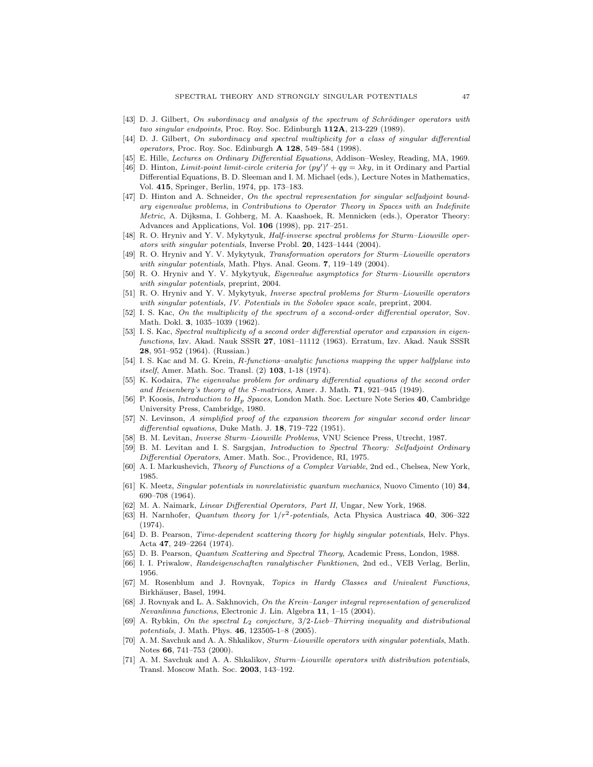[43] D. J. Gilbert, *On subordinacy and analysis of the spectrum of Schrödinger operators with two singular endpoints*, Proc. Roy. Soc. Edinburgh **112A**, 213-229 (1989).

[44] D. J. Gilbert, *On subordinacy and spectral multiplicity for a class of singular differential operators*, Proc. Roy. Soc. Edinburgh **A 128**, 549–584 (1998).

[45] E. Hille, *Lectures on Ordinary Differential Equations*, Addison–Wesley, Reading, MA, 1969.

[46] D. Hinton, *Limit-point limit-circle criteria for $(py')' + qy = \lambda ky$*, in it Ordinary and Partial Differential Equations, B. D. Sleeman and I. M. Michael (eds.), Lecture Notes in Mathematics, Vol. **415**, Springer, Berlin, 1974, pp. 173–183.

[47] D. Hinton and A. Schneider, *On the spectral representation for singular selfadjoint boundary eigenvalue problems*, in *Contributions to Operator Theory in Spaces with an Indefinite Metric*, A. Dijksma, I. Gohberg, M. A. Kaashoek, R. Mennicken (eds.), Operator Theory: Advances and Applications, Vol. **106** (1998), pp. 217–251.

[48] R. O. Hryniv and Y. V. Mykytyuk, *Half-inverse spectral problems for Sturm–Liouville operators with singular potentials*, Inverse Probl. **20**, 1423–1444 (2004).

[49] R. O. Hryniv and Y. V. Mykytyuk, *Transformation operators for Sturm–Liouville operators with singular potentials*, Math. Phys. Anal. Geom. **7**, 119–149 (2004).

[50] R. O. Hryniv and Y. V. Mykytyuk, *Eigenvalue asymptotics for Sturm–Liouville operators with singular potentials*, preprint, 2004.

[51] R. O. Hryniv and Y. V. Mykytyuk, *Inverse spectral problems for Sturm–Liouville operators with singular potentials, IV. Potentials in the Sobolev space scale*, preprint, 2004.

[52] I. S. Kac, *On the multiplicity of the spectrum of a second-order differential operator*, Sov. Math. Dokl. **3**, 1035–1039 (1962).

[53] I. S. Kac, *Spectral multiplicity of a second order differential operator and expansion in eigenfunctions*, Izv. Akad. Nauk SSSR **27**, 1081–11112 (1963). Erratum, Izv. Akad. Nauk SSSR **28**, 951–952 (1964). (Russian.)

[54] I. S. Kac and M. G. Krein, *R-functions–analytic functions mapping the upper halfplane into itself*, Amer. Math. Soc. Transl. (2) **103**, 1-18 (1974).

[55] K. Kodaira, *The eigenvalue problem for ordinary differential equations of the second order and Heisenberg's theory of the S-matrices*, Amer. J. Math. **71**, 921–945 (1949).

[56] P. Koosis, *Introduction to $H_p$ Spaces*, London Math. Soc. Lecture Note Series **40**, Cambridge University Press, Cambridge, 1980.

[57] N. Levinson, *A simplified proof of the expansion theorem for singular second order linear differential equations*, Duke Math. J. **18**, 719–722 (1951).

[58] B. M. Levitan, *Inverse Sturm–Liouville Problems*, VNU Science Press, Utrecht, 1987.

[59] B. M. Levitan and I. S. Sargsjan, *Introduction to Spectral Theory: Selfadjoint Ordinary Differential Operators*, Amer. Math. Soc., Providence, RI, 1975.

[60] A. I. Markushevich, *Theory of Functions of a Complex Variable*, 2nd ed., Chelsea, New York, 1985.

[61] K. Meetz, *Singular potentials in nonrelativistic quantum mechanics*, Nuovo Cimento (10) **34**, 690–708 (1964).

[62] M. A. Naimark, *Linear Differential Operators, Part II*, Ungar, New York, 1968.

[63] H. Narnhofer, *Quantum theory for $1/r^2$-potentials*, Acta Physica Austriaca **40**, 306–322 (1974).

[64] D. B. Pearson, *Time-dependent scattering theory for highly singular potentials*, Helv. Phys. Acta **47**, 249–2264 (1974).

[65] D. B. Pearson, *Quantum Scattering and Spectral Theory*, Academic Press, London, 1988.

[66] I. I. Priwalow, *Randeigenschaften ranalytischer Funktionen*, 2nd ed., VEB Verlag, Berlin, 1956.

[67] M. Rosenblum and J. Rovnyak, *Topics in Hardy Classes and Univalent Functions*, Birkhäuser, Basel, 1994.

[68] J. Rovnyak and L. A. Sakhnovich, *On the Krein–Langer integral representation of generalized Nevanlinna functions*, Electronic J. Lin. Algebra **11**, 1–15 (2004).

[69] A. Rybkin, *On the spectral $L_2$ conjecture, 3/2-Lieb–Thirring inequality and distributional potentials*, J. Math. Phys. **46**, 123505-1–8 (2005).

[70] A. M. Savchuk and A. A. Shkalikov, *Sturm–Liouville operators with singular potentials*, Math. Notes **66**, 741–753 (2000).

[71] A. M. Savchuk and A. A. Shkalikov, *Sturm–Liouville operators with distribution potentials*, Transl. Moscow Math. Soc. **2003**, 143–192.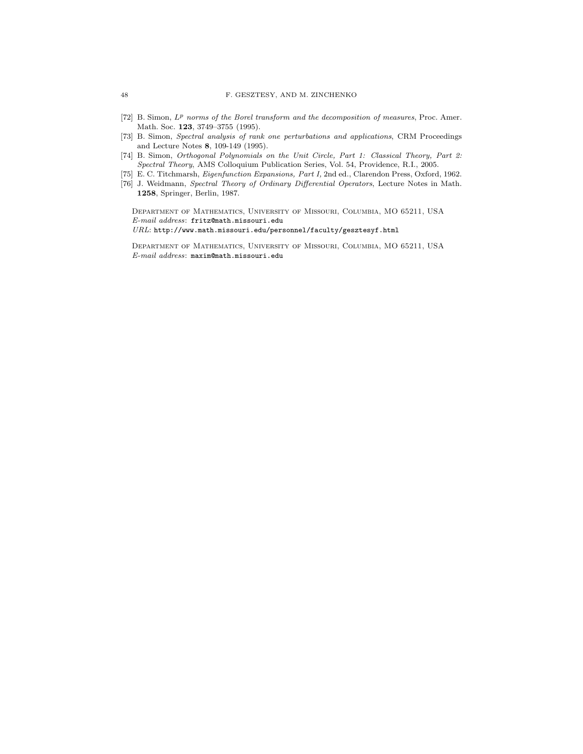- [72] B. Simon, *$L^p$ norms of the Borel transform and the decomposition of measures*, Proc. Amer. Math. Soc. **123**, 3749–3755 (1995).
- [73] B. Simon, *Spectral analysis of rank one perturbations and applications*, CRM Proceedings and Lecture Notes **8**, 109-149 (1995).
- [74] B. Simon, *Orthogonal Polynomials on the Unit Circle, Part 1: Classical Theory, Part 2: Spectral Theory*, AMS Colloquium Publication Series, Vol. 54, Providence, R.I., 2005.
- [75] E. C. Titchmarsh, *Eigenfunction Expansions, Part I,* 2nd ed., Clarendon Press, Oxford, 1962.
- [76] J. Weidmann, *Spectral Theory of Ordinary Differential Operators*, Lecture Notes in Math. **1258**, Springer, Berlin, 1987.

Department of Mathematics, University of Missouri, Columbia, MO 65211, USA
*E-mail address*: fritz@math.missouri.edu
*URL*: http://www.math.missouri.edu/personnel/faculty/gesztesyf.html

Department of Mathematics, University of Missouri, Columbia, MO 65211, USA
*E-mail address*: maxim@math.missouri.edu